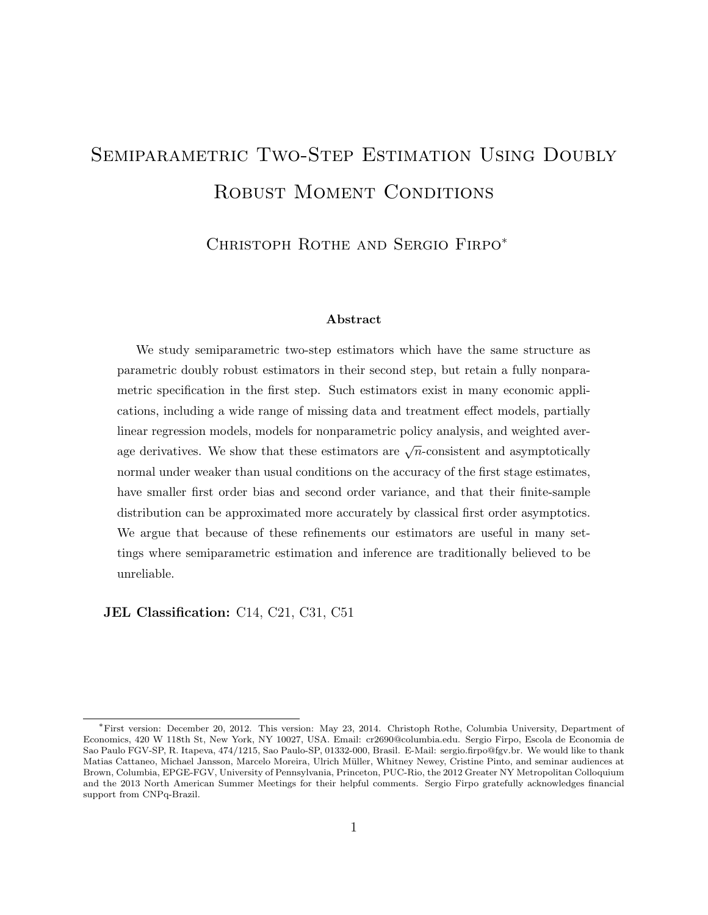# Semiparametric Two-Step Estimation Using Doubly Robust Moment Conditions

Christoph Rothe and Sergio Firpo[*]

### Abstract

We study semiparametric two-step estimators which have the same structure as parametric doubly robust estimators in their second step, but retain a fully nonparametric specification in the first step. Such estimators exist in many economic applications, including a wide range of missing data and treatment effect models, partially linear regression models, models for nonparametric policy analysis, and weighted average derivatives. We show that these estimators are $\sqrt{n}$-consistent and asymptotically normal under weaker than usual conditions on the accuracy of the first stage estimates, have smaller first order bias and second order variance, and that their finite-sample distribution can be approximated more accurately by classical first order asymptotics. We argue that because of these refinements our estimators are useful in many settings where semiparametric estimation and inference are traditionally believed to be unreliable.

**JEL Classification:** C14, C21, C31, C51

[*]First version: December 20, 2012. This version: May 23, 2014. Christoph Rothe, Columbia University, Department of Economics, 420 W 118th St, New York, NY 10027, USA. Email: cr2690@columbia.edu. Sergio Firpo, Escola de Economia de Sao Paulo FGV-SP, R. Itapeva, 474/1215, Sao Paulo-SP, 01332-000, Brasil. E-Mail: sergio.firpo@fgv.br. We would like to thank Matias Cattaneo, Michael Jansson, Marcelo Moreira, Ulrich Müller, Whitney Newey, Cristine Pinto, and seminar audiences at Brown, Columbia, EPGE-FGV, University of Pennsylvania, Princeton, PUC-Rio, the 2012 Greater NY Metropolitan Colloquium and the 2013 North American Summer Meetings for their helpful comments. Sergio Firpo gratefully acknowledges financial support from CNPq-Brazil.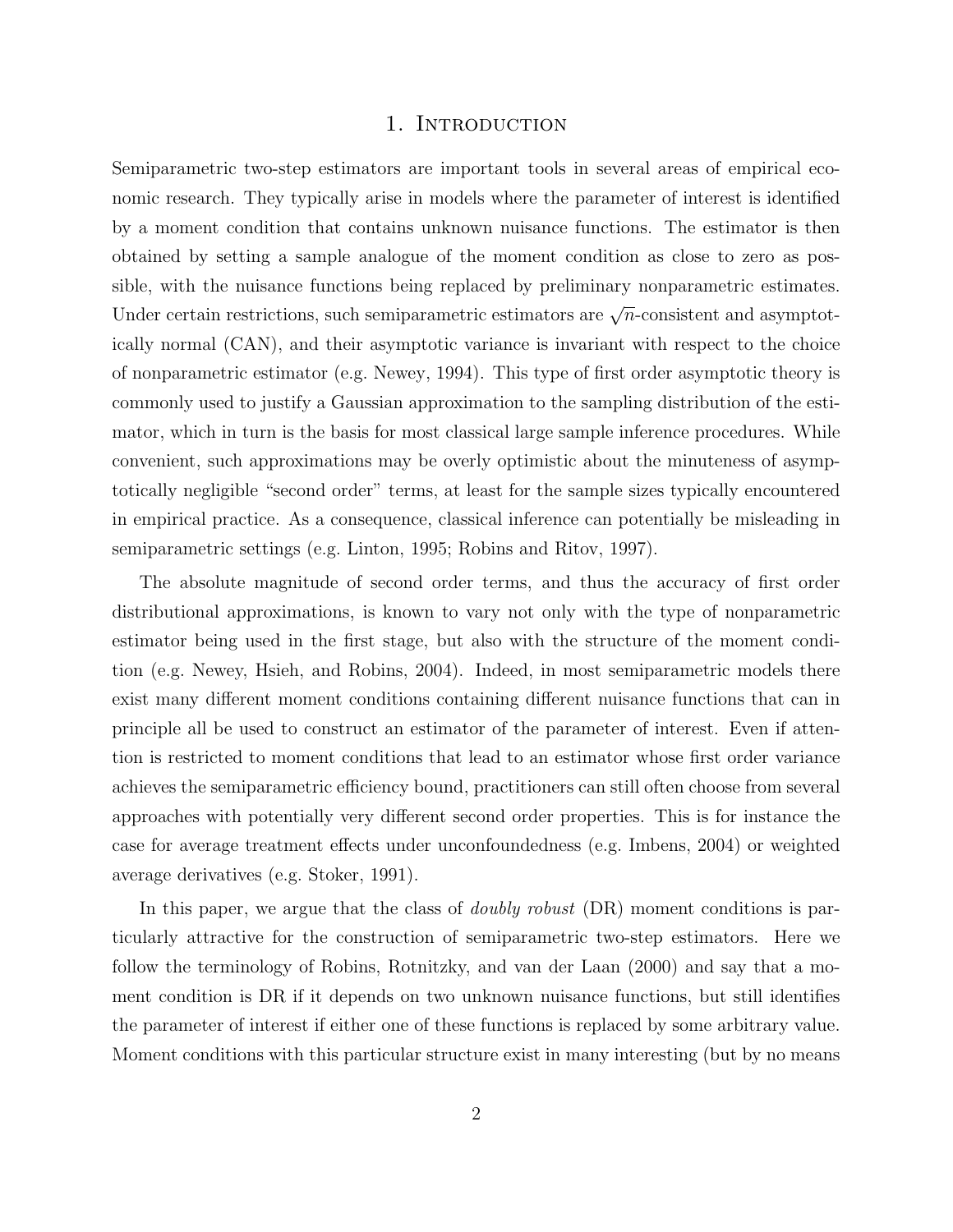# 1. Introduction

Semiparametric two-step estimators are important tools in several areas of empirical economic research. They typically arise in models where the parameter of interest is identified by a moment condition that contains unknown nuisance functions. The estimator is then obtained by setting a sample analogue of the moment condition as close to zero as possible, with the nuisance functions being replaced by preliminary nonparametric estimates. Under certain restrictions, such semiparametric estimators are $\sqrt{n}$-consistent and asymptotically normal (CAN), and their asymptotic variance is invariant with respect to the choice of nonparametric estimator (e.g. Newey, 1994). This type of first order asymptotic theory is commonly used to justify a Gaussian approximation to the sampling distribution of the estimator, which in turn is the basis for most classical large sample inference procedures. While convenient, such approximations may be overly optimistic about the minuteness of asymptotically negligible "second order" terms, at least for the sample sizes typically encountered in empirical practice. As a consequence, classical inference can potentially be misleading in semiparametric settings (e.g. Linton, 1995; Robins and Ritov, 1997).

The absolute magnitude of second order terms, and thus the accuracy of first order distributional approximations, is known to vary not only with the type of nonparametric estimator being used in the first stage, but also with the structure of the moment condition (e.g. Newey, Hsieh, and Robins, 2004). Indeed, in most semiparametric models there exist many different moment conditions containing different nuisance functions that can in principle all be used to construct an estimator of the parameter of interest. Even if attention is restricted to moment conditions that lead to an estimator whose first order variance achieves the semiparametric efficiency bound, practitioners can still often choose from several approaches with potentially very different second order properties. This is for instance the case for average treatment effects under unconfoundedness (e.g. Imbens, 2004) or weighted average derivatives (e.g. Stoker, 1991).

In this paper, we argue that the class of *doubly robust* (DR) moment conditions is particularly attractive for the construction of semiparametric two-step estimators. Here we follow the terminology of Robins, Rotnitzky, and van der Laan (2000) and say that a moment condition is DR if it depends on two unknown nuisance functions, but still identifies the parameter of interest if either one of these functions is replaced by some arbitrary value. Moment conditions with this particular structure exist in many interesting (but by no means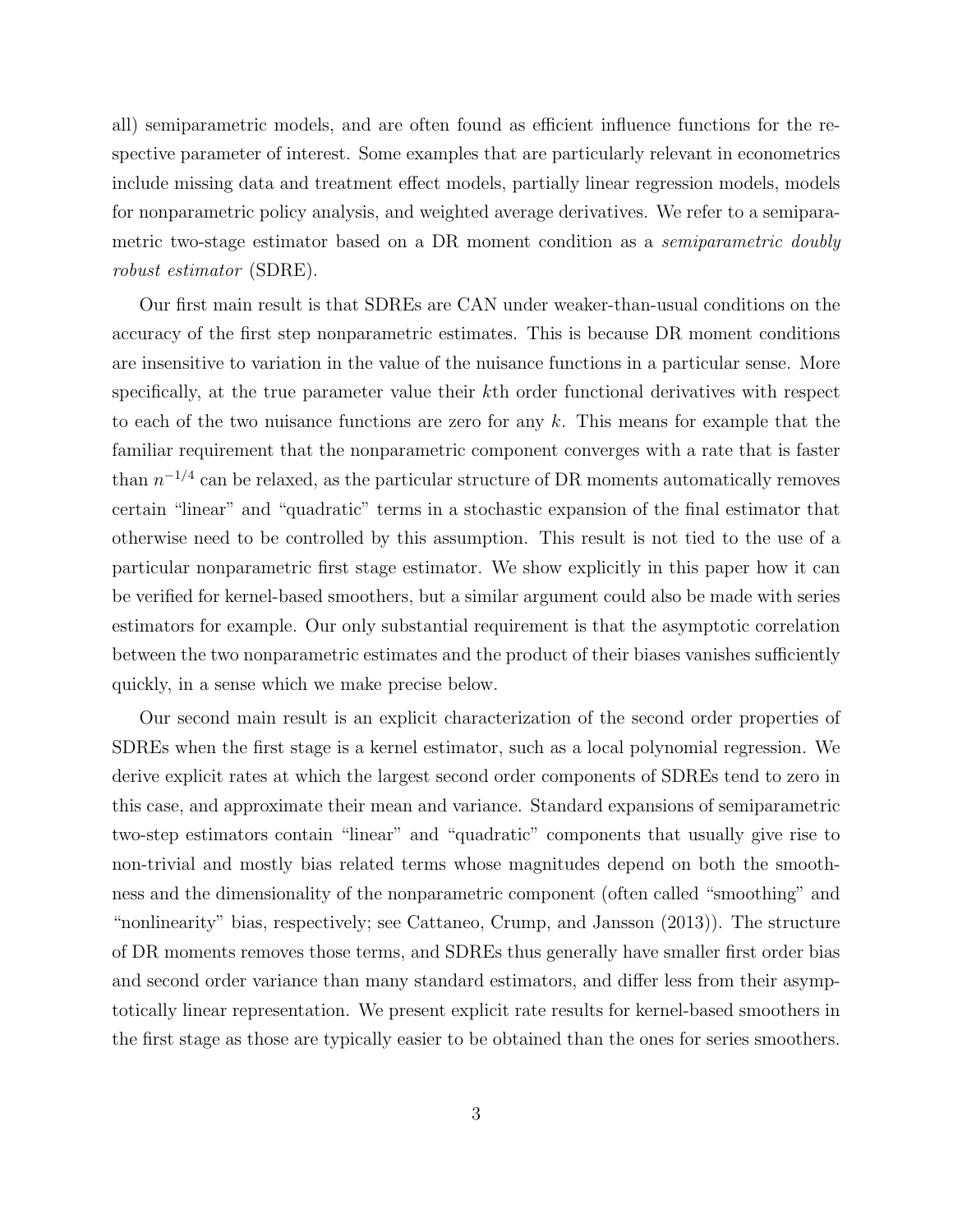all) semiparametric models, and are often found as efficient influence functions for the respective parameter of interest. Some examples that are particularly relevant in econometrics include missing data and treatment effect models, partially linear regression models, models for nonparametric policy analysis, and weighted average derivatives. We refer to a semiparametric two-stage estimator based on a DR moment condition as a *semiparametric doubly robust estimator* (SDRE).

Our first main result is that SDREs are CAN under weaker-than-usual conditions on the accuracy of the first step nonparametric estimates. This is because DR moment conditions are insensitive to variation in the value of the nuisance functions in a particular sense. More specifically, at the true parameter value their $k$th order functional derivatives with respect to each of the two nuisance functions are zero for any $k$. This means for example that the familiar requirement that the nonparametric component converges with a rate that is faster than $n^{-1/4}$ can be relaxed, as the particular structure of DR moments automatically removes certain "linear" and "quadratic" terms in a stochastic expansion of the final estimator that otherwise need to be controlled by this assumption. This result is not tied to the use of a particular nonparametric first stage estimator. We show explicitly in this paper how it can be verified for kernel-based smoothers, but a similar argument could also be made with series estimators for example. Our only substantial requirement is that the asymptotic correlation between the two nonparametric estimates and the product of their biases vanishes sufficiently quickly, in a sense which we make precise below.

Our second main result is an explicit characterization of the second order properties of SDREs when the first stage is a kernel estimator, such as a local polynomial regression. We derive explicit rates at which the largest second order components of SDREs tend to zero in this case, and approximate their mean and variance. Standard expansions of semiparametric two-step estimators contain "linear" and "quadratic" components that usually give rise to non-trivial and mostly bias related terms whose magnitudes depend on both the smoothness and the dimensionality of the nonparametric component (often called "smoothing" and "nonlinearity" bias, respectively; see Cattaneo, Crump, and Jansson (2013)). The structure of DR moments removes those terms, and SDREs thus generally have smaller first order bias and second order variance than many standard estimators, and differ less from their asymptotically linear representation. We present explicit rate results for kernel-based smoothers in the first stage as those are typically easier to be obtained than the ones for series smoothers.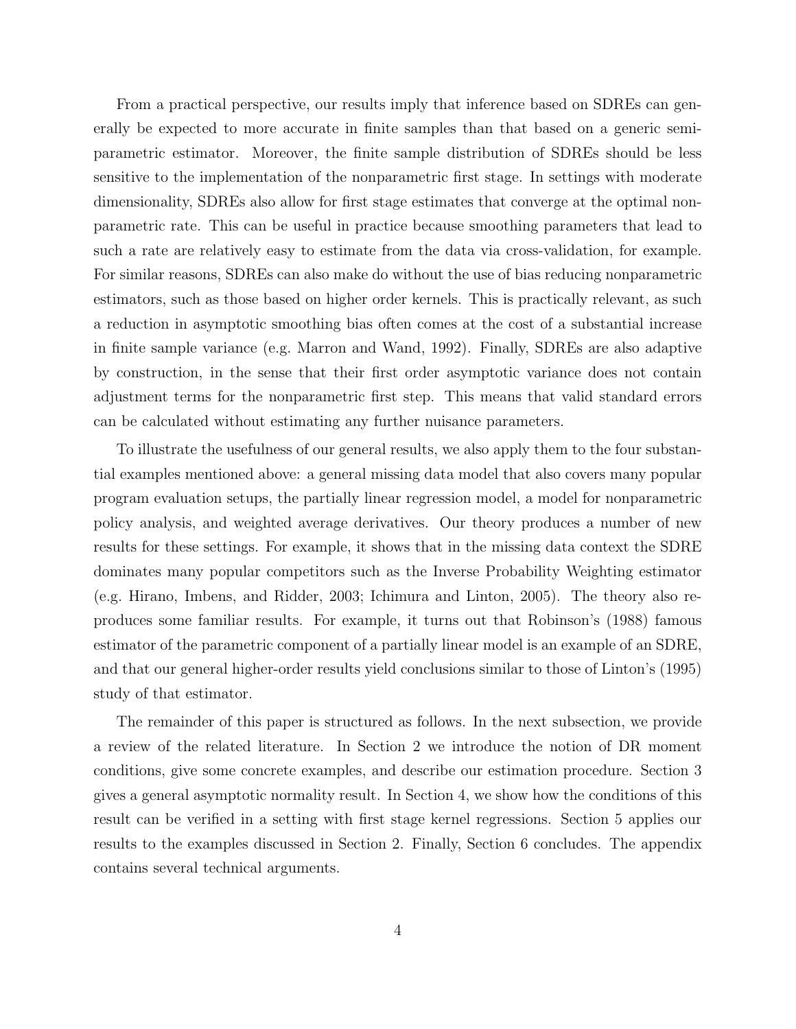From a practical perspective, our results imply that inference based on SDREs can generally be expected to more accurate in finite samples than that based on a generic semiparametric estimator. Moreover, the finite sample distribution of SDREs should be less sensitive to the implementation of the nonparametric first stage. In settings with moderate dimensionality, SDREs also allow for first stage estimates that converge at the optimal nonparametric rate. This can be useful in practice because smoothing parameters that lead to such a rate are relatively easy to estimate from the data via cross-validation, for example. For similar reasons, SDREs can also make do without the use of bias reducing nonparametric estimators, such as those based on higher order kernels. This is practically relevant, as such a reduction in asymptotic smoothing bias often comes at the cost of a substantial increase in finite sample variance (e.g. Marron and Wand, 1992). Finally, SDREs are also adaptive by construction, in the sense that their first order asymptotic variance does not contain adjustment terms for the nonparametric first step. This means that valid standard errors can be calculated without estimating any further nuisance parameters.

To illustrate the usefulness of our general results, we also apply them to the four substantial examples mentioned above: a general missing data model that also covers many popular program evaluation setups, the partially linear regression model, a model for nonparametric policy analysis, and weighted average derivatives. Our theory produces a number of new results for these settings. For example, it shows that in the missing data context the SDRE dominates many popular competitors such as the Inverse Probability Weighting estimator (e.g. Hirano, Imbens, and Ridder, 2003; Ichimura and Linton, 2005). The theory also reproduces some familiar results. For example, it turns out that Robinson's (1988) famous estimator of the parametric component of a partially linear model is an example of an SDRE, and that our general higher-order results yield conclusions similar to those of Linton's (1995) study of that estimator.

The remainder of this paper is structured as follows. In the next subsection, we provide a review of the related literature. In Section 2 we introduce the notion of DR moment conditions, give some concrete examples, and describe our estimation procedure. Section 3 gives a general asymptotic normality result. In Section 4, we show how the conditions of this result can be verified in a setting with first stage kernel regressions. Section 5 applies our results to the examples discussed in Section 2. Finally, Section 6 concludes. The appendix contains several technical arguments.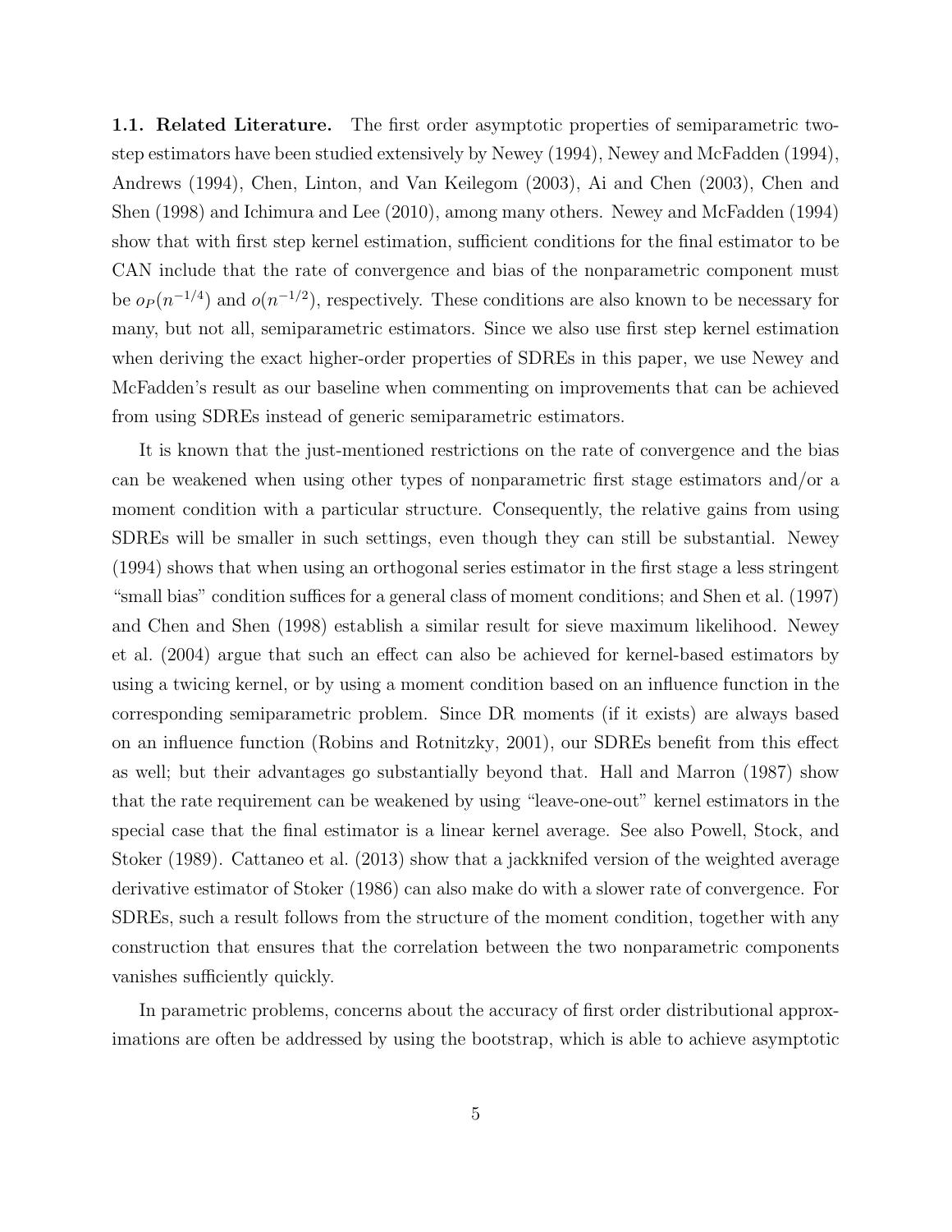**1.1. Related Literature.** The first order asymptotic properties of semiparametric two-step estimators have been studied extensively by Newey (1994), Newey and McFadden (1994), Andrews (1994), Chen, Linton, and Van Keilegom (2003), Ai and Chen (2003), Chen and Shen (1998) and Ichimura and Lee (2010), among many others. Newey and McFadden (1994) show that with first step kernel estimation, sufficient conditions for the final estimator to be CAN include that the rate of convergence and bias of the nonparametric component must be $o_P(n^{-1/4})$ and $o(n^{-1/2})$, respectively. These conditions are also known to be necessary for many, but not all, semiparametric estimators. Since we also use first step kernel estimation when deriving the exact higher-order properties of SDREs in this paper, we use Newey and McFadden's result as our baseline when commenting on improvements that can be achieved from using SDREs instead of generic semiparametric estimators.

It is known that the just-mentioned restrictions on the rate of convergence and the bias can be weakened when using other types of nonparametric first stage estimators and/or a moment condition with a particular structure. Consequently, the relative gains from using SDREs will be smaller in such settings, even though they can still be substantial. Newey (1994) shows that when using an orthogonal series estimator in the first stage a less stringent "small bias" condition suffices for a general class of moment conditions; and Shen et al. (1997) and Chen and Shen (1998) establish a similar result for sieve maximum likelihood. Newey et al. (2004) argue that such an effect can also be achieved for kernel-based estimators by using a twicing kernel, or by using a moment condition based on an influence function in the corresponding semiparametric problem. Since DR moments (if it exists) are always based on an influence function (Robins and Rotnitzky, 2001), our SDREs benefit from this effect as well; but their advantages go substantially beyond that. Hall and Marron (1987) show that the rate requirement can be weakened by using "leave-one-out" kernel estimators in the special case that the final estimator is a linear kernel average. See also Powell, Stock, and Stoker (1989). Cattaneo et al. (2013) show that a jackknifed version of the weighted average derivative estimator of Stoker (1986) can also make do with a slower rate of convergence. For SDREs, such a result follows from the structure of the moment condition, together with any construction that ensures that the correlation between the two nonparametric components vanishes sufficiently quickly.

In parametric problems, concerns about the accuracy of first order distributional approximations are often be addressed by using the bootstrap, which is able to achieve asymptotic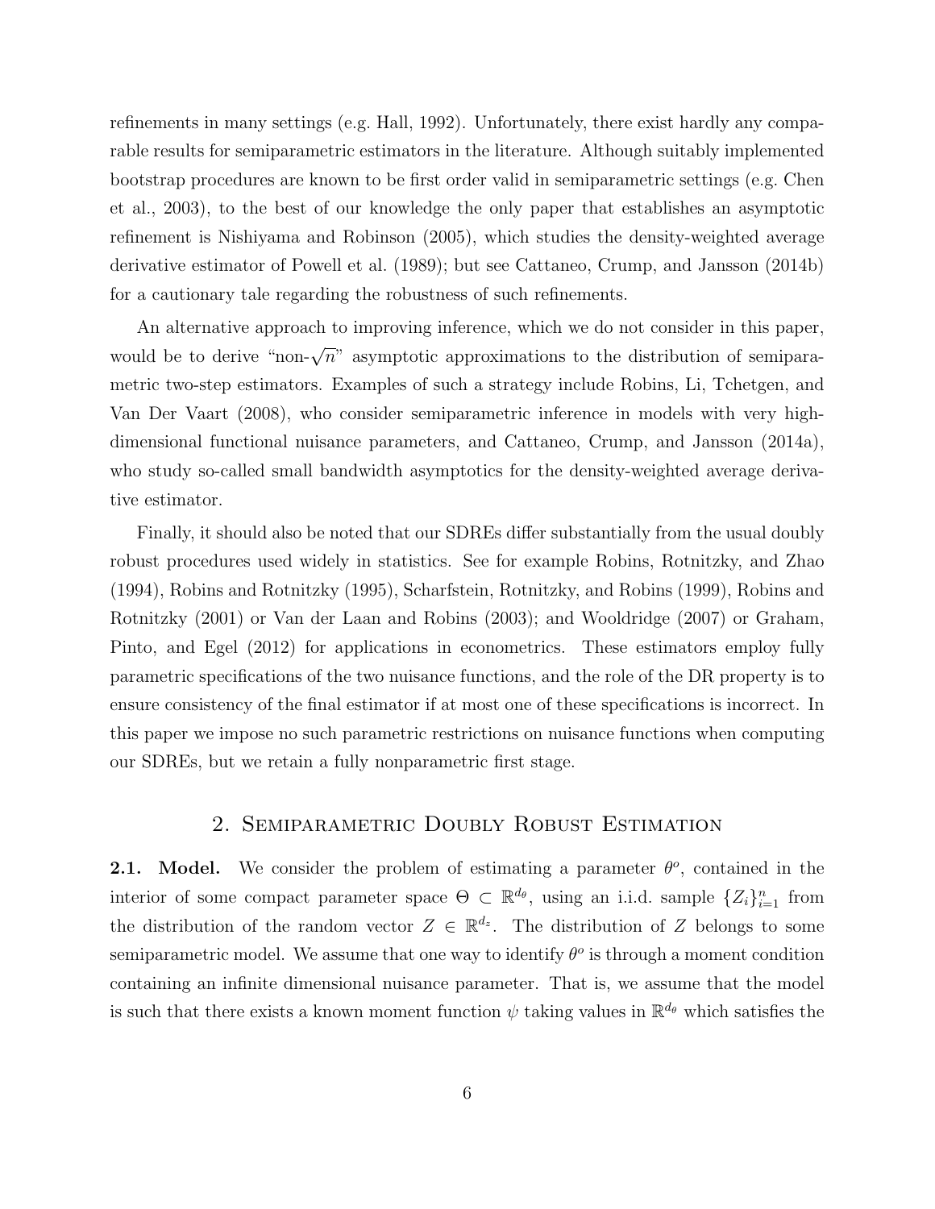refinements in many settings (e.g. Hall, 1992). Unfortunately, there exist hardly any comparable results for semiparametric estimators in the literature. Although suitably implemented bootstrap procedures are known to be first order valid in semiparametric settings (e.g. Chen et al., 2003), to the best of our knowledge the only paper that establishes an asymptotic refinement is Nishiyama and Robinson (2005), which studies the density-weighted average derivative estimator of Powell et al. (1989); but see Cattaneo, Crump, and Jansson (2014b) for a cautionary tale regarding the robustness of such refinements.

An alternative approach to improving inference, which we do not consider in this paper, would be to derive "non-$\sqrt{n}$" asymptotic approximations to the distribution of semiparametric two-step estimators. Examples of such a strategy include Robins, Li, Tchetgen, and Van Der Vaart (2008), who consider semiparametric inference in models with very high-dimensional functional nuisance parameters, and Cattaneo, Crump, and Jansson (2014a), who study so-called small bandwidth asymptotics for the density-weighted average derivative estimator.

Finally, it should also be noted that our SDREs differ substantially from the usual doubly robust procedures used widely in statistics. See for example Robins, Rotnitzky, and Zhao (1994), Robins and Rotnitzky (1995), Scharfstein, Rotnitzky, and Robins (1999), Robins and Rotnitzky (2001) or Van der Laan and Robins (2003); and Wooldridge (2007) or Graham, Pinto, and Egel (2012) for applications in econometrics. These estimators employ fully parametric specifications of the two nuisance functions, and the role of the DR property is to ensure consistency of the final estimator if at most one of these specifications is incorrect. In this paper we impose no such parametric restrictions on nuisance functions when computing our SDREs, but we retain a fully nonparametric first stage.

## 2. Semiparametric Doubly Robust Estimation

**2.1. Model.** We consider the problem of estimating a parameter $\theta^o$, contained in the interior of some compact parameter space $\Theta \subset \mathbb{R}^{d_\theta}$, using an i.i.d. sample $\{Z_i\}_{i=1}^n$ from the distribution of the random vector $Z \in \mathbb{R}^{d_z}$. The distribution of $Z$ belongs to some semiparametric model. We assume that one way to identify $\theta^o$ is through a moment condition containing an infinite dimensional nuisance parameter. That is, we assume that the model is such that there exists a known moment function $\psi$ taking values in $\mathbb{R}^{d_\theta}$ which satisfies the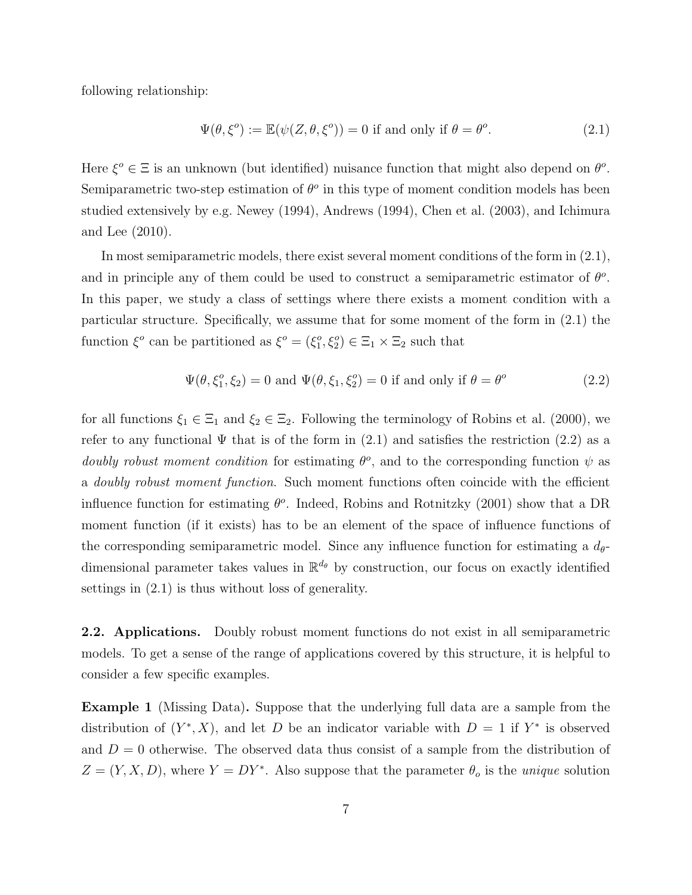following relationship:

$$\Psi(\theta, \xi^o) := \mathbb{E}(\psi(Z, \theta, \xi^o)) = 0 \text{ if and only if } \theta = \theta^o. \tag{2.1}$$

Here $\xi^o \in \Xi$ is an unknown (but identified) nuisance function that might also depend on $\theta^o$. Semiparametric two-step estimation of $\theta^o$ in this type of moment condition models has been studied extensively by e.g. Newey (1994), Andrews (1994), Chen et al. (2003), and Ichimura and Lee (2010).

In most semiparametric models, there exist several moment conditions of the form in (2.1), and in principle any of them could be used to construct a semiparametric estimator of $\theta^o$. In this paper, we study a class of settings where there exists a moment condition with a particular structure. Specifically, we assume that for some moment of the form in (2.1) the function $\xi^o$ can be partitioned as $\xi^o = (\xi_1^o, \xi_2^o) \in \Xi_1 \times \Xi_2$ such that

$$\Psi(\theta, \xi_1^o, \xi_2) = 0 \text{ and } \Psi(\theta, \xi_1, \xi_2^o) = 0 \text{ if and only if } \theta = \theta^o \tag{2.2}$$

for all functions $\xi_1 \in \Xi_1$ and $\xi_2 \in \Xi_2$. Following the terminology of Robins et al. (2000), we refer to any functional $\Psi$ that is of the form in (2.1) and satisfies the restriction (2.2) as a *doubly robust moment condition* for estimating $\theta^o$, and to the corresponding function $\psi$ as a *doubly robust moment function*. Such moment functions often coincide with the efficient influence function for estimating $\theta^o$. Indeed, Robins and Rotnitzky (2001) show that a DR moment function (if it exists) has to be an element of the space of influence functions of the corresponding semiparametric model. Since any influence function for estimating a $d_\theta$-dimensional parameter takes values in $\mathbb{R}^{d_\theta}$ by construction, our focus on exactly identified settings in (2.1) is thus without loss of generality.

**2.2. Applications.** Doubly robust moment functions do not exist in all semiparametric models. To get a sense of the range of applications covered by this structure, it is helpful to consider a few specific examples.

**Example 1** (Missing Data)**.** Suppose that the underlying full data are a sample from the distribution of $(Y^*, X)$, and let $D$ be an indicator variable with $D = 1$ if $Y^*$ is observed and $D = 0$ otherwise. The observed data thus consist of a sample from the distribution of $Z = (Y, X, D)$, where $Y = DY^*$. Also suppose that the parameter $\theta_o$ is the *unique* solution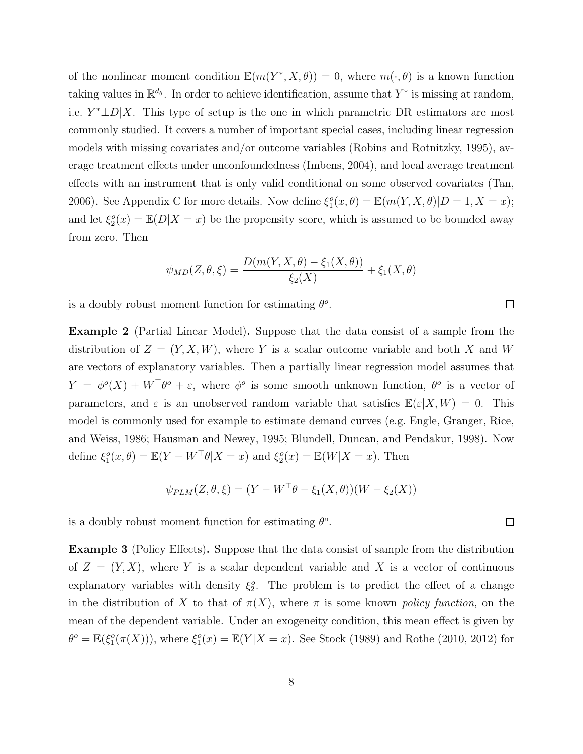of the nonlinear moment condition $\mathbb{E}(m(Y^*, X, \theta)) = 0$, where $m(\cdot, \theta)$ is a known function taking values in $\mathbb{R}^{d_\theta}$. In order to achieve identification, assume that $Y^*$ is missing at random, i.e. $Y^* \perp D | X$. This type of setup is the one in which parametric DR estimators are most commonly studied. It covers a number of important special cases, including linear regression models with missing covariates and/or outcome variables (Robins and Rotnitzky, 1995), average treatment effects under unconfoundedness (Imbens, 2004), and local average treatment effects with an instrument that is only valid conditional on some observed covariates (Tan, 2006). See Appendix C for more details. Now define $\xi_1^o(x, \theta) = \mathbb{E}(m(Y, X, \theta)|D = 1, X = x)$; and let $\xi_2^o(x) = \mathbb{E}(D|X = x)$ be the propensity score, which is assumed to be bounded away from zero. Then

$$\psi_{MD}(Z, \theta, \xi) = \frac{D(m(Y, X, \theta) - \xi_1(X, \theta))}{\xi_2(X)} + \xi_1(X, \theta)$$

is a doubly robust moment function for estimating $\theta^o$. □

**Example 2** (Partial Linear Model)**.** Suppose that the data consist of a sample from the distribution of $Z = (Y, X, W)$, where $Y$ is a scalar outcome variable and both $X$ and $W$ are vectors of explanatory variables. Then a partially linear regression model assumes that $Y = \phi^o(X) + W^\top \theta^o + \varepsilon$, where $\phi^o$ is some smooth unknown function, $\theta^o$ is a vector of parameters, and $\varepsilon$ is an unobserved random variable that satisfies $\mathbb{E}(\varepsilon|X, W) = 0$. This model is commonly used for example to estimate demand curves (e.g. Engle, Granger, Rice, and Weiss, 1986; Hausman and Newey, 1995; Blundell, Duncan, and Pendakur, 1998). Now define $\xi_1^o(x, \theta) = \mathbb{E}(Y - W^\top \theta | X = x)$ and $\xi_2^o(x) = \mathbb{E}(W|X = x)$. Then

$$\psi_{PLM}(Z, \theta, \xi) = (Y - W^\top \theta - \xi_1(X, \theta))(W - \xi_2(X))$$

is a doubly robust moment function for estimating $\theta^o$. □

**Example 3** (Policy Effects)**.** Suppose that the data consist of sample from the distribution of $Z = (Y, X)$, where $Y$ is a scalar dependent variable and $X$ is a vector of continuous explanatory variables with density $\xi_2^o$. The problem is to predict the effect of a change in the distribution of $X$ to that of $\pi(X)$, where $\pi$ is some known *policy function*, on the mean of the dependent variable. Under an exogeneity condition, this mean effect is given by $\theta^o = \mathbb{E}(\xi_1^o(\pi(X)))$, where $\xi_1^o(x) = \mathbb{E}(Y|X = x)$. See Stock (1989) and Rothe (2010, 2012) for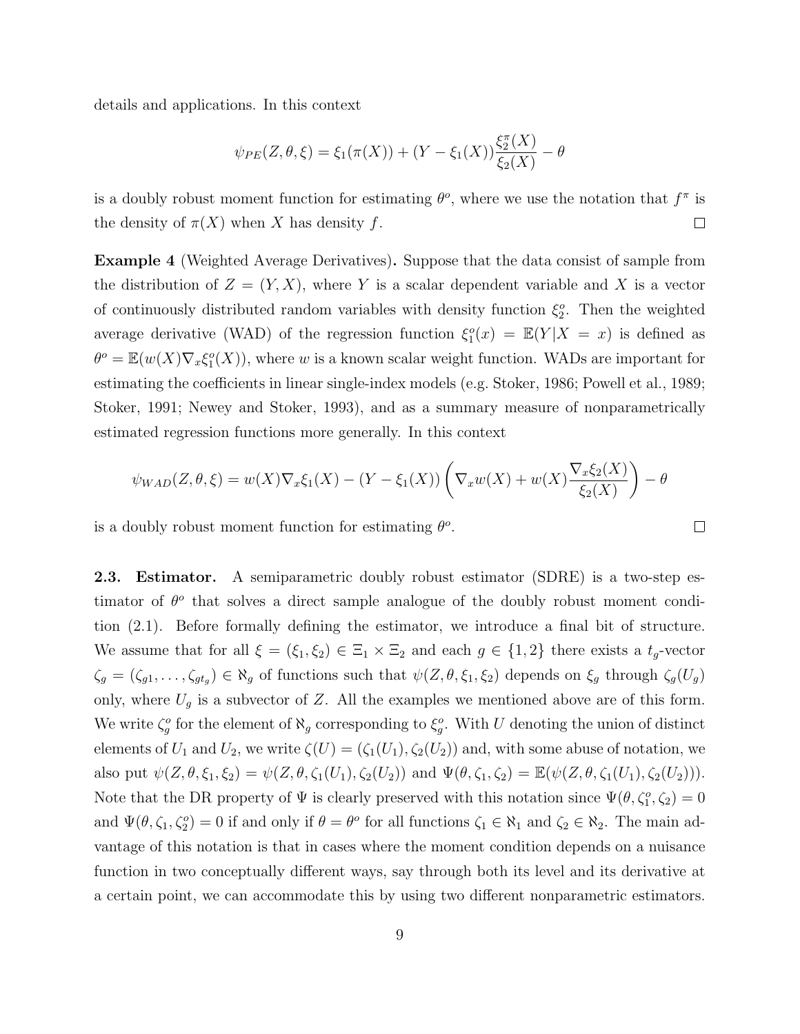details and applications. In this context

$$\psi_{PE}(Z, \theta, \xi) = \xi_1(\pi(X)) + (Y - \xi_1(X))\frac{\xi_2^\pi(X)}{\xi_2(X)} - \theta$$

is a doubly robust moment function for estimating $\theta^o$, where we use the notation that $f^\pi$ is the density of $\pi(X)$ when $X$ has density $f$. □

**Example 4** (Weighted Average Derivatives)**.** Suppose that the data consist of sample from the distribution of $Z = (Y, X)$, where $Y$ is a scalar dependent variable and $X$ is a vector of continuously distributed random variables with density function $\xi_2^o$. Then the weighted average derivative (WAD) of the regression function $\xi_1^o(x) = \mathbb{E}(Y|X = x)$ is defined as $\theta^o = \mathbb{E}(w(X)\nabla_x \xi_1^o(X))$, where $w$ is a known scalar weight function. WADs are important for estimating the coefficients in linear single-index models (e.g. Stoker, 1986; Powell et al., 1989; Stoker, 1991; Newey and Stoker, 1993), and as a summary measure of nonparametrically estimated regression functions more generally. In this context

$$\psi_{WAD}(Z, \theta, \xi) = w(X)\nabla_x \xi_1(X) - (Y - \xi_1(X))\left(\nabla_x w(X) + w(X)\frac{\nabla_x \xi_2(X)}{\xi_2(X)}\right) - \theta$$

is a doubly robust moment function for estimating $\theta^o$. □

**2.3. Estimator.** A semiparametric doubly robust estimator (SDRE) is a two-step estimator of $\theta^o$ that solves a direct sample analogue of the doubly robust moment condition (2.1). Before formally defining the estimator, we introduce a final bit of structure. We assume that for all $\xi = (\xi_1, \xi_2) \in \Xi_1 \times \Xi_2$ and each $g \in \{1, 2\}$ there exists a $t_g$-vector $\zeta_g = (\zeta_{g1}, \ldots, \zeta_{gt_g}) \in \aleph_g$ of functions such that $\psi(Z, \theta, \xi_1, \xi_2)$ depends on $\xi_g$ through $\zeta_g(U_g)$ only, where $U_g$ is a subvector of $Z$. All the examples we mentioned above are of this form. We write $\zeta_g^o$ for the element of $\aleph_g$ corresponding to $\xi_g^o$. With $U$ denoting the union of distinct elements of $U_1$ and $U_2$, we write $\zeta(U) = (\zeta_1(U_1), \zeta_2(U_2))$ and, with some abuse of notation, we also put $\psi(Z, \theta, \xi_1, \xi_2) = \psi(Z, \theta, \zeta_1(U_1), \zeta_2(U_2))$ and $\Psi(\theta, \zeta_1, \zeta_2) = \mathbb{E}(\psi(Z, \theta, \zeta_1(U_1), \zeta_2(U_2)))$. Note that the DR property of $\Psi$ is clearly preserved with this notation since $\Psi(\theta, \zeta_1^o, \zeta_2) = 0$ and $\Psi(\theta, \zeta_1, \zeta_2^o) = 0$ if and only if $\theta = \theta^o$ for all functions $\zeta_1 \in \aleph_1$ and $\zeta_2 \in \aleph_2$. The main advantage of this notation is that in cases where the moment condition depends on a nuisance function in two conceptually different ways, say through both its level and its derivative at a certain point, we can accommodate this by using two different nonparametric estimators.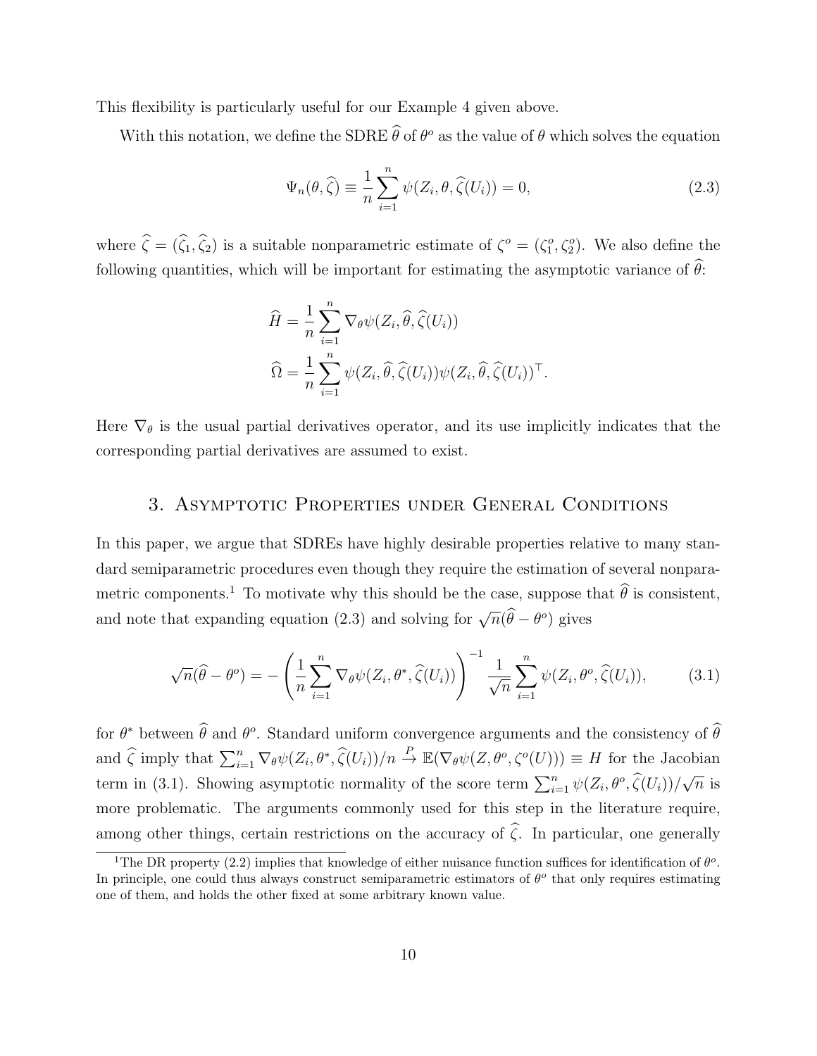This flexibility is particularly useful for our Example 4 given above.

With this notation, we define the SDRE $\widehat{\theta}$ of $\theta^o$ as the value of $\theta$ which solves the equation

$$\Psi_n(\theta, \widehat{\zeta}) \equiv \frac{1}{n}\sum_{i=1}^{n} \psi(Z_i, \theta, \widehat{\zeta}(U_i)) = 0, \tag{2.3}$$

where $\widehat{\zeta} = (\widehat{\zeta}_1, \widehat{\zeta}_2)$ is a suitable nonparametric estimate of $\zeta^o = (\zeta_1^o, \zeta_2^o)$. We also define the following quantities, which will be important for estimating the asymptotic variance of $\widehat{\theta}$:

$$\widehat{H} = \frac{1}{n}\sum_{i=1}^{n} \nabla_\theta \psi(Z_i, \widehat{\theta}, \widehat{\zeta}(U_i))$$

$$\widehat{\Omega} = \frac{1}{n}\sum_{i=1}^{n} \psi(Z_i, \widehat{\theta}, \widehat{\zeta}(U_i))\psi(Z_i, \widehat{\theta}, \widehat{\zeta}(U_i))^\top.$$

Here $\nabla_\theta$ is the usual partial derivatives operator, and its use implicitly indicates that the corresponding partial derivatives are assumed to exist.

## 3. Asymptotic Properties under General Conditions

In this paper, we argue that SDREs have highly desirable properties relative to many standard semiparametric procedures even though they require the estimation of several nonparametric components.[1] To motivate why this should be the case, suppose that $\widehat{\theta}$ is consistent, and note that expanding equation (2.3) and solving for $\sqrt{n}(\widehat{\theta} - \theta^o)$ gives

$$\sqrt{n}(\widehat{\theta} - \theta^o) = -\left(\frac{1}{n}\sum_{i=1}^{n} \nabla_\theta \psi(Z_i, \theta^*, \widehat{\zeta}(U_i))\right)^{-1} \frac{1}{\sqrt{n}}\sum_{i=1}^{n} \psi(Z_i, \theta^o, \widehat{\zeta}(U_i)), \tag{3.1}$$

for $\theta^*$ between $\widehat{\theta}$ and $\theta^o$. Standard uniform convergence arguments and the consistency of $\widehat{\theta}$ and $\widehat{\zeta}$ imply that $\sum_{i=1}^{n} \nabla_\theta \psi(Z_i, \theta^*, \widehat{\zeta}(U_i))/n \xrightarrow{P} \mathbb{E}(\nabla_\theta \psi(Z, \theta^o, \zeta^o(U))) \equiv H$ for the Jacobian term in (3.1). Showing asymptotic normality of the score term $\sum_{i=1}^{n} \psi(Z_i, \theta^o, \widehat{\zeta}(U_i))/\sqrt{n}$ is more problematic. The arguments commonly used for this step in the literature require, among other things, certain restrictions on the accuracy of $\widehat{\zeta}$. In particular, one generally

[1] The DR property (2.2) implies that knowledge of either nuisance function suffices for identification of $\theta^o$. In principle, one could thus always construct semiparametric estimators of $\theta^o$ that only requires estimating one of them, and holds the other fixed at some arbitrary known value.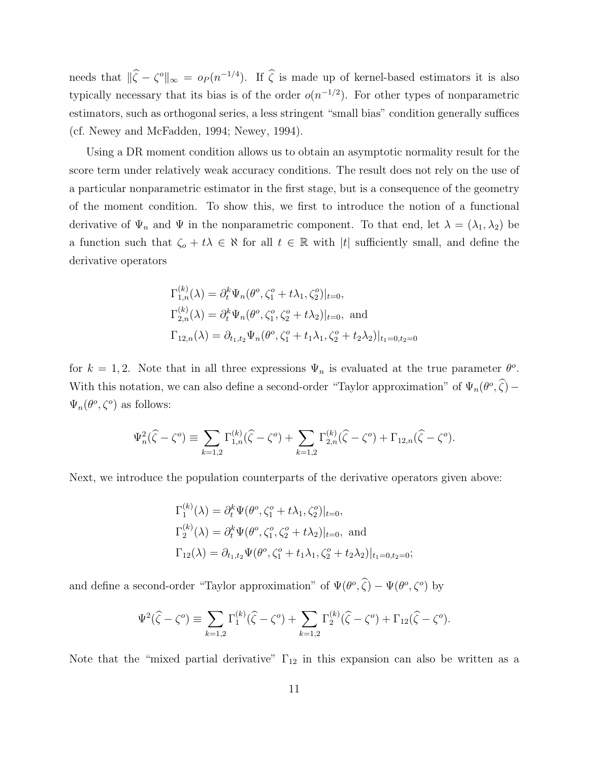needs that $\|\widehat{\zeta} - \zeta^o\|_\infty = o_P(n^{-1/4})$. If $\widehat{\zeta}$ is made up of kernel-based estimators it is also typically necessary that its bias is of the order $o(n^{-1/2})$. For other types of nonparametric estimators, such as orthogonal series, a less stringent "small bias" condition generally suffices (cf. Newey and McFadden, 1994; Newey, 1994).

Using a DR moment condition allows us to obtain an asymptotic normality result for the score term under relatively weak accuracy conditions. The result does not rely on the use of a particular nonparametric estimator in the first stage, but is a consequence of the geometry of the moment condition. To show this, we first to introduce the notion of a functional derivative of $\Psi_n$ and $\Psi$ in the nonparametric component. To that end, let $\lambda = (\lambda_1, \lambda_2)$ be a function such that $\zeta_o + t\lambda \in \aleph$ for all $t \in \mathbb{R}$ with $|t|$ sufficiently small, and define the derivative operators

$$
\begin{aligned}
&\Gamma_{1,n}^{(k)}(\lambda) = \partial_t^k \Psi_n(\theta^o, \zeta_1^o + t\lambda_1, \zeta_2^o)|_{t=0},\\
&\Gamma_{2,n}^{(k)}(\lambda) = \partial_t^k \Psi_n(\theta^o, \zeta_1^o, \zeta_2^o + t\lambda_2)|_{t=0}, \text{ and}\\
&\Gamma_{12,n}(\lambda) = \partial_{t_1,t_2} \Psi_n(\theta^o, \zeta_1^o + t_1\lambda_1, \zeta_2^o + t_2\lambda_2)|_{t_1=0,t_2=0}
\end{aligned}
$$

for $k = 1, 2$. Note that in all three expressions $\Psi_n$ is evaluated at the true parameter $\theta^o$. With this notation, we can also define a second-order "Taylor approximation" of $\Psi_n(\theta^o, \widehat{\zeta}) - \Psi_n(\theta^o, \zeta^o)$ as follows:

$$
\Psi_n^2(\widehat{\zeta} - \zeta^o) \equiv \sum_{k=1,2} \Gamma_{1,n}^{(k)}(\widehat{\zeta} - \zeta^o) + \sum_{k=1,2} \Gamma_{2,n}^{(k)}(\widehat{\zeta} - \zeta^o) + \Gamma_{12,n}(\widehat{\zeta} - \zeta^o).
$$

Next, we introduce the population counterparts of the derivative operators given above:

$$
\begin{aligned}
&\Gamma_1^{(k)}(\lambda) = \partial_t^k \Psi(\theta^o, \zeta_1^o + t\lambda_1, \zeta_2^o)|_{t=0},\\
&\Gamma_2^{(k)}(\lambda) = \partial_t^k \Psi(\theta^o, \zeta_1^o, \zeta_2^o + t\lambda_2)|_{t=0}, \text{ and}\\
&\Gamma_{12}(\lambda) = \partial_{t_1,t_2} \Psi(\theta^o, \zeta_1^o + t_1\lambda_1, \zeta_2^o + t_2\lambda_2)|_{t_1=0,t_2=0};
\end{aligned}
$$

and define a second-order "Taylor approximation" of $\Psi(\theta^o, \widehat{\zeta}) - \Psi(\theta^o, \zeta^o)$ by

$$
\Psi^2(\widehat{\zeta} - \zeta^o) \equiv \sum_{k=1,2} \Gamma_1^{(k)}(\widehat{\zeta} - \zeta^o) + \sum_{k=1,2} \Gamma_2^{(k)}(\widehat{\zeta} - \zeta^o) + \Gamma_{12}(\widehat{\zeta} - \zeta^o).
$$

Note that the "mixed partial derivative" $\Gamma_{12}$ in this expansion can also be written as a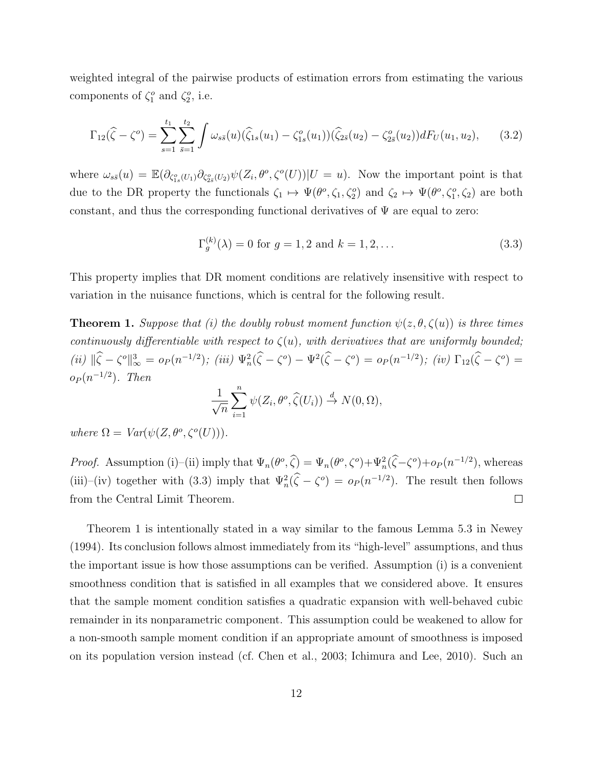weighted integral of the pairwise products of estimation errors from estimating the various components of $\zeta_1^o$ and $\zeta_2^o$, i.e.

$$\Gamma_{12}(\widehat{\zeta} - \zeta^o) = \sum_{s=1}^{t_1} \sum_{\bar{s}=1}^{t_2} \int \omega_{s\bar{s}}(u)(\widehat{\zeta}_{1s}(u_1) - \zeta_{1s}^o(u_1))(\widehat{\zeta}_{2\bar{s}}(u_2) - \zeta_{2\bar{s}}^o(u_2))dF_U(u_1, u_2), \tag{3.2}$$

where $\omega_{s\bar{s}}(u) = \mathbb{E}(\partial_{\zeta_{1s}^o(U_1)}\partial_{\zeta_{2\bar{s}}^o(U_2)}\psi(Z_i, \theta^o, \zeta^o(U))|U = u)$. Now the important point is that due to the DR property the functionals $\zeta_1 \mapsto \Psi(\theta^o, \zeta_1, \zeta_2^o)$ and $\zeta_2 \mapsto \Psi(\theta^o, \zeta_1^o, \zeta_2)$ are both constant, and thus the corresponding functional derivatives of $\Psi$ are equal to zero:

$$\Gamma_g^{(k)}(\lambda) = 0 \text{ for } g = 1, 2 \text{ and } k = 1, 2, \ldots \tag{3.3}$$

This property implies that DR moment conditions are relatively insensitive with respect to variation in the nuisance functions, which is central for the following result.

**Theorem 1.** *Suppose that (i) the doubly robust moment function $\psi(z, \theta, \zeta(u))$ is three times continuously differentiable with respect to $\zeta(u)$, with derivatives that are uniformly bounded; (ii) $\|\widehat{\zeta} - \zeta^o\|_\infty^3 = o_P(n^{-1/2})$; (iii) $\Psi_n^2(\widehat{\zeta} - \zeta^o) - \Psi^2(\widehat{\zeta} - \zeta^o) = o_P(n^{-1/2})$; (iv) $\Gamma_{12}(\widehat{\zeta} - \zeta^o) = o_P(n^{-1/2})$. Then*

$$\frac{1}{\sqrt{n}} \sum_{i=1}^{n} \psi(Z_i, \theta^o, \widehat{\zeta}(U_i)) \xrightarrow{d} N(0, \Omega),$$

*where $\Omega = Var(\psi(Z, \theta^o, \zeta^o(U)))$.*

*Proof.* Assumption (i)–(ii) imply that $\Psi_n(\theta^o, \widehat{\zeta}) = \Psi_n(\theta^o, \zeta^o) + \Psi_n^2(\widehat{\zeta} - \zeta^o) + o_P(n^{-1/2})$, whereas (iii)–(iv) together with (3.3) imply that $\Psi_n^2(\widehat{\zeta} - \zeta^o) = o_P(n^{-1/2})$. The result then follows from the Central Limit Theorem. □

Theorem 1 is intentionally stated in a way similar to the famous Lemma 5.3 in Newey (1994). Its conclusion follows almost immediately from its "high-level" assumptions, and thus the important issue is how those assumptions can be verified. Assumption (i) is a convenient smoothness condition that is satisfied in all examples that we considered above. It ensures that the sample moment condition satisfies a quadratic expansion with well-behaved cubic remainder in its nonparametric component. This assumption could be weakened to allow for a non-smooth sample moment condition if an appropriate amount of smoothness is imposed on its population version instead (cf. Chen et al., 2003; Ichimura and Lee, 2010). Such an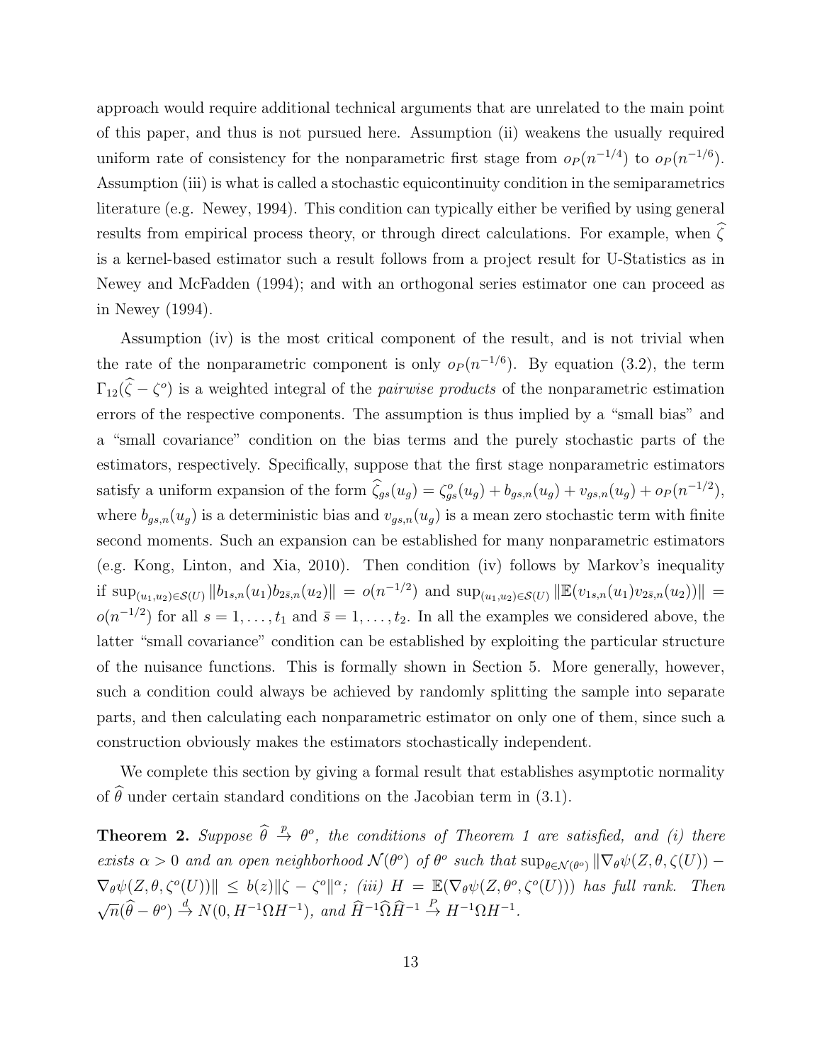approach would require additional technical arguments that are unrelated to the main point of this paper, and thus is not pursued here. Assumption (ii) weakens the usually required uniform rate of consistency for the nonparametric first stage from $o_P(n^{-1/4})$ to $o_P(n^{-1/6})$. Assumption (iii) is what is called a stochastic equicontinuity condition in the semiparametrics literature (e.g. Newey, 1994). This condition can typically either be verified by using general results from empirical process theory, or through direct calculations. For example, when $\widehat{\zeta}$ is a kernel-based estimator such a result follows from a project result for U-Statistics as in Newey and McFadden (1994); and with an orthogonal series estimator one can proceed as in Newey (1994).

Assumption (iv) is the most critical component of the result, and is not trivial when the rate of the nonparametric component is only $o_P(n^{-1/6})$. By equation (3.2), the term $\Gamma_{12}(\widehat{\zeta} - \zeta^o)$ is a weighted integral of the *pairwise products* of the nonparametric estimation errors of the respective components. The assumption is thus implied by a "small bias" and a "small covariance" condition on the bias terms and the purely stochastic parts of the estimators, respectively. Specifically, suppose that the first stage nonparametric estimators satisfy a uniform expansion of the form $\widehat{\zeta}_{gs}(u_g) = \zeta^o_{gs}(u_g) + b_{gs,n}(u_g) + v_{gs,n}(u_g) + o_P(n^{-1/2})$, where $b_{gs,n}(u_g)$ is a deterministic bias and $v_{gs,n}(u_g)$ is a mean zero stochastic term with finite second moments. Such an expansion can be established for many nonparametric estimators (e.g. Kong, Linton, and Xia, 2010). Then condition (iv) follows by Markov's inequality if $\sup_{(u_1,u_2)\in\mathcal{S}(U)} \|b_{1s,n}(u_1)b_{2\bar{s},n}(u_2)\| = o(n^{-1/2})$ and $\sup_{(u_1,u_2)\in\mathcal{S}(U)} \|\mathbb{E}(v_{1s,n}(u_1)v_{2\bar{s},n}(u_2))\| = o(n^{-1/2})$ for all $s = 1, \ldots, t_1$ and $\bar{s} = 1, \ldots, t_2$. In all the examples we considered above, the latter "small covariance" condition can be established by exploiting the particular structure of the nuisance functions. This is formally shown in Section 5. More generally, however, such a condition could always be achieved by randomly splitting the sample into separate parts, and then calculating each nonparametric estimator on only one of them, since such a construction obviously makes the estimators stochastically independent.

We complete this section by giving a formal result that establishes asymptotic normality of $\widehat{\theta}$ under certain standard conditions on the Jacobian term in (3.1).

**Theorem 2.** *Suppose $\widehat{\theta} \stackrel{p}{\to} \theta^o$, the conditions of Theorem 1 are satisfied, and (i) there exists $\alpha > 0$ and an open neighborhood $\mathcal{N}(\theta^o)$ of $\theta^o$ such that $\sup_{\theta\in\mathcal{N}(\theta^o)} \|\nabla_\theta\psi(Z, \theta, \zeta(U)) - \nabla_\theta\psi(Z, \theta, \zeta^o(U))\| \leq b(z)\|\zeta - \zeta^o\|^\alpha$; (iii) $H = \mathbb{E}(\nabla_\theta\psi(Z, \theta^o, \zeta^o(U)))$ has full rank. Then $\sqrt{n}(\widehat{\theta} - \theta^o) \stackrel{d}{\to} N(0, H^{-1}\Omega H^{-1})$, and $\widehat{H}^{-1}\widehat{\Omega}\widehat{H}^{-1} \stackrel{P}{\to} H^{-1}\Omega H^{-1}$.*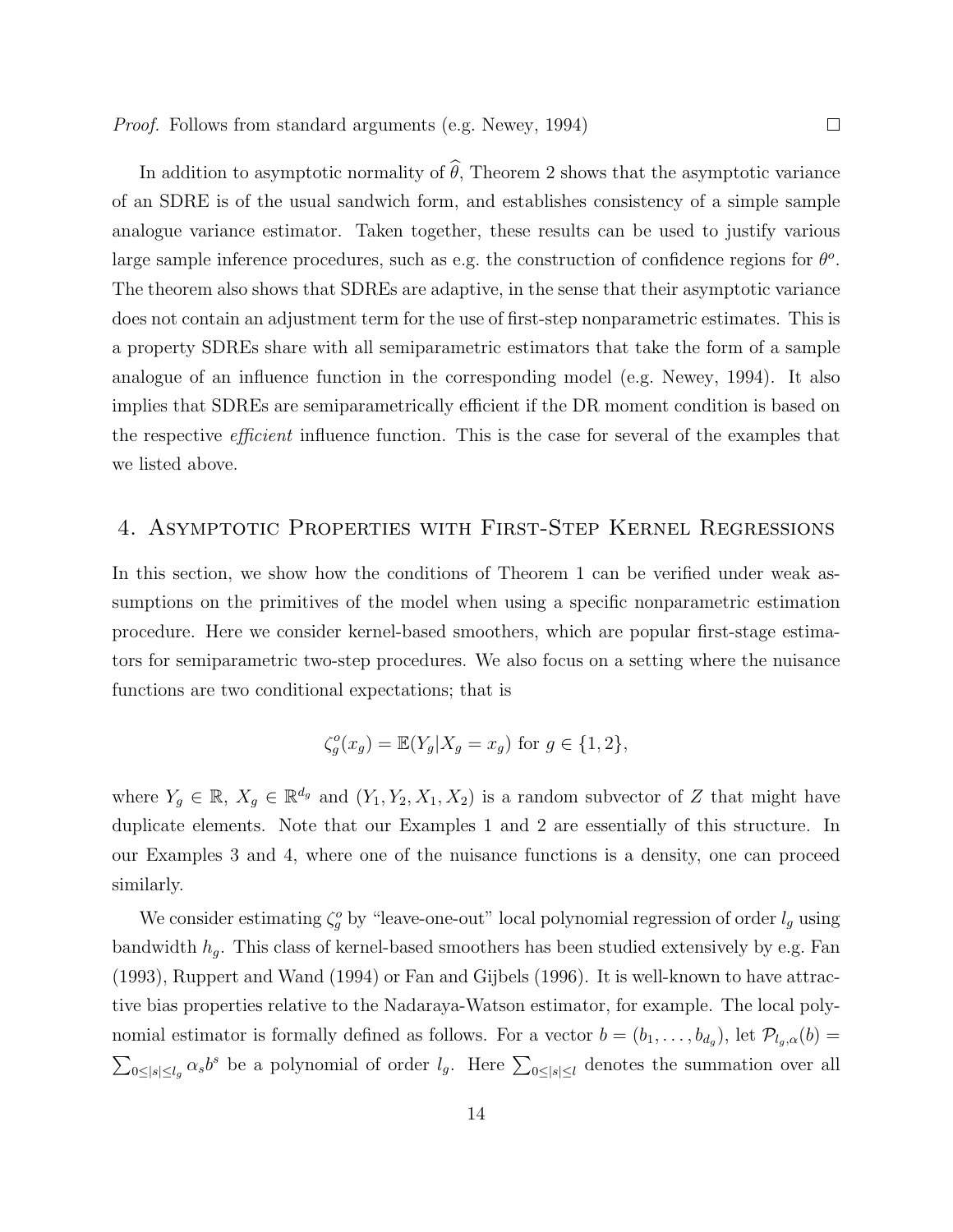*Proof.* Follows from standard arguments (e.g. Newey, 1994) □

In addition to asymptotic normality of $\widehat{\theta}$, Theorem 2 shows that the asymptotic variance of an SDRE is of the usual sandwich form, and establishes consistency of a simple sample analogue variance estimator. Taken together, these results can be used to justify various large sample inference procedures, such as e.g. the construction of confidence regions for $\theta^o$. The theorem also shows that SDREs are adaptive, in the sense that their asymptotic variance does not contain an adjustment term for the use of first-step nonparametric estimates. This is a property SDREs share with all semiparametric estimators that take the form of a sample analogue of an influence function in the corresponding model (e.g. Newey, 1994). It also implies that SDREs are semiparametrically efficient if the DR moment condition is based on the respective *efficient* influence function. This is the case for several of the examples that we listed above.

## 4. Asymptotic Properties with First-Step Kernel Regressions

In this section, we show how the conditions of Theorem 1 can be verified under weak assumptions on the primitives of the model when using a specific nonparametric estimation procedure. Here we consider kernel-based smoothers, which are popular first-stage estimators for semiparametric two-step procedures. We also focus on a setting where the nuisance functions are two conditional expectations; that is

$$\zeta_g^o(x_g) = \mathbb{E}(Y_g|X_g = x_g) \text{ for } g \in \{1, 2\},$$

where $Y_g \in \mathbb{R}$, $X_g \in \mathbb{R}^{d_g}$ and $(Y_1, Y_2, X_1, X_2)$ is a random subvector of $Z$ that might have duplicate elements. Note that our Examples 1 and 2 are essentially of this structure. In our Examples 3 and 4, where one of the nuisance functions is a density, one can proceed similarly.

We consider estimating $\zeta_g^o$ by "leave-one-out" local polynomial regression of order $l_g$ using bandwidth $h_g$. This class of kernel-based smoothers has been studied extensively by e.g. Fan (1993), Ruppert and Wand (1994) or Fan and Gijbels (1996). It is well-known to have attractive bias properties relative to the Nadaraya-Watson estimator, for example. The local polynomial estimator is formally defined as follows. For a vector $b = (b_1, \ldots, b_{d_g})$, let $\mathcal{P}_{l_g,\alpha}(b) = \sum_{0 \leq |s| \leq l_g} \alpha_s b^s$ be a polynomial of order $l_g$. Here $\sum_{0 \leq |s| \leq l}$ denotes the summation over all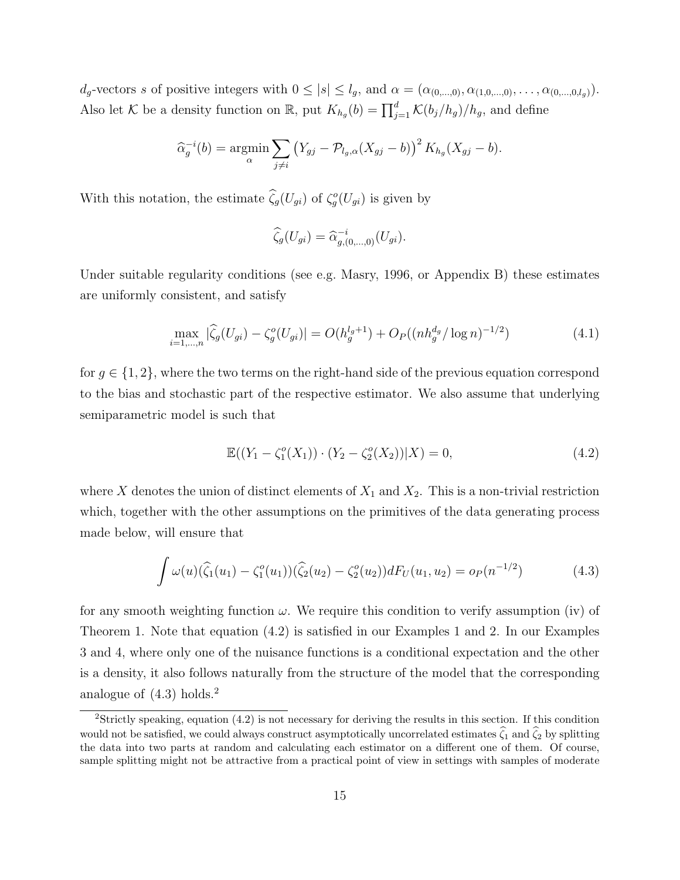$d_g$-vectors $s$ of positive integers with $0 \leq |s| \leq l_g$, and $\alpha = (\alpha_{(0,\ldots,0)}, \alpha_{(1,0,\ldots,0)}, \ldots, \alpha_{(0,\ldots,0,l_g)})$. Also let $\mathcal{K}$ be a density function on $\mathbb{R}$, put $K_{h_g}(b) = \prod_{j=1}^{d} \mathcal{K}(b_j/h_g)/h_g$, and define

$$\widehat{\alpha}_g^{-i}(b) = \underset{\alpha}{\operatorname{argmin}} \sum_{j \neq i} \left(Y_{gj} - \mathcal{P}_{l_g,\alpha}(X_{gj} - b)\right)^2 K_{h_g}(X_{gj} - b).$$

With this notation, the estimate $\widehat{\zeta}_g(U_{gi})$ of $\zeta_g^o(U_{gi})$ is given by

$$\widehat{\zeta}_g(U_{gi}) = \widehat{\alpha}_{g,(0,\ldots,0)}^{-i}(U_{gi}).$$

Under suitable regularity conditions (see e.g. Masry, 1996, or Appendix B) these estimates are uniformly consistent, and satisfy

$$\max_{i=1,\ldots,n} |\widehat{\zeta}_g(U_{gi}) - \zeta_g^o(U_{gi})| = O(h_g^{l_g+1}) + O_P((nh_g^{d_g}/\log n)^{-1/2}) \tag{4.1}$$

for $g \in \{1, 2\}$, where the two terms on the right-hand side of the previous equation correspond to the bias and stochastic part of the respective estimator. We also assume that underlying semiparametric model is such that

$$\mathbb{E}((Y_1 - \zeta_1^o(X_1)) \cdot (Y_2 - \zeta_2^o(X_2))|X) = 0, \tag{4.2}$$

where $X$ denotes the union of distinct elements of $X_1$ and $X_2$. This is a non-trivial restriction which, together with the other assumptions on the primitives of the data generating process made below, will ensure that

$$\int \omega(u)(\widehat{\zeta}_1(u_1) - \zeta_1^o(u_1))(\widehat{\zeta}_2(u_2) - \zeta_2^o(u_2))dF_U(u_1, u_2) = o_P(n^{-1/2}) \tag{4.3}$$

for any smooth weighting function $\omega$. We require this condition to verify assumption (iv) of Theorem 1. Note that equation (4.2) is satisfied in our Examples 1 and 2. In our Examples 3 and 4, where only one of the nuisance functions is a conditional expectation and the other is a density, it also follows naturally from the structure of the model that the corresponding analogue of (4.3) holds.[2]

[2] Strictly speaking, equation (4.2) is not necessary for deriving the results in this section. If this condition would not be satisfied, we could always construct asymptotically uncorrelated estimates $\widehat{\zeta}_1$ and $\widehat{\zeta}_2$ by splitting the data into two parts at random and calculating each estimator on a different one of them. Of course, sample splitting might not be attractive from a practical point of view in settings with samples of moderate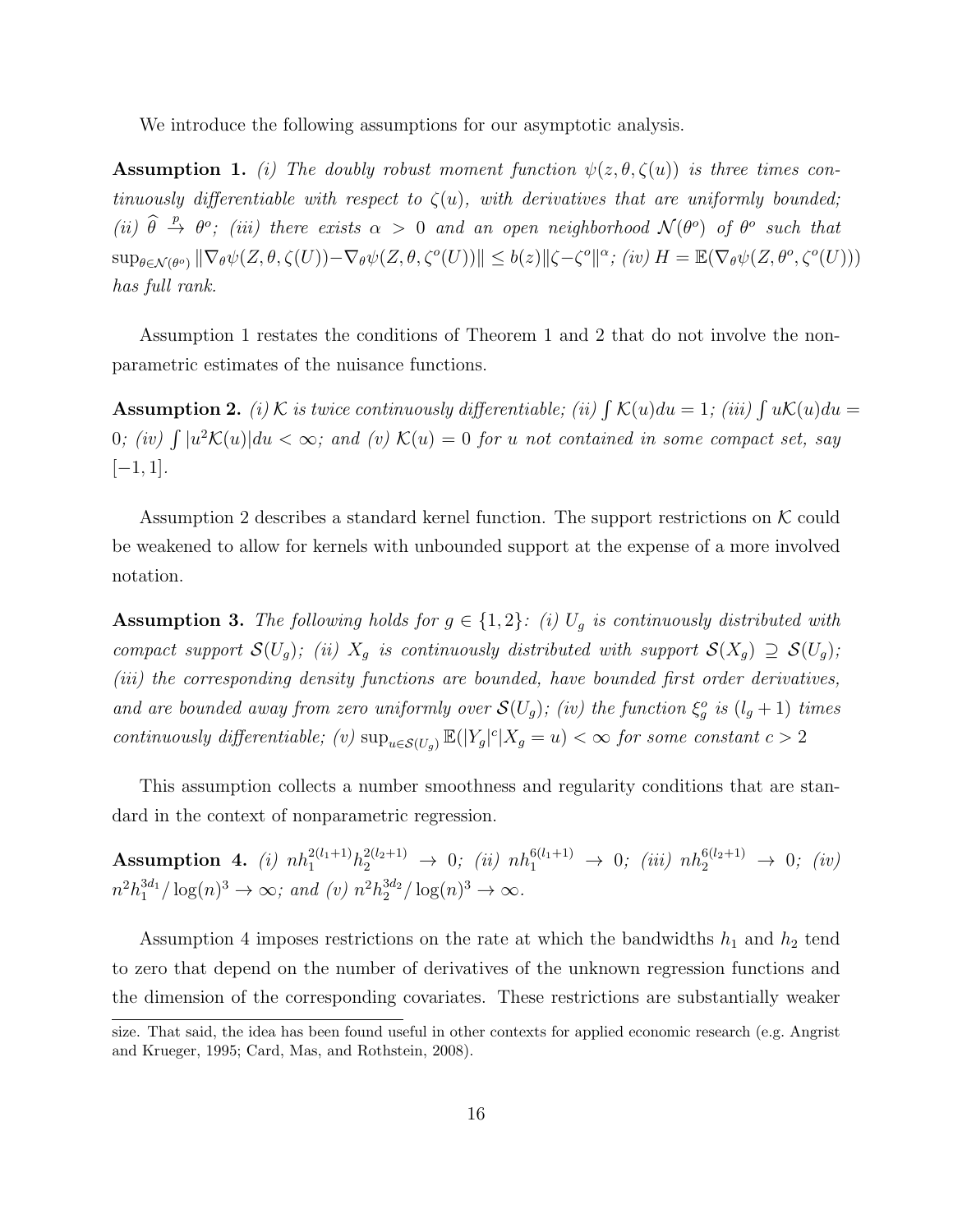We introduce the following assumptions for our asymptotic analysis.

**Assumption 1.** *(i) The doubly robust moment function $\psi(z, \theta, \zeta(u))$ is three times continuously differentiable with respect to $\zeta(u)$, with derivatives that are uniformly bounded; (ii) $\widehat{\theta} \xrightarrow{p} \theta^o$; (iii) there exists $\alpha > 0$ and an open neighborhood $\mathcal{N}(\theta^o)$ of $\theta^o$ such that $\sup_{\theta \in \mathcal{N}(\theta^o)} \|\nabla_\theta \psi(Z, \theta, \zeta(U)) - \nabla_\theta \psi(Z, \theta, \zeta^o(U))\| \leq b(z)\|\zeta - \zeta^o\|^\alpha$; (iv) $H = \mathbb{E}(\nabla_\theta \psi(Z, \theta^o, \zeta^o(U)))$ has full rank.*

Assumption 1 restates the conditions of Theorem 1 and 2 that do not involve the nonparametric estimates of the nuisance functions.

**Assumption 2.** *(i) $\mathcal{K}$ is twice continuously differentiable; (ii) $\int \mathcal{K}(u)du = 1$; (iii) $\int u\mathcal{K}(u)du = 0$; (iv) $\int |u^2\mathcal{K}(u)|du < \infty$; and (v) $\mathcal{K}(u) = 0$ for $u$ not contained in some compact set, say $[-1, 1]$.*

Assumption 2 describes a standard kernel function. The support restrictions on $\mathcal{K}$ could be weakened to allow for kernels with unbounded support at the expense of a more involved notation.

**Assumption 3.** *The following holds for $g \in \{1, 2\}$: (i) $U_g$ is continuously distributed with compact support $\mathcal{S}(U_g)$; (ii) $X_g$ is continuously distributed with support $\mathcal{S}(X_g) \supseteq \mathcal{S}(U_g)$; (iii) the corresponding density functions are bounded, have bounded first order derivatives, and are bounded away from zero uniformly over $\mathcal{S}(U_g)$; (iv) the function $\xi^o_g$ is $(l_g + 1)$ times continuously differentiable; (v) $\sup_{u \in \mathcal{S}(U_g)} \mathbb{E}(|Y_g|^c | X_g = u) < \infty$ for some constant $c > 2$*

This assumption collects a number smoothness and regularity conditions that are standard in the context of nonparametric regression.

**Assumption 4.** *(i) $nh_1^{2(l_1+1)} h_2^{2(l_2+1)} \to 0$; (ii) $nh_1^{6(l_1+1)} \to 0$; (iii) $nh_2^{6(l_2+1)} \to 0$; (iv) $n^2 h_1^{3d_1} / \log(n)^3 \to \infty$; and (v) $n^2 h_2^{3d_2} / \log(n)^3 \to \infty$.*

Assumption 4 imposes restrictions on the rate at which the bandwidths $h_1$ and $h_2$ tend to zero that depend on the number of derivatives of the unknown regression functions and the dimension of the corresponding covariates. These restrictions are substantially weaker

size. That said, the idea has been found useful in other contexts for applied economic research (e.g. Angrist and Krueger, 1995; Card, Mas, and Rothstein, 2008).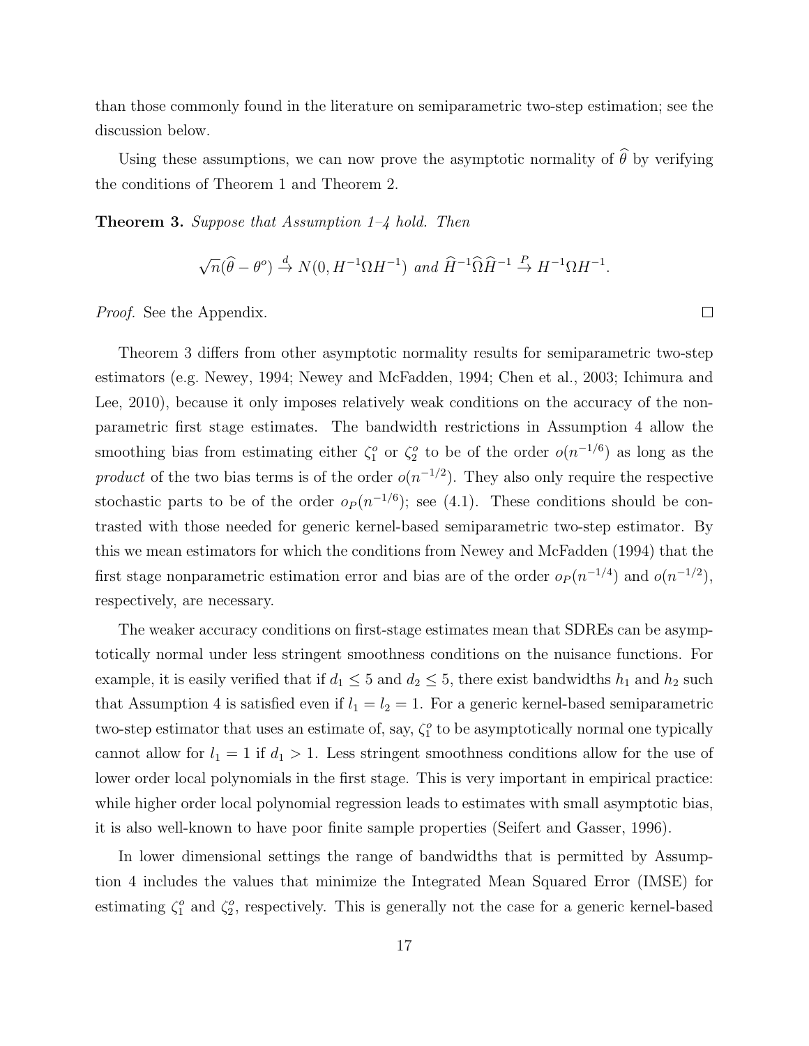than those commonly found in the literature on semiparametric two-step estimation; see the discussion below.

Using these assumptions, we can now prove the asymptotic normality of $\widehat{\theta}$ by verifying the conditions of Theorem 1 and Theorem 2.

**Theorem 3.** *Suppose that Assumption 1–4 hold. Then*

$$\sqrt{n}(\widehat{\theta} - \theta^o) \xrightarrow{d} N(0, H^{-1}\Omega H^{-1}) \text{ and } \widehat{H}^{-1}\widehat{\Omega}\widehat{H}^{-1} \xrightarrow{P} H^{-1}\Omega H^{-1}.$$

*Proof.* See the Appendix. □

Theorem 3 differs from other asymptotic normality results for semiparametric two-step estimators (e.g. Newey, 1994; Newey and McFadden, 1994; Chen et al., 2003; Ichimura and Lee, 2010), because it only imposes relatively weak conditions on the accuracy of the nonparametric first stage estimates. The bandwidth restrictions in Assumption 4 allow the smoothing bias from estimating either $\zeta_1^o$ or $\zeta_2^o$ to be of the order $o(n^{-1/6})$ as long as the *product* of the two bias terms is of the order $o(n^{-1/2})$. They also only require the respective stochastic parts to be of the order $o_P(n^{-1/6})$; see (4.1). These conditions should be contrasted with those needed for generic kernel-based semiparametric two-step estimator. By this we mean estimators for which the conditions from Newey and McFadden (1994) that the first stage nonparametric estimation error and bias are of the order $o_P(n^{-1/4})$ and $o(n^{-1/2})$, respectively, are necessary.

The weaker accuracy conditions on first-stage estimates mean that SDREs can be asymptotically normal under less stringent smoothness conditions on the nuisance functions. For example, it is easily verified that if $d_1 \leq 5$ and $d_2 \leq 5$, there exist bandwidths $h_1$ and $h_2$ such that Assumption 4 is satisfied even if $l_1 = l_2 = 1$. For a generic kernel-based semiparametric two-step estimator that uses an estimate of, say, $\zeta_1^o$ to be asymptotically normal one typically cannot allow for $l_1 = 1$ if $d_1 > 1$. Less stringent smoothness conditions allow for the use of lower order local polynomials in the first stage. This is very important in empirical practice: while higher order local polynomial regression leads to estimates with small asymptotic bias, it is also well-known to have poor finite sample properties (Seifert and Gasser, 1996).

In lower dimensional settings the range of bandwidths that is permitted by Assumption 4 includes the values that minimize the Integrated Mean Squared Error (IMSE) for estimating $\zeta_1^o$ and $\zeta_2^o$, respectively. This is generally not the case for a generic kernel-based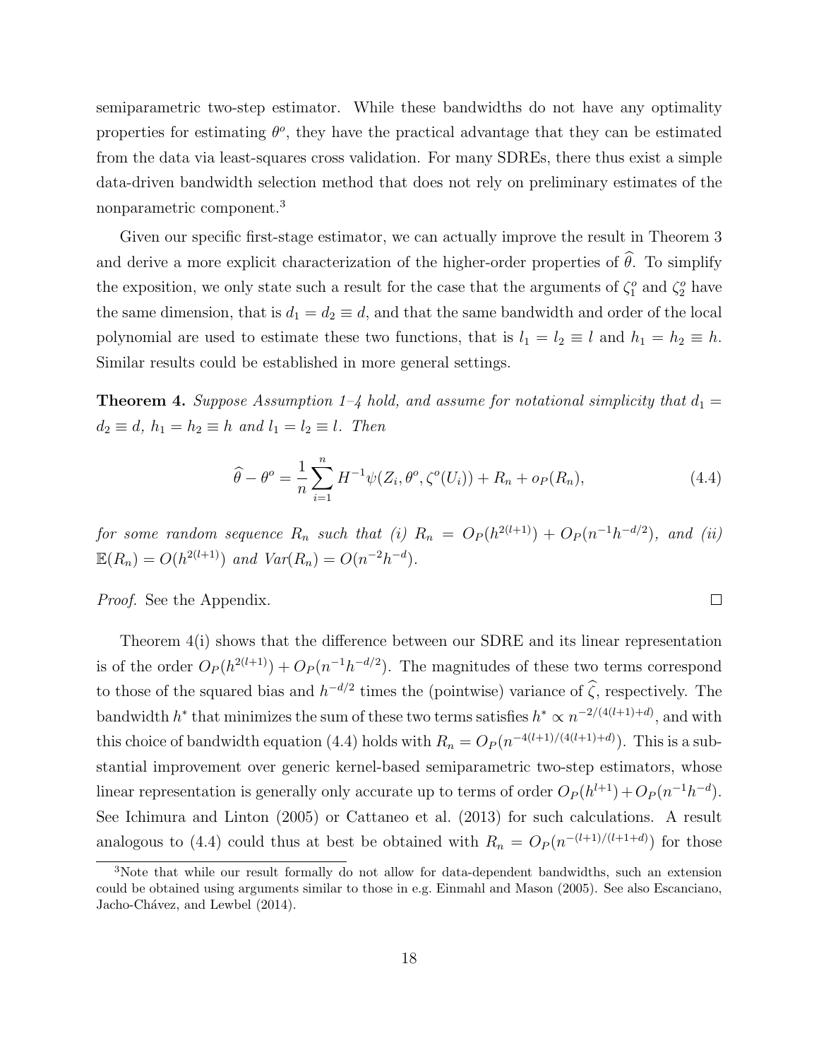semiparametric two-step estimator. While these bandwidths do not have any optimality properties for estimating $\theta^o$, they have the practical advantage that they can be estimated from the data via least-squares cross validation. For many SDREs, there thus exist a simple data-driven bandwidth selection method that does not rely on preliminary estimates of the nonparametric component.[3]

Given our specific first-stage estimator, we can actually improve the result in Theorem 3 and derive a more explicit characterization of the higher-order properties of $\widehat{\theta}$. To simplify the exposition, we only state such a result for the case that the arguments of $\zeta_1^o$ and $\zeta_2^o$ have the same dimension, that is $d_1 = d_2 \equiv d$, and that the same bandwidth and order of the local polynomial are used to estimate these two functions, that is $l_1 = l_2 \equiv l$ and $h_1 = h_2 \equiv h$. Similar results could be established in more general settings.

**Theorem 4.** *Suppose Assumption 1–4 hold, and assume for notational simplicity that $d_1 = d_2 \equiv d$, $h_1 = h_2 \equiv h$ and $l_1 = l_2 \equiv l$. Then*

$$\widehat{\theta} - \theta^o = \frac{1}{n}\sum_{i=1}^{n} H^{-1}\psi(Z_i, \theta^o, \zeta^o(U_i)) + R_n + o_P(R_n), \tag{4.4}$$

*for some random sequence $R_n$ such that (i) $R_n = O_P(h^{2(l+1)}) + O_P(n^{-1}h^{-d/2})$, and (ii) $\mathbb{E}(R_n) = O(h^{2(l+1)})$ and $Var(R_n) = O(n^{-2}h^{-d})$.*

*Proof.* See the Appendix. ∎

Theorem 4(i) shows that the difference between our SDRE and its linear representation is of the order $O_P(h^{2(l+1)}) + O_P(n^{-1}h^{-d/2})$. The magnitudes of these two terms correspond to those of the squared bias and $h^{-d/2}$ times the (pointwise) variance of $\widehat{\zeta}$, respectively. The bandwidth $h^*$ that minimizes the sum of these two terms satisfies $h^* \propto n^{-2/(4(l+1)+d)}$, and with this choice of bandwidth equation (4.4) holds with $R_n = O_P(n^{-4(l+1)/(4(l+1)+d)})$. This is a substantial improvement over generic kernel-based semiparametric two-step estimators, whose linear representation is generally only accurate up to terms of order $O_P(h^{l+1}) + O_P(n^{-1}h^{-d})$. See Ichimura and Linton (2005) or Cattaneo et al. (2013) for such calculations. A result analogous to (4.4) could thus at best be obtained with $R_n = O_P(n^{-(l+1)/(l+1+d)})$ for those

[3] Note that while our result formally do not allow for data-dependent bandwidths, such an extension could be obtained using arguments similar to those in e.g. Einmahl and Mason (2005). See also Escanciano, Jacho-Chávez, and Lewbel (2014).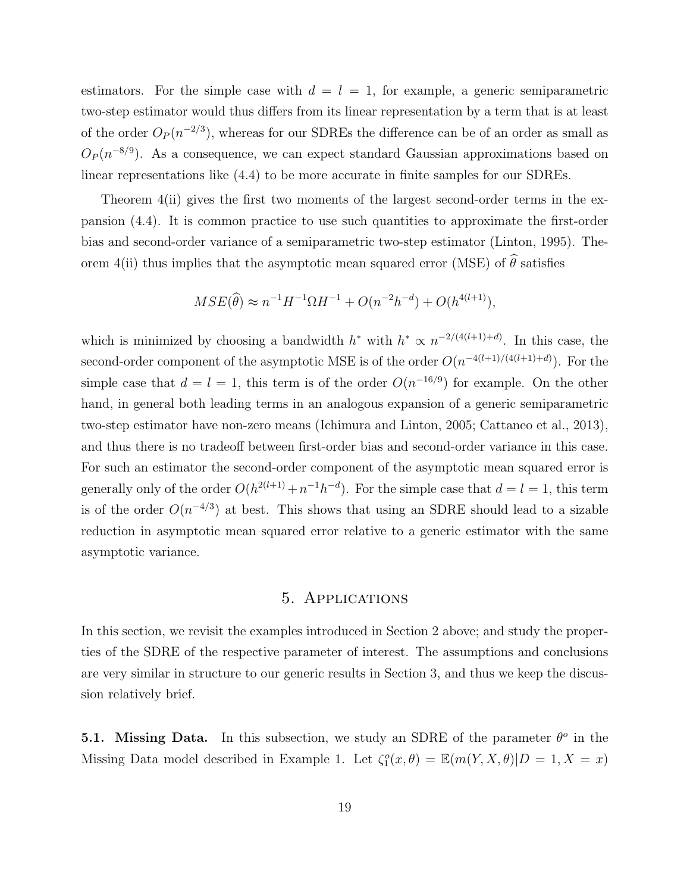estimators. For the simple case with $d = l = 1$, for example, a generic semiparametric two-step estimator would thus differs from its linear representation by a term that is at least of the order $O_P(n^{-2/3})$, whereas for our SDREs the difference can be of an order as small as $O_P(n^{-8/9})$. As a consequence, we can expect standard Gaussian approximations based on linear representations like (4.4) to be more accurate in finite samples for our SDREs.

Theorem 4(ii) gives the first two moments of the largest second-order terms in the expansion (4.4). It is common practice to use such quantities to approximate the first-order bias and second-order variance of a semiparametric two-step estimator (Linton, 1995). Theorem 4(ii) thus implies that the asymptotic mean squared error (MSE) of $\widehat{\theta}$ satisfies

$$MSE(\widehat{\theta}) \approx n^{-1}H^{-1}\Omega H^{-1} + O(n^{-2}h^{-d}) + O(h^{4(l+1)}),$$

which is minimized by choosing a bandwidth $h^*$ with $h^* \propto n^{-2/(4(l+1)+d)}$. In this case, the second-order component of the asymptotic MSE is of the order $O(n^{-4(l+1)/(4(l+1)+d)})$. For the simple case that $d = l = 1$, this term is of the order $O(n^{-16/9})$ for example. On the other hand, in general both leading terms in an analogous expansion of a generic semiparametric two-step estimator have non-zero means (Ichimura and Linton, 2005; Cattaneo et al., 2013), and thus there is no tradeoff between first-order bias and second-order variance in this case. For such an estimator the second-order component of the asymptotic mean squared error is generally only of the order $O(h^{2(l+1)} + n^{-1}h^{-d})$. For the simple case that $d = l = 1$, this term is of the order $O(n^{-4/3})$ at best. This shows that using an SDRE should lead to a sizable reduction in asymptotic mean squared error relative to a generic estimator with the same asymptotic variance.

## 5. Applications

In this section, we revisit the examples introduced in Section 2 above; and study the properties of the SDRE of the respective parameter of interest. The assumptions and conclusions are very similar in structure to our generic results in Section 3, and thus we keep the discussion relatively brief.

**5.1. Missing Data.** In this subsection, we study an SDRE of the parameter $\theta^o$ in the Missing Data model described in Example 1. Let $\zeta_1^o(x, \theta) = \mathbb{E}(m(Y, X, \theta)|D = 1, X = x)$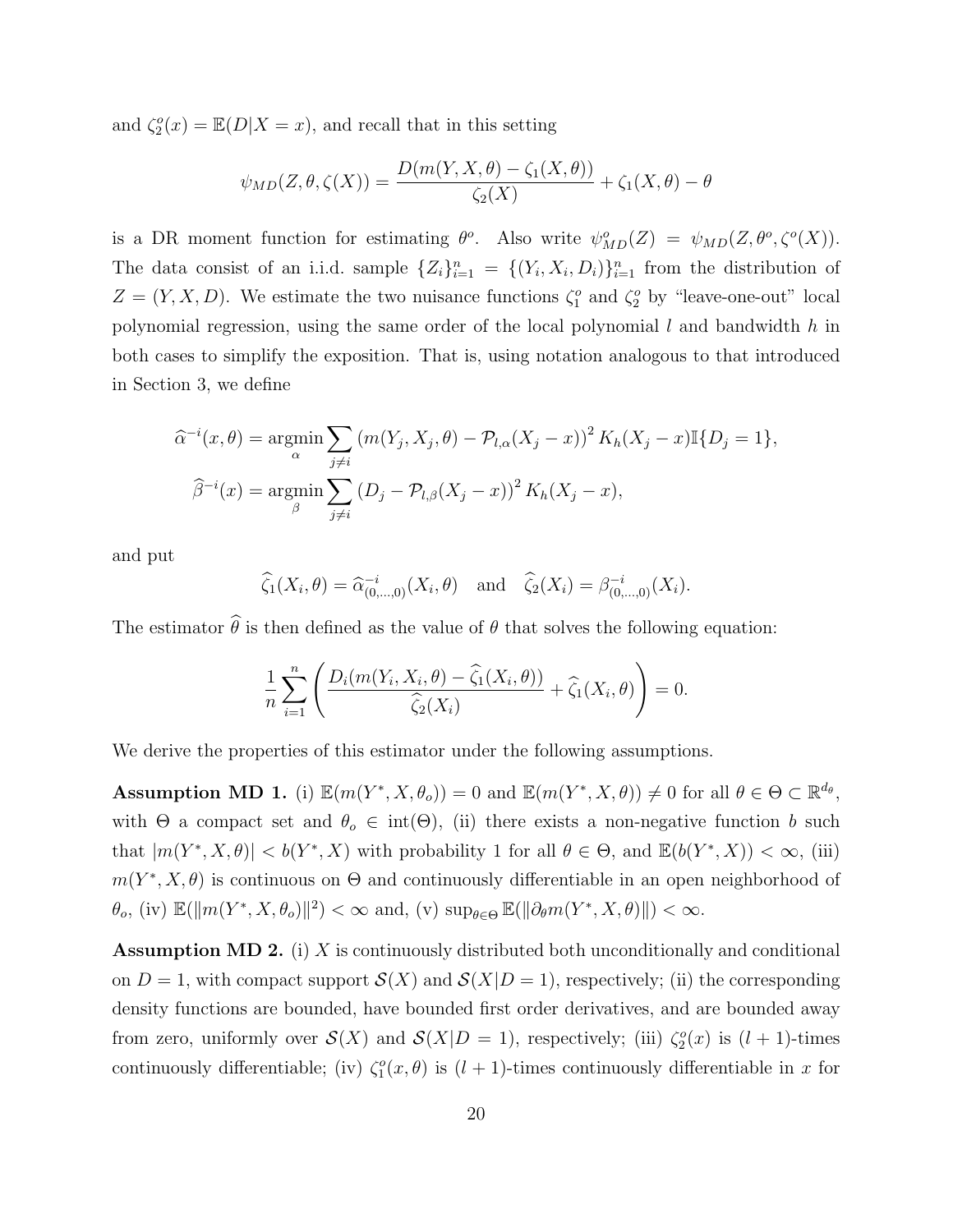and $\zeta_2^o(x) = \mathbb{E}(D|X = x)$, and recall that in this setting

$$\psi_{MD}(Z, \theta, \zeta(X)) = \frac{D(m(Y, X, \theta) - \zeta_1(X, \theta))}{\zeta_2(X)} + \zeta_1(X, \theta) - \theta$$

is a DR moment function for estimating $\theta^o$. Also write $\psi_{MD}^o(Z) = \psi_{MD}(Z, \theta^o, \zeta^o(X))$. The data consist of an i.i.d. sample $\{Z_i\}_{i=1}^n = \{(Y_i, X_i, D_i)\}_{i=1}^n$ from the distribution of $Z = (Y, X, D)$. We estimate the two nuisance functions $\zeta_1^o$ and $\zeta_2^o$ by "leave-one-out" local polynomial regression, using the same order of the local polynomial $l$ and bandwidth $h$ in both cases to simplify the exposition. That is, using notation analogous to that introduced in Section 3, we define

$$\widehat{\alpha}^{-i}(x, \theta) = \underset{\alpha}{\operatorname{argmin}} \sum_{j \neq i} \left(m(Y_j, X_j, \theta) - \mathcal{P}_{l,\alpha}(X_j - x)\right)^2 K_h(X_j - x)\mathbb{I}\{D_j = 1\},$$
$$\widehat{\beta}^{-i}(x) = \underset{\beta}{\operatorname{argmin}} \sum_{j \neq i} \left(D_j - \mathcal{P}_{l,\beta}(X_j - x)\right)^2 K_h(X_j - x),$$

and put

$$\widehat{\zeta}_1(X_i, \theta) = \widehat{\alpha}^{-i}_{(0,\ldots,0)}(X_i, \theta) \quad \text{and} \quad \widehat{\zeta}_2(X_i) = \beta^{-i}_{(0,\ldots,0)}(X_i).$$

The estimator $\widehat{\theta}$ is then defined as the value of $\theta$ that solves the following equation:

$$\frac{1}{n}\sum_{i=1}^{n} \left( \frac{D_i(m(Y_i, X_i, \theta) - \widehat{\zeta}_1(X_i, \theta))}{\widehat{\zeta}_2(X_i)} + \widehat{\zeta}_1(X_i, \theta) \right) = 0.$$

We derive the properties of this estimator under the following assumptions.

**Assumption MD 1.** (i) $\mathbb{E}(m(Y^*, X, \theta_o)) = 0$ and $\mathbb{E}(m(Y^*, X, \theta)) \neq 0$ for all $\theta \in \Theta \subset \mathbb{R}^{d_\theta}$, with $\Theta$ a compact set and $\theta_o \in \text{int}(\Theta)$, (ii) there exists a non-negative function $b$ such that $|m(Y^*, X, \theta)| < b(Y^*, X)$ with probability 1 for all $\theta \in \Theta$, and $\mathbb{E}(b(Y^*, X)) < \infty$, (iii) $m(Y^*, X, \theta)$ is continuous on $\Theta$ and continuously differentiable in an open neighborhood of $\theta_o$, (iv) $\mathbb{E}(\|m(Y^*, X, \theta_o)\|^2) < \infty$ and, (v) $\sup_{\theta \in \Theta} \mathbb{E}(\|\partial_\theta m(Y^*, X, \theta)\|) < \infty$.

**Assumption MD 2.** (i) $X$ is continuously distributed both unconditionally and conditional on $D = 1$, with compact support $\mathcal{S}(X)$ and $\mathcal{S}(X|D = 1)$, respectively; (ii) the corresponding density functions are bounded, have bounded first order derivatives, and are bounded away from zero, uniformly over $\mathcal{S}(X)$ and $\mathcal{S}(X|D = 1)$, respectively; (iii) $\zeta_2^o(x)$ is $(l + 1)$-times continuously differentiable; (iv) $\zeta_1^o(x, \theta)$ is $(l + 1)$-times continuously differentiable in $x$ for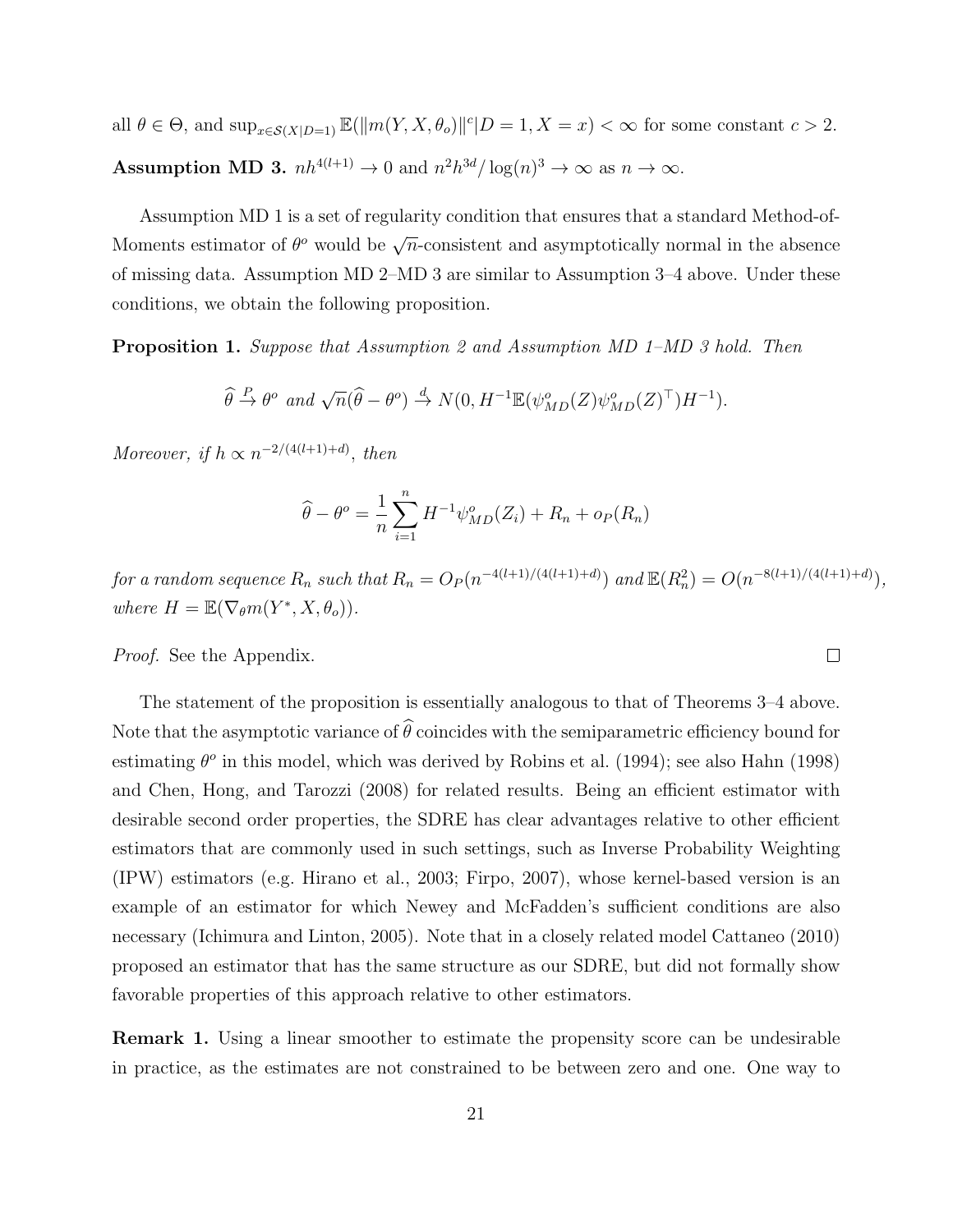all $\theta \in \Theta$, and $\sup_{x \in \mathcal{S}(X|D=1)} \mathbb{E}(\|m(Y, X, \theta_o)\|^c | D = 1, X = x) < \infty$ for some constant $c > 2$.

**Assumption MD 3.** $nh^{4(l+1)} \to 0$ and $n^2 h^{3d} / \log(n)^3 \to \infty$ as $n \to \infty$.

Assumption MD 1 is a set of regularity condition that ensures that a standard Method-of-Moments estimator of $\theta^o$ would be $\sqrt{n}$-consistent and asymptotically normal in the absence of missing data. Assumption MD 2–MD 3 are similar to Assumption 3–4 above. Under these conditions, we obtain the following proposition.

**Proposition 1.** *Suppose that Assumption 2 and Assumption MD 1–MD 3 hold. Then*

$$\widehat{\theta} \xrightarrow{P} \theta^o \text{ and } \sqrt{n}(\widehat{\theta} - \theta^o) \xrightarrow{d} N(0, H^{-1}\mathbb{E}(\psi^o_{MD}(Z)\psi^o_{MD}(Z)^\top)H^{-1}).$$

*Moreover, if $h \propto n^{-2/(4(l+1)+d)}$, then*

$$\widehat{\theta} - \theta^o = \frac{1}{n}\sum_{i=1}^{n} H^{-1}\psi^o_{MD}(Z_i) + R_n + o_P(R_n)$$

*for a random sequence $R_n$ such that $R_n = O_P(n^{-4(l+1)/(4(l+1)+d)})$ and $\mathbb{E}(R_n^2) = O(n^{-8(l+1)/(4(l+1)+d)})$, where $H = \mathbb{E}(\nabla_\theta m(Y^*, X, \theta_o))$.*

*Proof.* See the Appendix. □

The statement of the proposition is essentially analogous to that of Theorems 3–4 above. Note that the asymptotic variance of $\widehat{\theta}$ coincides with the semiparametric efficiency bound for estimating $\theta^o$ in this model, which was derived by Robins et al. (1994); see also Hahn (1998) and Chen, Hong, and Tarozzi (2008) for related results. Being an efficient estimator with desirable second order properties, the SDRE has clear advantages relative to other efficient estimators that are commonly used in such settings, such as Inverse Probability Weighting (IPW) estimators (e.g. Hirano et al., 2003; Firpo, 2007), whose kernel-based version is an example of an estimator for which Newey and McFadden's sufficient conditions are also necessary (Ichimura and Linton, 2005). Note that in a closely related model Cattaneo (2010) proposed an estimator that has the same structure as our SDRE, but did not formally show favorable properties of this approach relative to other estimators.

**Remark 1.** Using a linear smoother to estimate the propensity score can be undesirable in practice, as the estimates are not constrained to be between zero and one. One way to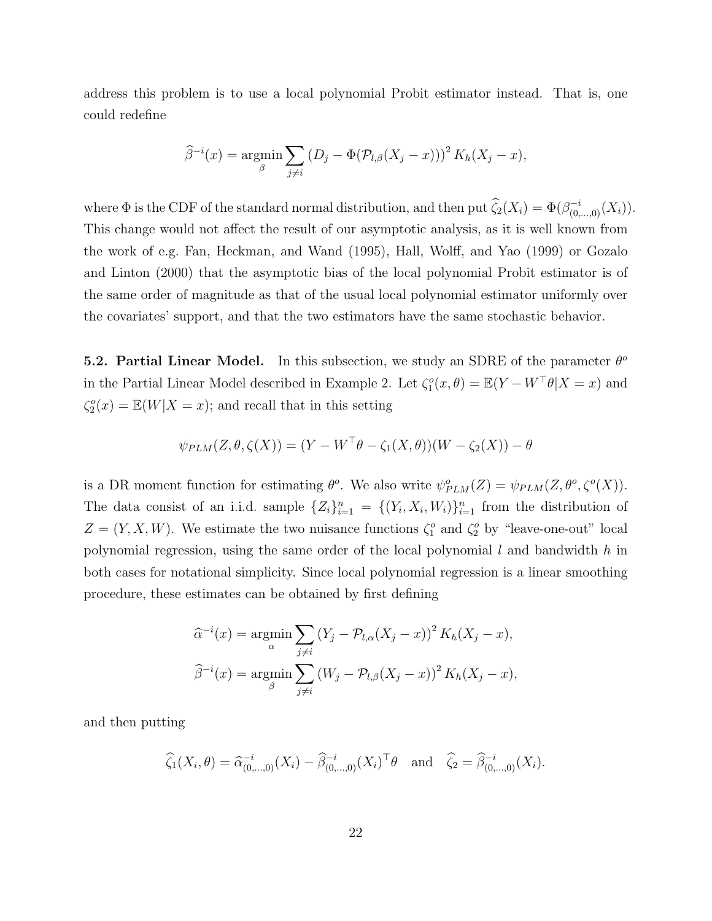address this problem is to use a local polynomial Probit estimator instead. That is, one could redefine

$$\widehat{\beta}^{-i}(x) = \underset{\beta}{\operatorname{argmin}} \sum_{j \neq i} \left(D_j - \Phi(\mathcal{P}_{l,\beta}(X_j - x))\right)^2 K_h(X_j - x),$$

where $\Phi$ is the CDF of the standard normal distribution, and then put $\widehat{\zeta}_2(X_i) = \Phi(\beta^{-i}_{(0,\dots,0)}(X_i))$. This change would not affect the result of our asymptotic analysis, as it is well known from the work of e.g. Fan, Heckman, and Wand (1995), Hall, Wolff, and Yao (1999) or Gozalo and Linton (2000) that the asymptotic bias of the local polynomial Probit estimator is of the same order of magnitude as that of the usual local polynomial estimator uniformly over the covariates' support, and that the two estimators have the same stochastic behavior.

**5.2. Partial Linear Model.** In this subsection, we study an SDRE of the parameter $\theta^o$ in the Partial Linear Model described in Example 2. Let $\zeta^o_1(x, \theta) = \mathbb{E}(Y - W^\top \theta | X = x)$ and $\zeta^o_2(x) = \mathbb{E}(W | X = x)$; and recall that in this setting

$$\psi_{PLM}(Z, \theta, \zeta(X)) = (Y - W^\top \theta - \zeta_1(X, \theta))(W - \zeta_2(X)) - \theta$$

is a DR moment function for estimating $\theta^o$. We also write $\psi^o_{PLM}(Z) = \psi_{PLM}(Z, \theta^o, \zeta^o(X))$. The data consist of an i.i.d. sample $\{Z_i\}_{i=1}^n = \{(Y_i, X_i, W_i)\}_{i=1}^n$ from the distribution of $Z = (Y, X, W)$. We estimate the two nuisance functions $\zeta^o_1$ and $\zeta^o_2$ by "leave-one-out" local polynomial regression, using the same order of the local polynomial $l$ and bandwidth $h$ in both cases for notational simplicity. Since local polynomial regression is a linear smoothing procedure, these estimates can be obtained by first defining

$$\widehat{\alpha}^{-i}(x) = \underset{\alpha}{\operatorname{argmin}} \sum_{j \neq i} \left(Y_j - \mathcal{P}_{l,\alpha}(X_j - x)\right)^2 K_h(X_j - x),$$

$$\widehat{\beta}^{-i}(x) = \underset{\beta}{\operatorname{argmin}} \sum_{j \neq i} \left(W_j - \mathcal{P}_{l,\beta}(X_j - x)\right)^2 K_h(X_j - x),$$

and then putting

$$\widehat{\zeta}_1(X_i, \theta) = \widehat{\alpha}^{-i}_{(0,\dots,0)}(X_i) - \widehat{\beta}^{-i}_{(0,\dots,0)}(X_i)^\top \theta \quad \text{and} \quad \widehat{\zeta}_2 = \widehat{\beta}^{-i}_{(0,\dots,0)}(X_i).$$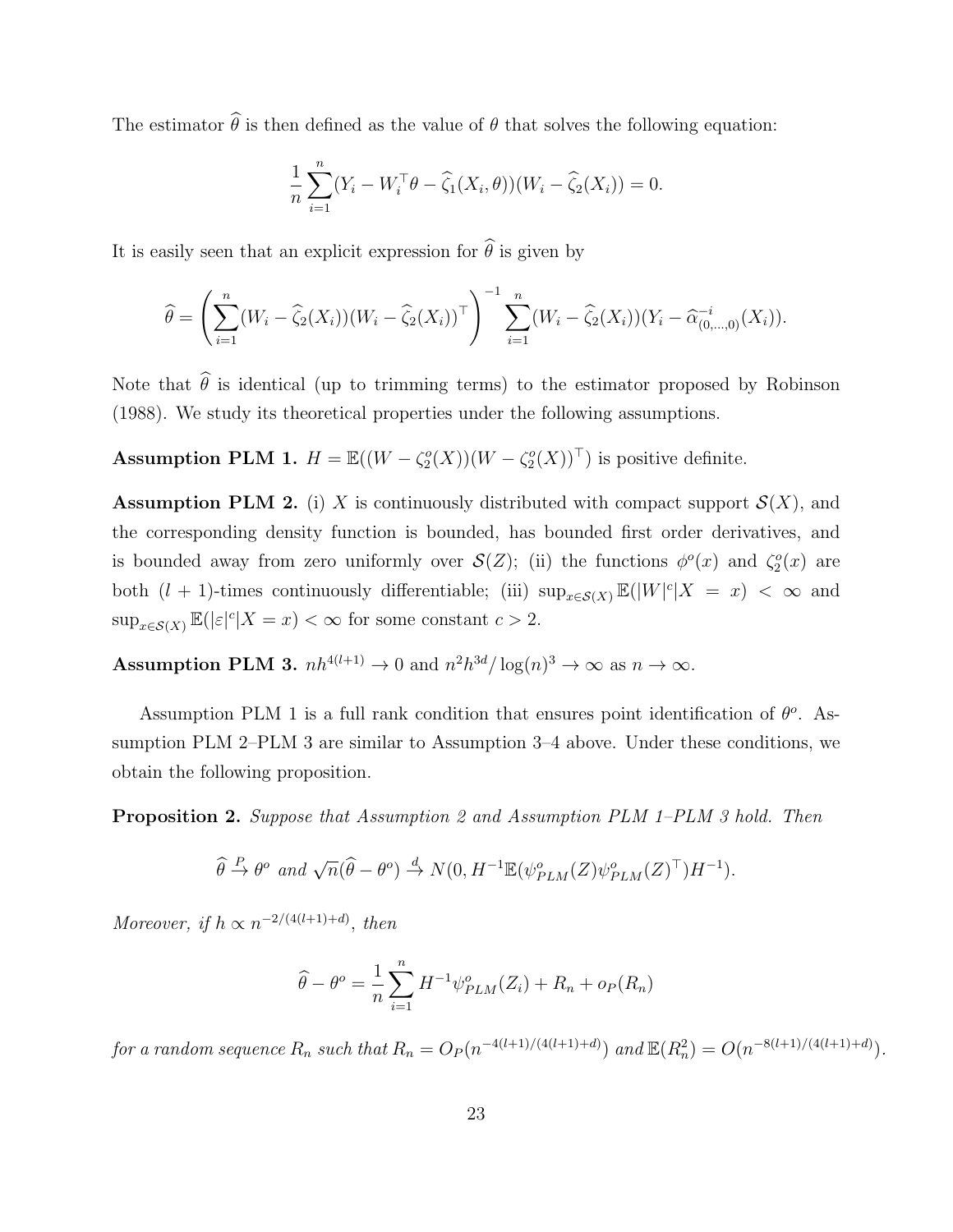The estimator $\widehat{\theta}$ is then defined as the value of $\theta$ that solves the following equation:

$$\frac{1}{n}\sum_{i=1}^{n}(Y_i - W_i^\top \theta - \widehat{\zeta}_1(X_i,\theta))(W_i - \widehat{\zeta}_2(X_i)) = 0.$$

It is easily seen that an explicit expression for $\widehat{\theta}$ is given by

$$\widehat{\theta} = \left(\sum_{i=1}^{n}(W_i - \widehat{\zeta}_2(X_i))(W_i - \widehat{\zeta}_2(X_i))^\top\right)^{-1}\sum_{i=1}^{n}(W_i - \widehat{\zeta}_2(X_i))(Y_i - \widehat{\alpha}^{-i}_{(0,\dots,0)}(X_i)).$$

Note that $\widehat{\theta}$ is identical (up to trimming terms) to the estimator proposed by Robinson (1988). We study its theoretical properties under the following assumptions.

**Assumption PLM 1.** $H = \mathbb{E}((W - \zeta_2^o(X))(W - \zeta_2^o(X))^\top)$ is positive definite.

**Assumption PLM 2.** (i) $X$ is continuously distributed with compact support $\mathcal{S}(X)$, and the corresponding density function is bounded, has bounded first order derivatives, and is bounded away from zero uniformly over $\mathcal{S}(Z)$; (ii) the functions $\phi^o(x)$ and $\zeta_2^o(x)$ are both $(l+1)$-times continuously differentiable; (iii) $\sup_{x\in\mathcal{S}(X)}\mathbb{E}(|W|^c|X = x) < \infty$ and $\sup_{x\in\mathcal{S}(X)}\mathbb{E}(|\varepsilon|^c|X = x) < \infty$ for some constant $c > 2$.

**Assumption PLM 3.** $nh^{4(l+1)} \to 0$ and $n^2h^{3d}/\log(n)^3 \to \infty$ as $n \to \infty$.

Assumption PLM 1 is a full rank condition that ensures point identification of $\theta^o$. Assumption PLM 2–PLM 3 are similar to Assumption 3–4 above. Under these conditions, we obtain the following proposition.

**Proposition 2.** *Suppose that Assumption 2 and Assumption PLM 1–PLM 3 hold. Then*

$$\widehat{\theta} \xrightarrow{P} \theta^o \text{ and } \sqrt{n}(\widehat{\theta} - \theta^o) \xrightarrow{d} N(0, H^{-1}\mathbb{E}(\psi^o_{PLM}(Z)\psi^o_{PLM}(Z)^\top)H^{-1}).$$

*Moreover, if* $h \propto n^{-2/(4(l+1)+d)}$, *then*

$$\widehat{\theta} - \theta^o = \frac{1}{n}\sum_{i=1}^{n} H^{-1}\psi^o_{PLM}(Z_i) + R_n + o_P(R_n)$$

*for a random sequence* $R_n$ *such that* $R_n = O_P(n^{-4(l+1)/(4(l+1)+d)})$ *and* $\mathbb{E}(R_n^2) = O(n^{-8(l+1)/(4(l+1)+d)})$.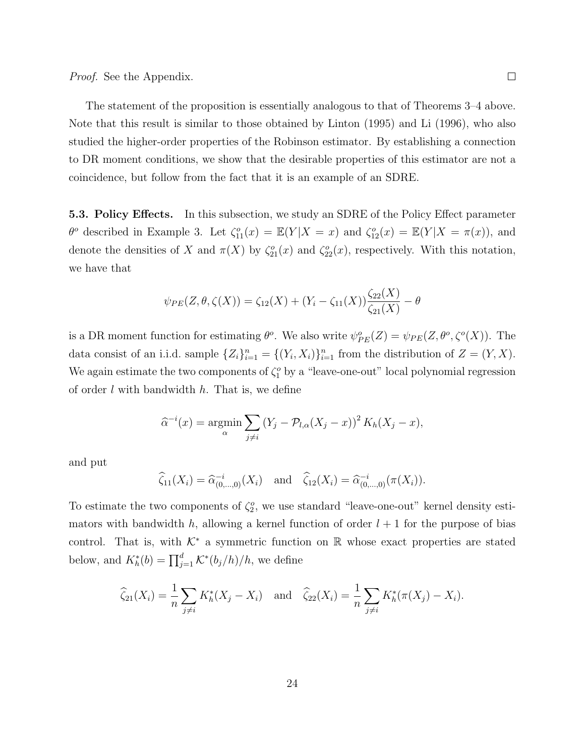*Proof.* See the Appendix. □

The statement of the proposition is essentially analogous to that of Theorems 3–4 above. Note that this result is similar to those obtained by Linton (1995) and Li (1996), who also studied the higher-order properties of the Robinson estimator. By establishing a connection to DR moment conditions, we show that the desirable properties of this estimator are not a coincidence, but follow from the fact that it is an example of an SDRE.

**5.3. Policy Effects.** In this subsection, we study an SDRE of the Policy Effect parameter $\theta^o$ described in Example 3. Let $\zeta_{11}^o(x) = \mathbb{E}(Y|X = x)$ and $\zeta_{12}^o(x) = \mathbb{E}(Y|X = \pi(x))$, and denote the densities of $X$ and $\pi(X)$ by $\zeta_{21}^o(x)$ and $\zeta_{22}^o(x)$, respectively. With this notation, we have that

$$\psi_{PE}(Z, \theta, \zeta(X)) = \zeta_{12}(X) + (Y_i - \zeta_{11}(X))\frac{\zeta_{22}(X)}{\zeta_{21}(X)} - \theta$$

is a DR moment function for estimating $\theta^o$. We also write $\psi_{PE}^o(Z) = \psi_{PE}(Z, \theta^o, \zeta^o(X))$. The data consist of an i.i.d. sample $\{Z_i\}_{i=1}^n = \{(Y_i, X_i)\}_{i=1}^n$ from the distribution of $Z = (Y, X)$. We again estimate the two components of $\zeta_1^o$ by a "leave-one-out" local polynomial regression of order $l$ with bandwidth $h$. That is, we define

$$\widehat{\alpha}^{-i}(x) = \operatorname*{argmin}_{\alpha} \sum_{j \neq i} (Y_j - \mathcal{P}_{l,\alpha}(X_j - x))^2 K_h(X_j - x),$$

and put

$$\widehat{\zeta}_{11}(X_i) = \widehat{\alpha}_{(0,\ldots,0)}^{-i}(X_i) \quad \text{and} \quad \widehat{\zeta}_{12}(X_i) = \widehat{\alpha}_{(0,\ldots,0)}^{-i}(\pi(X_i)).$$

To estimate the two components of $\zeta_2^o$, we use standard "leave-one-out" kernel density estimators with bandwidth $h$, allowing a kernel function of order $l + 1$ for the purpose of bias control. That is, with $\mathcal{K}^*$ a symmetric function on $\mathbb{R}$ whose exact properties are stated below, and $K_h^*(b) = \prod_{j=1}^d \mathcal{K}^*(b_j/h)/h$, we define

$$\widehat{\zeta}_{21}(X_i) = \frac{1}{n} \sum_{j \neq i} K_h^*(X_j - X_i) \quad \text{and} \quad \widehat{\zeta}_{22}(X_i) = \frac{1}{n} \sum_{j \neq i} K_h^*(\pi(X_j) - X_i).$$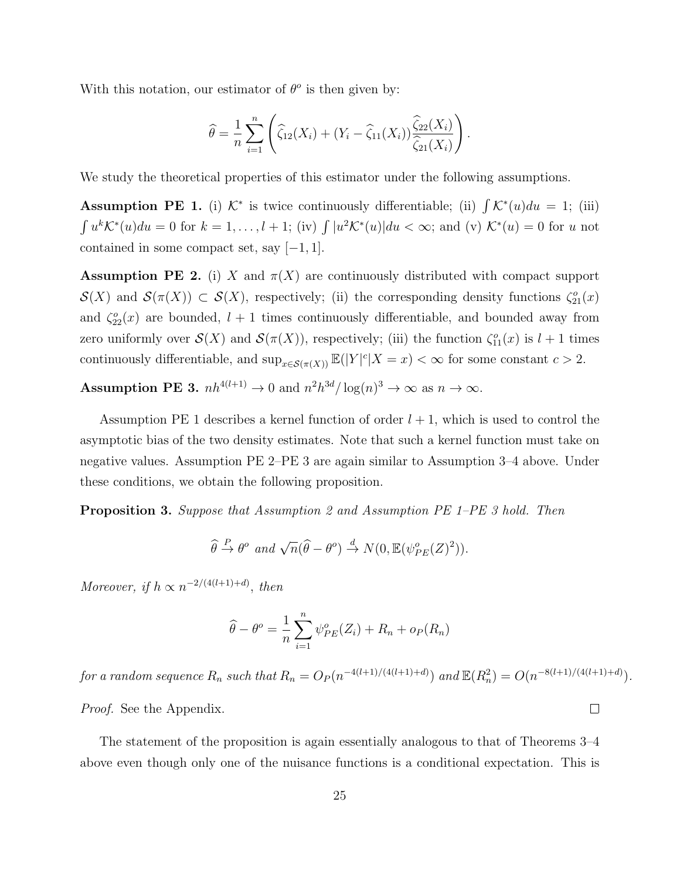With this notation, our estimator of $\theta^o$ is then given by:

$$\widehat{\theta} = \frac{1}{n} \sum_{i=1}^{n} \left( \widehat{\zeta}_{12}(X_i) + (Y_i - \widehat{\zeta}_{11}(X_i)) \frac{\widehat{\zeta}_{22}(X_i)}{\widehat{\zeta}_{21}(X_i)} \right).$$

We study the theoretical properties of this estimator under the following assumptions.

**Assumption PE 1.** (i) $\mathcal{K}^*$ is twice continuously differentiable; (ii) $\int \mathcal{K}^*(u)du = 1$; (iii) $\int u^k \mathcal{K}^*(u)du = 0$ for $k = 1, \ldots, l+1$; (iv) $\int |u^2 \mathcal{K}^*(u)|du < \infty$; and (v) $\mathcal{K}^*(u) = 0$ for $u$ not contained in some compact set, say $[-1, 1]$.

**Assumption PE 2.** (i) $X$ and $\pi(X)$ are continuously distributed with compact support $\mathcal{S}(X)$ and $\mathcal{S}(\pi(X)) \subset \mathcal{S}(X)$, respectively; (ii) the corresponding density functions $\zeta_{21}^o(x)$ and $\zeta_{22}^o(x)$ are bounded, $l+1$ times continuously differentiable, and bounded away from zero uniformly over $\mathcal{S}(X)$ and $\mathcal{S}(\pi(X))$, respectively; (iii) the function $\zeta_{11}^o(x)$ is $l+1$ times continuously differentiable, and $\sup_{x \in \mathcal{S}(\pi(X))} \mathbb{E}(|Y|^c | X = x) < \infty$ for some constant $c > 2$.

**Assumption PE 3.** $nh^{4(l+1)} \to 0$ and $n^2 h^{3d} / \log(n)^3 \to \infty$ as $n \to \infty$.

Assumption PE 1 describes a kernel function of order $l+1$, which is used to control the asymptotic bias of the two density estimates. Note that such a kernel function must take on negative values. Assumption PE 2–PE 3 are again similar to Assumption 3–4 above. Under these conditions, we obtain the following proposition.

**Proposition 3.** *Suppose that Assumption 2 and Assumption PE 1–PE 3 hold. Then*

$$\widehat{\theta} \xrightarrow{P} \theta^o \text{ and } \sqrt{n}(\widehat{\theta} - \theta^o) \xrightarrow{d} N(0, \mathbb{E}(\psi_{PE}^o(Z)^2)).$$

*Moreover, if $h \propto n^{-2/(4(l+1)+d)}$, then*

$$\widehat{\theta} - \theta^o = \frac{1}{n} \sum_{i=1}^{n} \psi_{PE}^o(Z_i) + R_n + o_P(R_n)$$

*for a random sequence $R_n$ such that $R_n = O_P(n^{-4(l+1)/(4(l+1)+d)})$ and $\mathbb{E}(R_n^2) = O(n^{-8(l+1)/(4(l+1)+d)})$.*

*Proof.* See the Appendix. $\square$

The statement of the proposition is again essentially analogous to that of Theorems 3–4 above even though only one of the nuisance functions is a conditional expectation. This is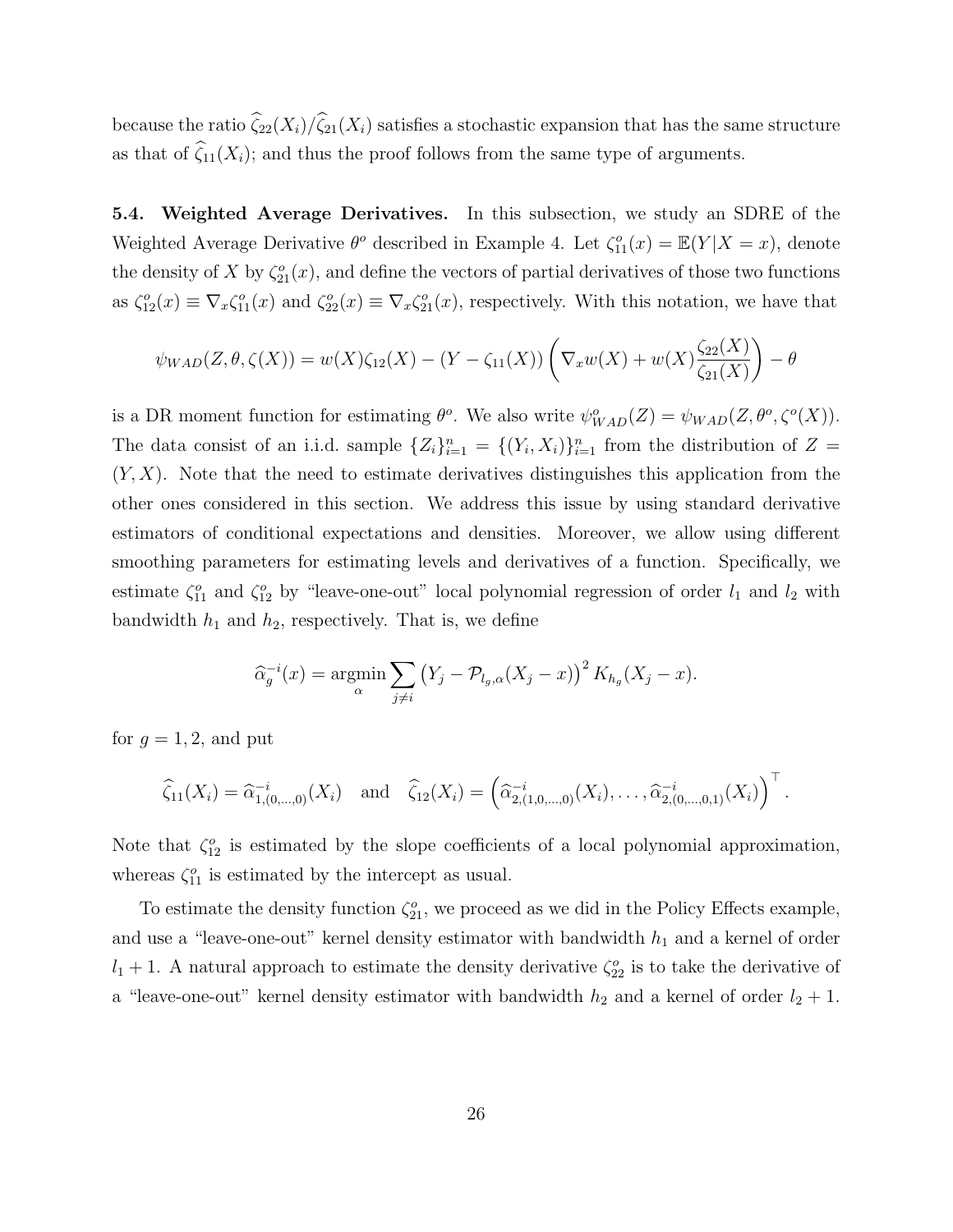because the ratio $\widehat{\zeta}_{22}(X_i)/\widehat{\zeta}_{21}(X_i)$ satisfies a stochastic expansion that has the same structure as that of $\widehat{\zeta}_{11}(X_i)$; and thus the proof follows from the same type of arguments.

**5.4. Weighted Average Derivatives.** In this subsection, we study an SDRE of the Weighted Average Derivative $\theta^o$ described in Example 4. Let $\zeta_{11}^o(x) = \mathbb{E}(Y|X=x)$, denote the density of $X$ by $\zeta_{21}^o(x)$, and define the vectors of partial derivatives of those two functions as $\zeta_{12}^o(x) \equiv \nabla_x \zeta_{11}^o(x)$ and $\zeta_{22}^o(x) \equiv \nabla_x \zeta_{21}^o(x)$, respectively. With this notation, we have that

$$\psi_{WAD}(Z, \theta, \zeta(X)) = w(X)\zeta_{12}(X) - (Y - \zeta_{11}(X))\left(\nabla_x w(X) + w(X)\frac{\zeta_{22}(X)}{\zeta_{21}(X)}\right) - \theta$$

is a DR moment function for estimating $\theta^o$. We also write $\psi_{WAD}^o(Z) = \psi_{WAD}(Z, \theta^o, \zeta^o(X))$. The data consist of an i.i.d. sample $\{Z_i\}_{i=1}^n = \{(Y_i, X_i)\}_{i=1}^n$ from the distribution of $Z = (Y, X)$. Note that the need to estimate derivatives distinguishes this application from the other ones considered in this section. We address this issue by using standard derivative estimators of conditional expectations and densities. Moreover, we allow using different smoothing parameters for estimating levels and derivatives of a function. Specifically, we estimate $\zeta_{11}^o$ and $\zeta_{12}^o$ by "leave-one-out" local polynomial regression of order $l_1$ and $l_2$ with bandwidth $h_1$ and $h_2$, respectively. That is, we define

$$\widehat{\alpha}_g^{-i}(x) = \underset{\alpha}{\operatorname{argmin}} \sum_{j \neq i} \left(Y_j - \mathcal{P}_{l_g,\alpha}(X_j - x)\right)^2 K_{h_g}(X_j - x).$$

for $g = 1, 2$, and put

$$\widehat{\zeta}_{11}(X_i) = \widehat{\alpha}_{1,(0,\ldots,0)}^{-i}(X_i) \quad \text{and} \quad \widehat{\zeta}_{12}(X_i) = \left(\widehat{\alpha}_{2,(1,0,\ldots,0)}^{-i}(X_i), \ldots, \widehat{\alpha}_{2,(0,\ldots,0,1)}^{-i}(X_i)\right)^\top.$$

Note that $\zeta_{12}^o$ is estimated by the slope coefficients of a local polynomial approximation, whereas $\zeta_{11}^o$ is estimated by the intercept as usual.

To estimate the density function $\zeta_{21}^o$, we proceed as we did in the Policy Effects example, and use a "leave-one-out" kernel density estimator with bandwidth $h_1$ and a kernel of order $l_1 + 1$. A natural approach to estimate the density derivative $\zeta_{22}^o$ is to take the derivative of a "leave-one-out" kernel density estimator with bandwidth $h_2$ and a kernel of order $l_2 + 1$.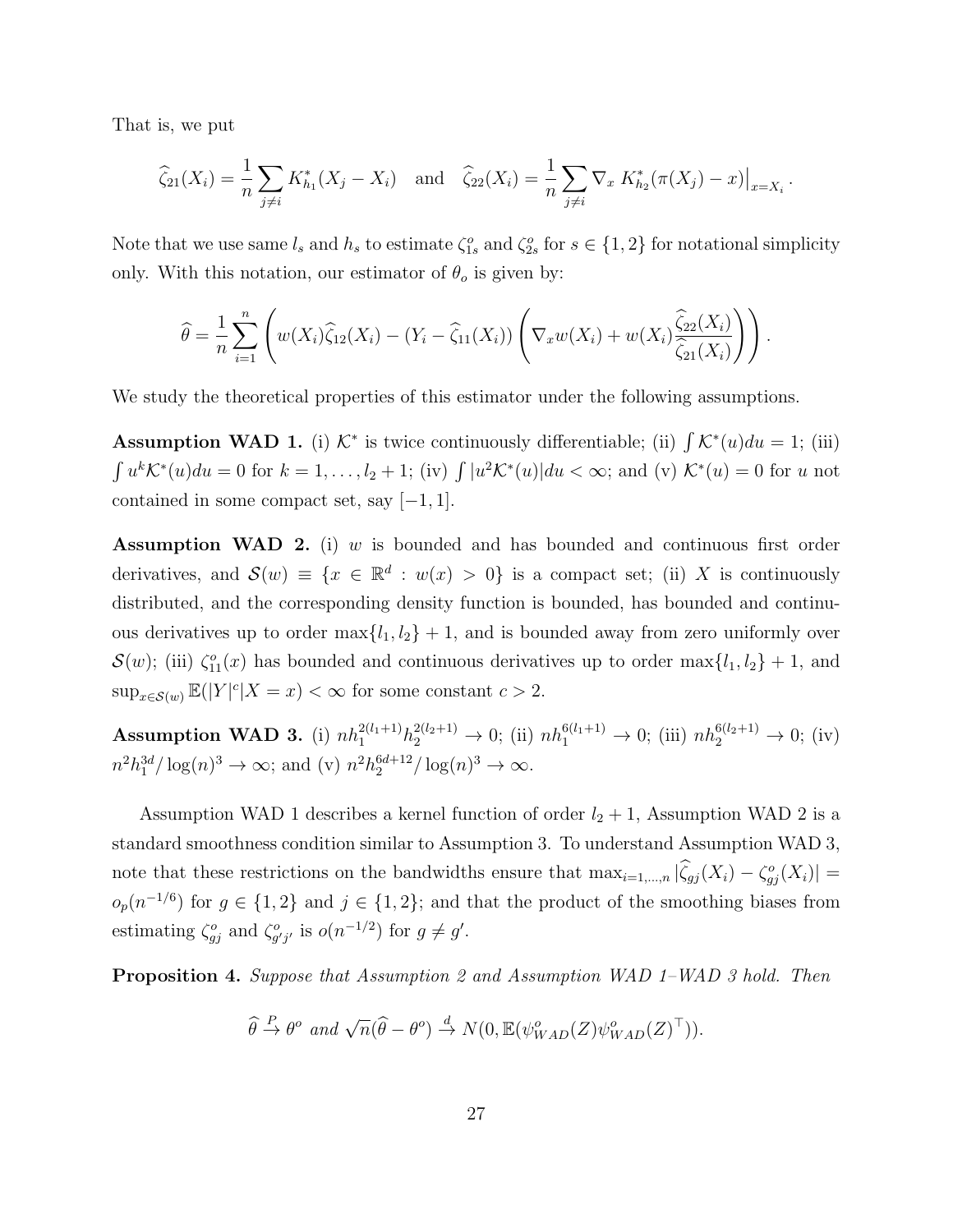That is, we put

$$\widehat{\zeta}_{21}(X_i) = \frac{1}{n}\sum_{j\neq i} K^*_{h_1}(X_j - X_i) \quad \text{and} \quad \widehat{\zeta}_{22}(X_i) = \frac{1}{n}\sum_{j\neq i} \nabla_x \left. K^*_{h_2}(\pi(X_j) - x)\right|_{x=X_i}.$$

Note that we use same $l_s$ and $h_s$ to estimate $\zeta^o_{1s}$ and $\zeta^o_{2s}$ for $s \in \{1,2\}$ for notational simplicity only. With this notation, our estimator of $\theta_o$ is given by:

$$\widehat{\theta} = \frac{1}{n}\sum_{i=1}^n \left( w(X_i)\widehat{\zeta}_{12}(X_i) - (Y_i - \widehat{\zeta}_{11}(X_i)) \left( \nabla_x w(X_i) + w(X_i)\frac{\widehat{\zeta}_{22}(X_i)}{\widehat{\zeta}_{21}(X_i)} \right) \right).$$

We study the theoretical properties of this estimator under the following assumptions.

**Assumption WAD 1.** (i) $\mathcal{K}^*$ is twice continuously differentiable; (ii) $\int \mathcal{K}^*(u)du = 1$; (iii) $\int u^k \mathcal{K}^*(u)du = 0$ for $k = 1, \ldots, l_2+1$; (iv) $\int |u^2 \mathcal{K}^*(u)|du < \infty$; and (v) $\mathcal{K}^*(u) = 0$ for $u$ not contained in some compact set, say $[-1,1]$.

**Assumption WAD 2.** (i) $w$ is bounded and has bounded and continuous first order derivatives, and $\mathcal{S}(w) \equiv \{x \in \mathbb{R}^d : w(x) > 0\}$ is a compact set; (ii) $X$ is continuously distributed, and the corresponding density function is bounded, has bounded and continuous derivatives up to order $\max\{l_1, l_2\}+1$, and is bounded away from zero uniformly over $\mathcal{S}(w)$; (iii) $\zeta^o_{11}(x)$ has bounded and continuous derivatives up to order $\max\{l_1, l_2\}+1$, and $\sup_{x\in\mathcal{S}(w)} \mathbb{E}(|Y|^c|X=x) < \infty$ for some constant $c > 2$.

**Assumption WAD 3.** (i) $nh_1^{2(l_1+1)}h_2^{2(l_2+1)} \to 0$; (ii) $nh_1^{6(l_1+1)} \to 0$; (iii) $nh_2^{6(l_2+1)} \to 0$; (iv) $n^2h_1^{3d}/\log(n)^3 \to \infty$; and (v) $n^2h_2^{6d+12}/\log(n)^3 \to \infty$.

Assumption WAD 1 describes a kernel function of order $l_2+1$, Assumption WAD 2 is a standard smoothness condition similar to Assumption 3. To understand Assumption WAD 3, note that these restrictions on the bandwidths ensure that $\max_{i=1,\ldots,n} |\widehat{\zeta}_{gj}(X_i) - \zeta^o_{gj}(X_i)| = o_p(n^{-1/6})$ for $g \in \{1,2\}$ and $j \in \{1,2\}$; and that the product of the smoothing biases from estimating $\zeta^o_{gj}$ and $\zeta^o_{g'j'}$ is $o(n^{-1/2})$ for $g \neq g'$.

**Proposition 4.** *Suppose that Assumption 2 and Assumption WAD 1–WAD 3 hold. Then*

$$\widehat{\theta} \xrightarrow{P} \theta^o \text{ and } \sqrt{n}(\widehat{\theta} - \theta^o) \xrightarrow{d} N(0, \mathbb{E}(\psi^o_{WAD}(Z)\psi^o_{WAD}(Z)^\top)).$$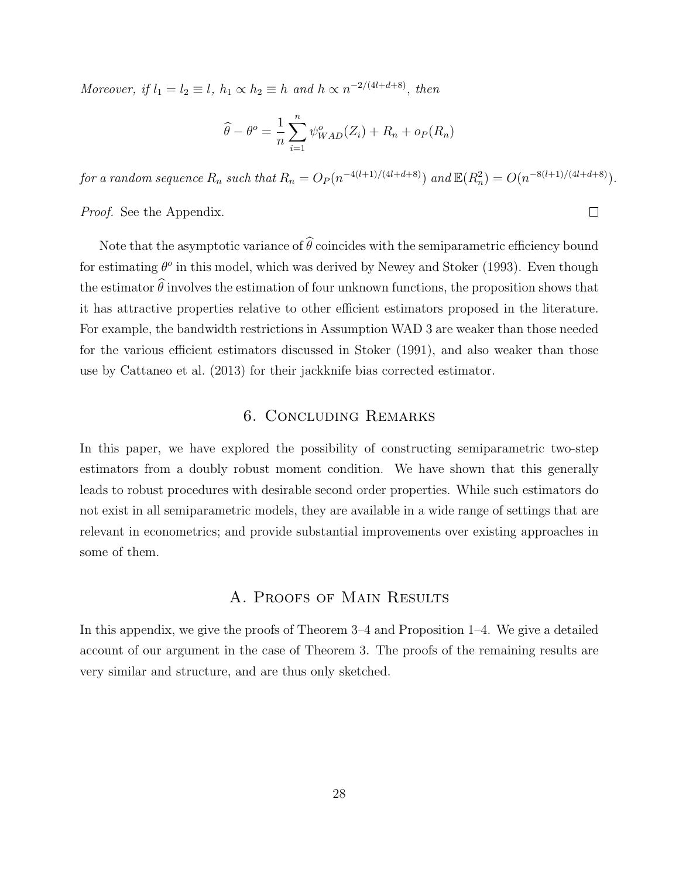*Moreover, if $l_1 = l_2 \equiv l$, $h_1 \propto h_2 \equiv h$ and $h \propto n^{-2/(4l+d+8)}$, then*

$$\widehat{\theta} - \theta^o = \frac{1}{n}\sum_{i=1}^{n} \psi^o_{WAD}(Z_i) + R_n + o_P(R_n)$$

*for a random sequence $R_n$ such that $R_n = O_P(n^{-4(l+1)/(4l+d+8)})$ and $\mathbb{E}(R_n^2) = O(n^{-8(l+1)/(4l+d+8)})$.*

*Proof.* See the Appendix. □

Note that the asymptotic variance of $\widehat{\theta}$ coincides with the semiparametric efficiency bound for estimating $\theta^o$ in this model, which was derived by Newey and Stoker (1993). Even though the estimator $\widehat{\theta}$ involves the estimation of four unknown functions, the proposition shows that it has attractive properties relative to other efficient estimators proposed in the literature. For example, the bandwidth restrictions in Assumption WAD 3 are weaker than those needed for the various efficient estimators discussed in Stoker (1991), and also weaker than those use by Cattaneo et al. (2013) for their jackknife bias corrected estimator.

## 6. Concluding Remarks

In this paper, we have explored the possibility of constructing semiparametric two-step estimators from a doubly robust moment condition. We have shown that this generally leads to robust procedures with desirable second order properties. While such estimators do not exist in all semiparametric models, they are available in a wide range of settings that are relevant in econometrics; and provide substantial improvements over existing approaches in some of them.

## A. Proofs of Main Results

In this appendix, we give the proofs of Theorem 3–4 and Proposition 1–4. We give a detailed account of our argument in the case of Theorem 3. The proofs of the remaining results are very similar and structure, and are thus only sketched.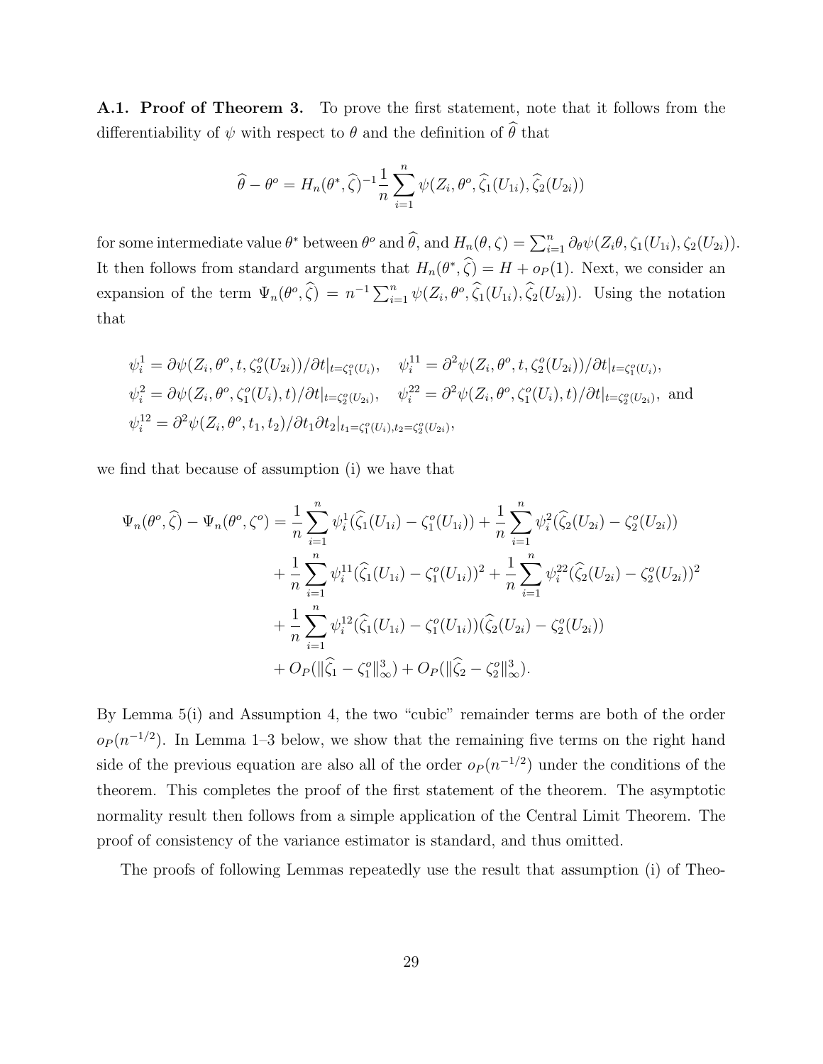**A.1. Proof of Theorem 3.** To prove the first statement, note that it follows from the differentiability of $\psi$ with respect to $\theta$ and the definition of $\widehat{\theta}$ that

$$\widehat{\theta} - \theta^o = H_n(\theta^*, \widehat{\zeta})^{-1} \frac{1}{n} \sum_{i=1}^n \psi(Z_i, \theta^o, \widehat{\zeta}_1(U_{1i}), \widehat{\zeta}_2(U_{2i}))$$

for some intermediate value $\theta^*$ between $\theta^o$ and $\widehat{\theta}$, and $H_n(\theta, \zeta) = \sum_{i=1}^n \partial_\theta \psi(Z_i \theta, \zeta_1(U_{1i}), \zeta_2(U_{2i}))$. It then follows from standard arguments that $H_n(\theta^*, \widehat{\zeta}) = H + o_P(1)$. Next, we consider an expansion of the term $\Psi_n(\theta^o, \widehat{\zeta}) = n^{-1} \sum_{i=1}^n \psi(Z_i, \theta^o, \widehat{\zeta}_1(U_{1i}), \widehat{\zeta}_2(U_{2i}))$. Using the notation that

$$\begin{aligned}
&\psi_i^1 = \partial \psi(Z_i, \theta^o, t, \zeta_2^o(U_{2i}))/\partial t|_{t=\zeta_1^o(U_i)}, \quad \psi_i^{11} = \partial^2 \psi(Z_i, \theta^o, t, \zeta_2^o(U_{2i}))/\partial t|_{t=\zeta_1^o(U_i)}, \\
&\psi_i^2 = \partial \psi(Z_i, \theta^o, \zeta_1^o(U_i), t)/\partial t|_{t=\zeta_2^o(U_{2i})}, \quad \psi_i^{22} = \partial^2 \psi(Z_i, \theta^o, \zeta_1^o(U_i), t)/\partial t|_{t=\zeta_2^o(U_{2i})}, \text{ and} \\
&\psi_i^{12} = \partial^2 \psi(Z_i, \theta^o, t_1, t_2)/\partial t_1 \partial t_2|_{t_1=\zeta_1^o(U_i), t_2=\zeta_2^o(U_{2i})},
\end{aligned}$$

we find that because of assumption (i) we have that

$$\begin{aligned}
\Psi_n(\theta^o, \widehat{\zeta}) - \Psi_n(\theta^o, \zeta^o) = &\frac{1}{n} \sum_{i=1}^n \psi_i^1 (\widehat{\zeta}_1(U_{1i}) - \zeta_1^o(U_{1i})) + \frac{1}{n} \sum_{i=1}^n \psi_i^2 (\widehat{\zeta}_2(U_{2i}) - \zeta_2^o(U_{2i})) \\
&+ \frac{1}{n} \sum_{i=1}^n \psi_i^{11} (\widehat{\zeta}_1(U_{1i}) - \zeta_1^o(U_{1i}))^2 + \frac{1}{n} \sum_{i=1}^n \psi_i^{22} (\widehat{\zeta}_2(U_{2i}) - \zeta_2^o(U_{2i}))^2 \\
&+ \frac{1}{n} \sum_{i=1}^n \psi_i^{12} (\widehat{\zeta}_1(U_{1i}) - \zeta_1^o(U_{1i}))(\widehat{\zeta}_2(U_{2i}) - \zeta_2^o(U_{2i})) \\
&+ O_P(\|\widehat{\zeta}_1 - \zeta_1^o\|_\infty^3) + O_P(\|\widehat{\zeta}_2 - \zeta_2^o\|_\infty^3).
\end{aligned}$$

By Lemma 5(i) and Assumption 4, the two "cubic" remainder terms are both of the order $o_P(n^{-1/2})$. In Lemma 1–3 below, we show that the remaining five terms on the right hand side of the previous equation are also all of the order $o_P(n^{-1/2})$ under the conditions of the theorem. This completes the proof of the first statement of the theorem. The asymptotic normality result then follows from a simple application of the Central Limit Theorem. The proof of consistency of the variance estimator is standard, and thus omitted.

The proofs of following Lemmas repeatedly use the result that assumption (i) of Theo-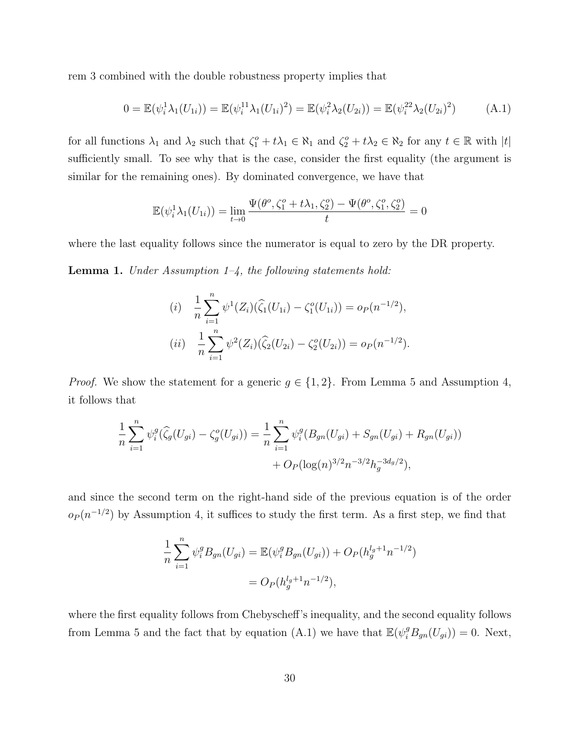rem 3 combined with the double robustness property implies that

$$0 = \mathbb{E}(\psi_i^1 \lambda_1(U_{1i})) = \mathbb{E}(\psi_i^{11} \lambda_1(U_{1i})^2) = \mathbb{E}(\psi_i^2 \lambda_2(U_{2i})) = \mathbb{E}(\psi_i^{22} \lambda_2(U_{2i})^2) \tag{A.1}$$

for all functions $\lambda_1$ and $\lambda_2$ such that $\zeta_1^o + t\lambda_1 \in \aleph_1$ and $\zeta_2^o + t\lambda_2 \in \aleph_2$ for any $t \in \mathbb{R}$ with $|t|$ sufficiently small. To see why that is the case, consider the first equality (the argument is similar for the remaining ones). By dominated convergence, we have that

$$\mathbb{E}(\psi_i^1 \lambda_1(U_{1i})) = \lim_{t \to 0} \frac{\Psi(\theta^o, \zeta_1^o + t\lambda_1, \zeta_2^o) - \Psi(\theta^o, \zeta_1^o, \zeta_2^o)}{t} = 0$$

where the last equality follows since the numerator is equal to zero by the DR property.

**Lemma 1.** *Under Assumption 1–4, the following statements hold:*

$$(i) \quad \frac{1}{n} \sum_{i=1}^n \psi^1(Z_i)(\widehat{\zeta}_1(U_{1i}) - \zeta_1^o(U_{1i})) = o_P(n^{-1/2}),$$

$$(ii) \quad \frac{1}{n} \sum_{i=1}^n \psi^2(Z_i)(\widehat{\zeta}_2(U_{2i}) - \zeta_2^o(U_{2i})) = o_P(n^{-1/2}).$$

*Proof.* We show the statement for a generic $g \in \{1, 2\}$. From Lemma 5 and Assumption 4, it follows that

$$\frac{1}{n} \sum_{i=1}^n \psi_i^g(\widehat{\zeta}_g(U_{gi}) - \zeta_g^o(U_{gi})) = \frac{1}{n} \sum_{i=1}^n \psi_i^g(B_{gn}(U_{gi}) + S_{gn}(U_{gi}) + R_{gn}(U_{gi})) + O_P(\log(n)^{3/2} n^{-3/2} h_g^{-3d_g/2}),$$

and since the second term on the right-hand side of the previous equation is of the order $o_P(n^{-1/2})$ by Assumption 4, it suffices to study the first term. As a first step, we find that

$$\begin{aligned}
\frac{1}{n} \sum_{i=1}^n \psi_i^g B_{gn}(U_{gi}) &= \mathbb{E}(\psi_i^g B_{gn}(U_{gi})) + O_P(h_g^{l_g+1} n^{-1/2}) \\
&= O_P(h_g^{l_g+1} n^{-1/2}),
\end{aligned}$$

where the first equality follows from Chebyscheff's inequality, and the second equality follows from Lemma 5 and the fact that by equation (A.1) we have that $\mathbb{E}(\psi_i^g B_{gn}(U_{gi})) = 0$. Next,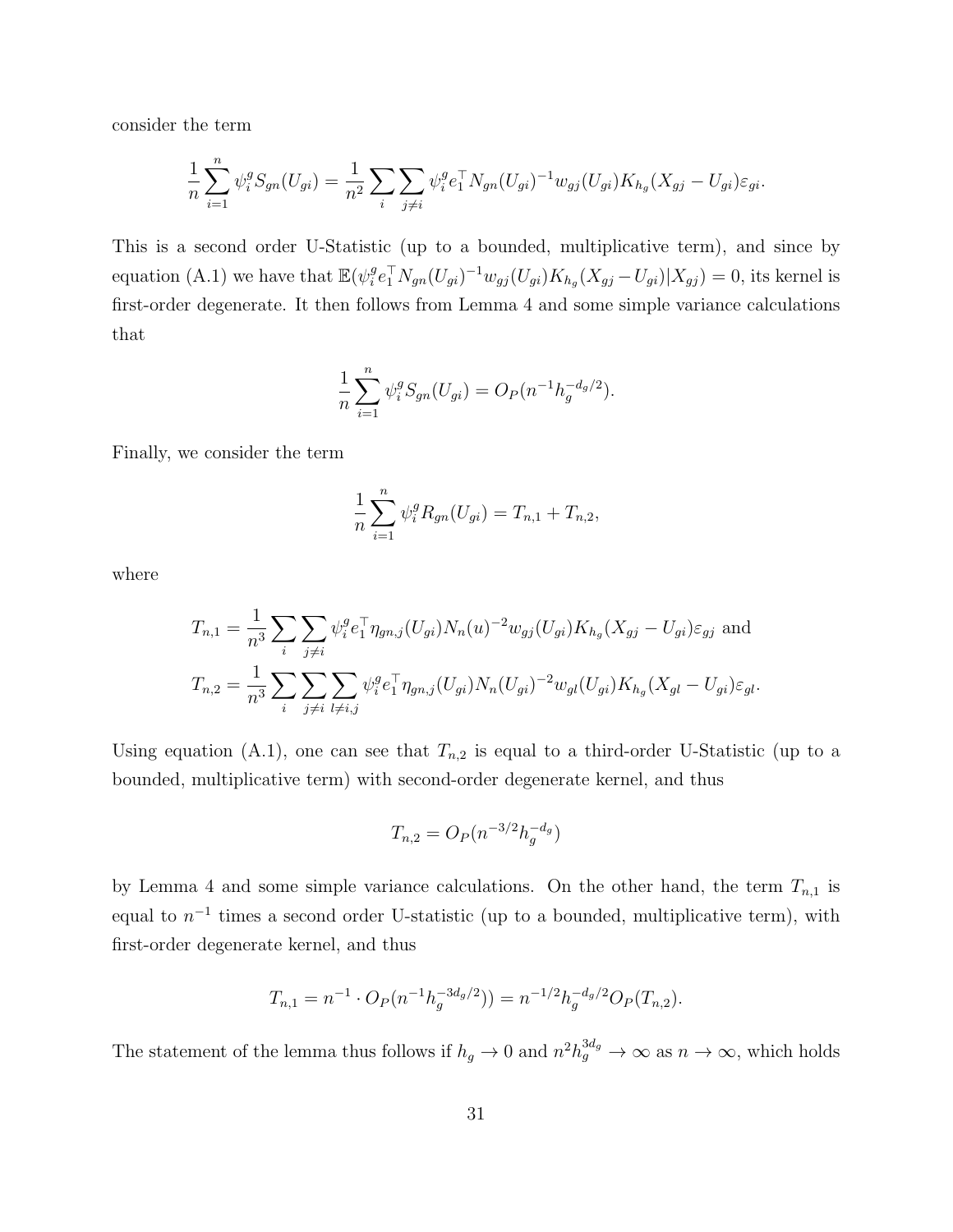consider the term

$$\frac{1}{n}\sum_{i=1}^{n}\psi_i^g S_{gn}(U_{gi}) = \frac{1}{n^2}\sum_i\sum_{j\neq i}\psi_i^g e_1^\top N_{gn}(U_{gi})^{-1}w_{gj}(U_{gi})K_{h_g}(X_{gj}-U_{gi})\varepsilon_{gi}.$$

This is a second order U-Statistic (up to a bounded, multiplicative term), and since by equation (A.1) we have that $\mathbb{E}(\psi_i^g e_1^\top N_{gn}(U_{gi})^{-1}w_{gj}(U_{gi})K_{h_g}(X_{gj}-U_{gi})|X_{gj}) = 0$, its kernel is first-order degenerate. It then follows from Lemma 4 and some simple variance calculations that

$$\frac{1}{n}\sum_{i=1}^{n}\psi_i^g S_{gn}(U_{gi}) = O_P(n^{-1}h_g^{-d_g/2}).$$

Finally, we consider the term

$$\frac{1}{n}\sum_{i=1}^{n}\psi_i^g R_{gn}(U_{gi}) = T_{n,1} + T_{n,2},$$

where

$$T_{n,1} = \frac{1}{n^3}\sum_i\sum_{j\neq i}\psi_i^g e_1^\top \eta_{gn,j}(U_{gi})N_n(u)^{-2}w_{gj}(U_{gi})K_{h_g}(X_{gj}-U_{gi})\varepsilon_{gj} \text{ and}$$
$$T_{n,2} = \frac{1}{n^3}\sum_i\sum_{j\neq i}\sum_{l\neq i,j}\psi_i^g e_1^\top \eta_{gn,j}(U_{gi})N_n(U_{gi})^{-2}w_{gl}(U_{gi})K_{h_g}(X_{gl}-U_{gi})\varepsilon_{gl}.$$

Using equation (A.1), one can see that $T_{n,2}$ is equal to a third-order U-Statistic (up to a bounded, multiplicative term) with second-order degenerate kernel, and thus

$$T_{n,2} = O_P(n^{-3/2}h_g^{-d_g})$$

by Lemma 4 and some simple variance calculations. On the other hand, the term $T_{n,1}$ is equal to $n^{-1}$ times a second order U-statistic (up to a bounded, multiplicative term), with first-order degenerate kernel, and thus

$$T_{n,1} = n^{-1}\cdot O_P(n^{-1}h_g^{-3d_g/2})) = n^{-1/2}h_g^{-d_g/2}O_P(T_{n,2}).$$

The statement of the lemma thus follows if $h_g \to 0$ and $n^2 h_g^{3d_g} \to \infty$ as $n \to \infty$, which holds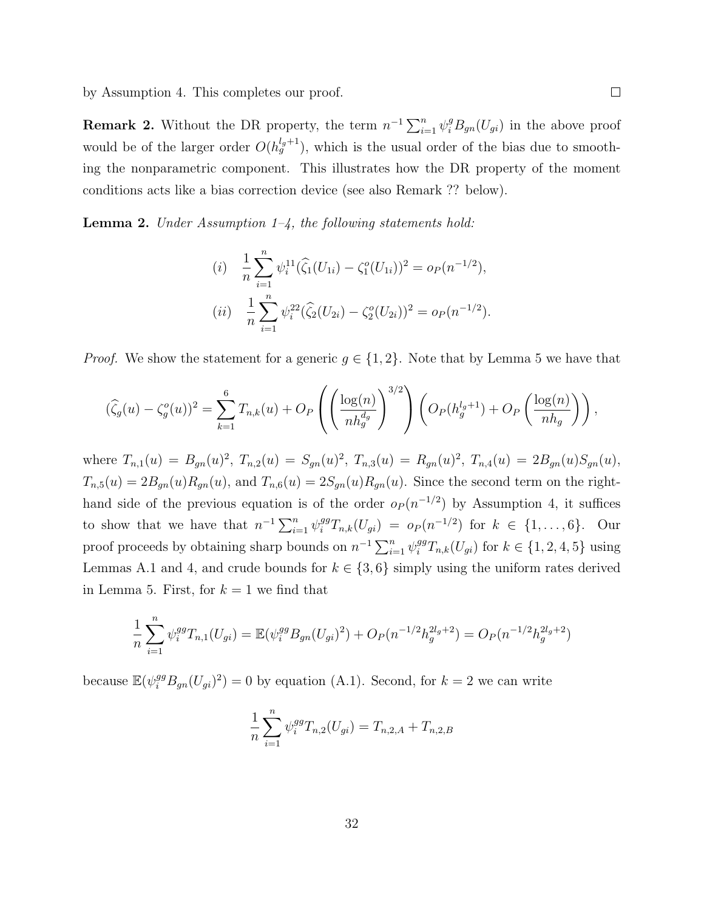by Assumption 4. This completes our proof. □

**Remark 2.** Without the DR property, the term $n^{-1}\sum_{i=1}^n \psi_i^g B_{gn}(U_{gi})$ in the above proof would be of the larger order $O(h_g^{l_g+1})$, which is the usual order of the bias due to smoothing the nonparametric component. This illustrates how the DR property of the moment conditions acts like a bias correction device (see also Remark ?? below).

**Lemma 2.** *Under Assumption 1–4, the following statements hold:*

$$
\begin{aligned}
(i) \quad & \frac{1}{n}\sum_{i=1}^n \psi_i^{11}(\widehat{\zeta}_1(U_{1i}) - \zeta_1^o(U_{1i}))^2 = o_P(n^{-1/2}), \\
(ii) \quad & \frac{1}{n}\sum_{i=1}^n \psi_i^{22}(\widehat{\zeta}_2(U_{2i}) - \zeta_2^o(U_{2i}))^2 = o_P(n^{-1/2}).
\end{aligned}
$$

*Proof.* We show the statement for a generic $g \in \{1, 2\}$. Note that by Lemma 5 we have that

$$
(\widehat{\zeta}_g(u) - \zeta_g^o(u))^2 = \sum_{k=1}^6 T_{n,k}(u) + O_P\left(\left(\frac{\log(n)}{nh_g^{d_g}}\right)^{3/2}\right)\left(O_P(h_g^{l_g+1}) + O_P\left(\frac{\log(n)}{nh_g}\right)\right),
$$

where $T_{n,1}(u) = B_{gn}(u)^2$, $T_{n,2}(u) = S_{gn}(u)^2$, $T_{n,3}(u) = R_{gn}(u)^2$, $T_{n,4}(u) = 2B_{gn}(u)S_{gn}(u)$, $T_{n,5}(u) = 2B_{gn}(u)R_{gn}(u)$, and $T_{n,6}(u) = 2S_{gn}(u)R_{gn}(u)$. Since the second term on the right-hand side of the previous equation is of the order $o_P(n^{-1/2})$ by Assumption 4, it suffices to show that we have that $n^{-1}\sum_{i=1}^n \psi_i^{gg}T_{n,k}(U_{gi}) = o_P(n^{-1/2})$ for $k \in \{1, \ldots, 6\}$. Our proof proceeds by obtaining sharp bounds on $n^{-1}\sum_{i=1}^n \psi_i^{gg}T_{n,k}(U_{gi})$ for $k \in \{1, 2, 4, 5\}$ using Lemmas A.1 and 4, and crude bounds for $k \in \{3, 6\}$ simply using the uniform rates derived in Lemma 5. First, for $k = 1$ we find that

$$
\frac{1}{n}\sum_{i=1}^n \psi_i^{gg}T_{n,1}(U_{gi}) = \mathbb{E}(\psi_i^{gg}B_{gn}(U_{gi})^2) + O_P(n^{-1/2}h_g^{2l_g+2}) = O_P(n^{-1/2}h_g^{2l_g+2})
$$

because $\mathbb{E}(\psi_i^{gg}B_{gn}(U_{gi})^2) = 0$ by equation (A.1). Second, for $k = 2$ we can write

$$
\frac{1}{n}\sum_{i=1}^n \psi_i^{gg}T_{n,2}(U_{gi}) = T_{n,2,A} + T_{n,2,B}
$$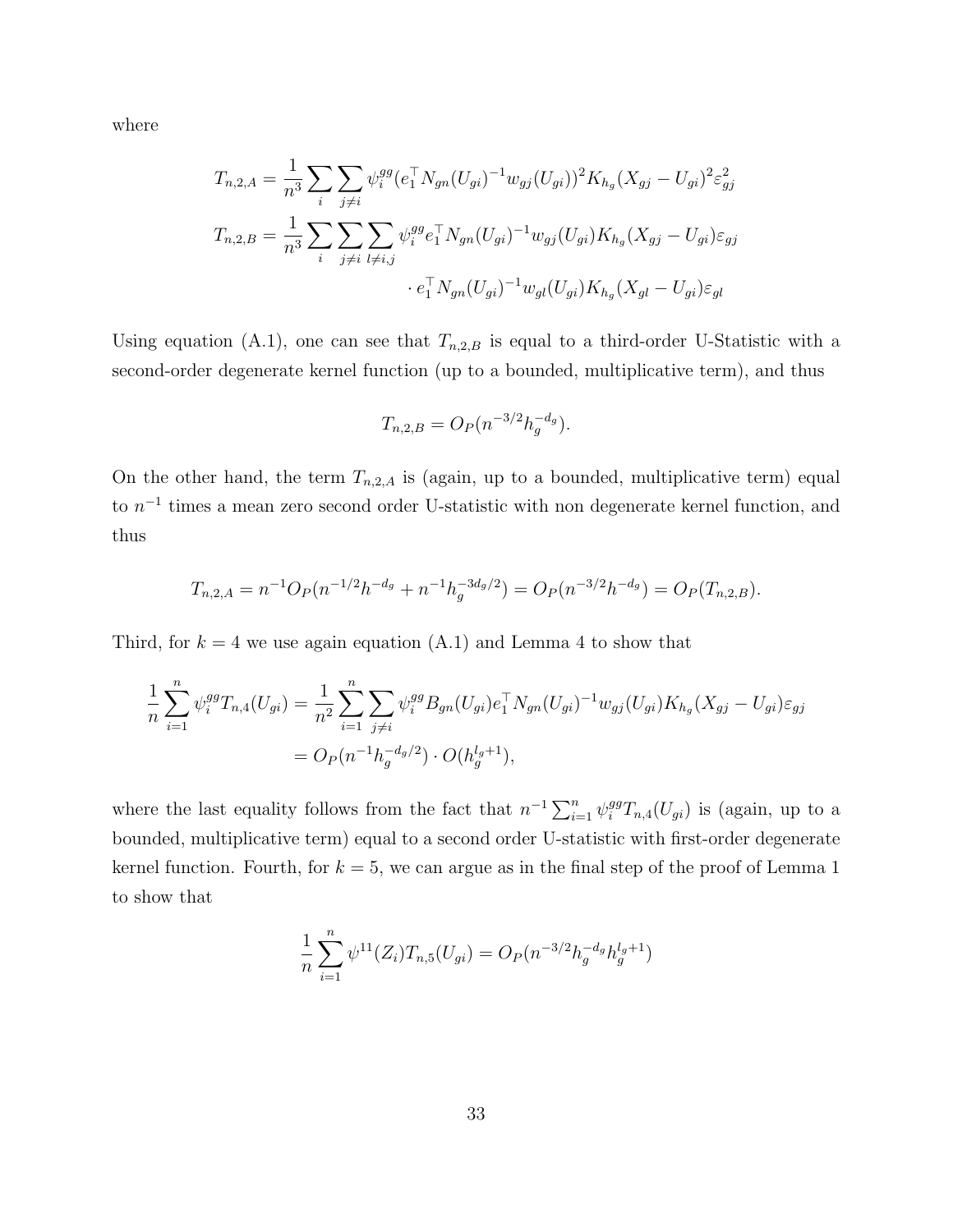where

$$T_{n,2,A} = \frac{1}{n^3} \sum_i \sum_{j \neq i} \psi_i^{gg} (e_1^\top N_{gn}(U_{gi})^{-1} w_{gj}(U_{gi}))^2 K_{h_g}(X_{gj} - U_{gi})^2 \varepsilon_{gj}^2$$

$$T_{n,2,B} = \frac{1}{n^3} \sum_i \sum_{j \neq i} \sum_{l \neq i,j} \psi_i^{gg} e_1^\top N_{gn}(U_{gi})^{-1} w_{gj}(U_{gi}) K_{h_g}(X_{gj} - U_{gi}) \varepsilon_{gj} \cdot e_1^\top N_{gn}(U_{gi})^{-1} w_{gl}(U_{gi}) K_{h_g}(X_{gl} - U_{gi}) \varepsilon_{gl}$$

Using equation (A.1), one can see that $T_{n,2,B}$ is equal to a third-order U-Statistic with a second-order degenerate kernel function (up to a bounded, multiplicative term), and thus

$$T_{n,2,B} = O_P(n^{-3/2} h_g^{-d_g}).$$

On the other hand, the term $T_{n,2,A}$ is (again, up to a bounded, multiplicative term) equal to $n^{-1}$ times a mean zero second order U-statistic with non degenerate kernel function, and thus

$$T_{n,2,A} = n^{-1} O_P(n^{-1/2} h^{-d_g} + n^{-1} h_g^{-3d_g/2}) = O_P(n^{-3/2} h^{-d_g}) = O_P(T_{n,2,B}).$$

Third, for $k = 4$ we use again equation (A.1) and Lemma 4 to show that

$$\begin{aligned}
\frac{1}{n} \sum_{i=1}^n \psi_i^{gg} T_{n,4}(U_{gi}) &= \frac{1}{n^2} \sum_{i=1}^n \sum_{j \neq i} \psi_i^{gg} B_{gn}(U_{gi}) e_1^\top N_{gn}(U_{gi})^{-1} w_{gj}(U_{gi}) K_{h_g}(X_{gj} - U_{gi}) \varepsilon_{gj} \\
&= O_P(n^{-1} h_g^{-d_g/2}) \cdot O(h_g^{l_g+1}),
\end{aligned}$$

where the last equality follows from the fact that $n^{-1} \sum_{i=1}^n \psi_i^{gg} T_{n,4}(U_{gi})$ is (again, up to a bounded, multiplicative term) equal to a second order U-statistic with first-order degenerate kernel function. Fourth, for $k = 5$, we can argue as in the final step of the proof of Lemma 1 to show that

$$\frac{1}{n} \sum_{i=1}^n \psi^{11}(Z_i) T_{n,5}(U_{gi}) = O_P(n^{-3/2} h_g^{-d_g} h_g^{l_g+1})$$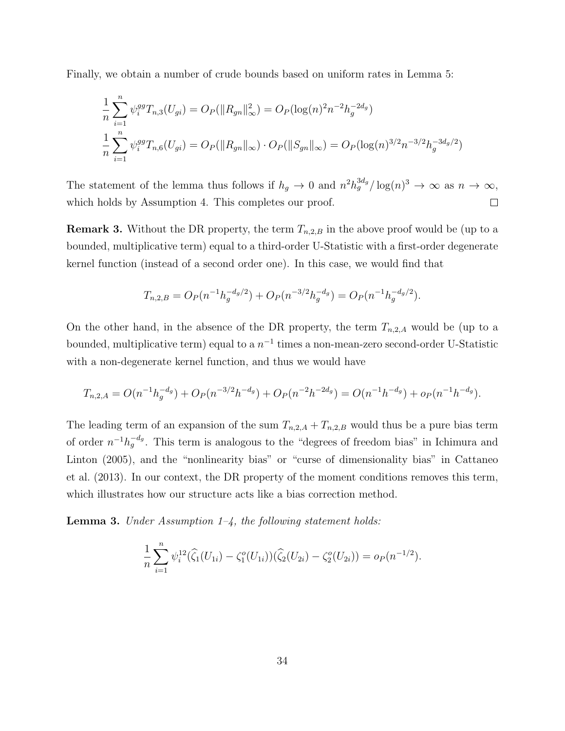Finally, we obtain a number of crude bounds based on uniform rates in Lemma 5:

$$
\begin{aligned}
\frac{1}{n}\sum_{i=1}^{n} \psi_i^{gg} T_{n,3}(U_{gi}) &= O_P(\|R_{gn}\|_\infty^2) = O_P(\log(n)^2 n^{-2} h_g^{-2d_g}) \\
\frac{1}{n}\sum_{i=1}^{n} \psi_i^{gg} T_{n,6}(U_{gi}) &= O_P(\|R_{gn}\|_\infty) \cdot O_P(\|S_{gn}\|_\infty) = O_P(\log(n)^{3/2} n^{-3/2} h_g^{-3d_g/2})
\end{aligned}
$$

The statement of the lemma thus follows if $h_g \to 0$ and $n^2 h_g^{3d_g}/\log(n)^3 \to \infty$ as $n \to \infty$, which holds by Assumption 4. This completes our proof. $\square$

**Remark 3.** Without the DR property, the term $T_{n,2,B}$ in the above proof would be (up to a bounded, multiplicative term) equal to a third-order U-Statistic with a first-order degenerate kernel function (instead of a second order one). In this case, we would find that

$$
T_{n,2,B} = O_P(n^{-1} h_g^{-d_g/2}) + O_P(n^{-3/2} h_g^{-d_g}) = O_P(n^{-1} h_g^{-d_g/2}).
$$

On the other hand, in the absence of the DR property, the term $T_{n,2,A}$ would be (up to a bounded, multiplicative term) equal to a $n^{-1}$ times a non-mean-zero second-order U-Statistic with a non-degenerate kernel function, and thus we would have

$$
T_{n,2,A} = O(n^{-1} h_g^{-d_g}) + O_P(n^{-3/2} h^{-d_g}) + O_P(n^{-2} h^{-2d_g}) = O(n^{-1} h^{-d_g}) + o_P(n^{-1} h^{-d_g}).
$$

The leading term of an expansion of the sum $T_{n,2,A} + T_{n,2,B}$ would thus be a pure bias term of order $n^{-1} h_g^{-d_g}$. This term is analogous to the "degrees of freedom bias" in Ichimura and Linton (2005), and the "nonlinearity bias" or "curse of dimensionality bias" in Cattaneo et al. (2013). In our context, the DR property of the moment conditions removes this term, which illustrates how our structure acts like a bias correction method.

**Lemma 3.** *Under Assumption 1–4, the following statement holds:*

$$
\frac{1}{n}\sum_{i=1}^{n} \psi_i^{12} (\widehat{\zeta}_1(U_{1i}) - \zeta_1^o(U_{1i}))(\widehat{\zeta}_2(U_{2i}) - \zeta_2^o(U_{2i})) = o_P(n^{-1/2}).
$$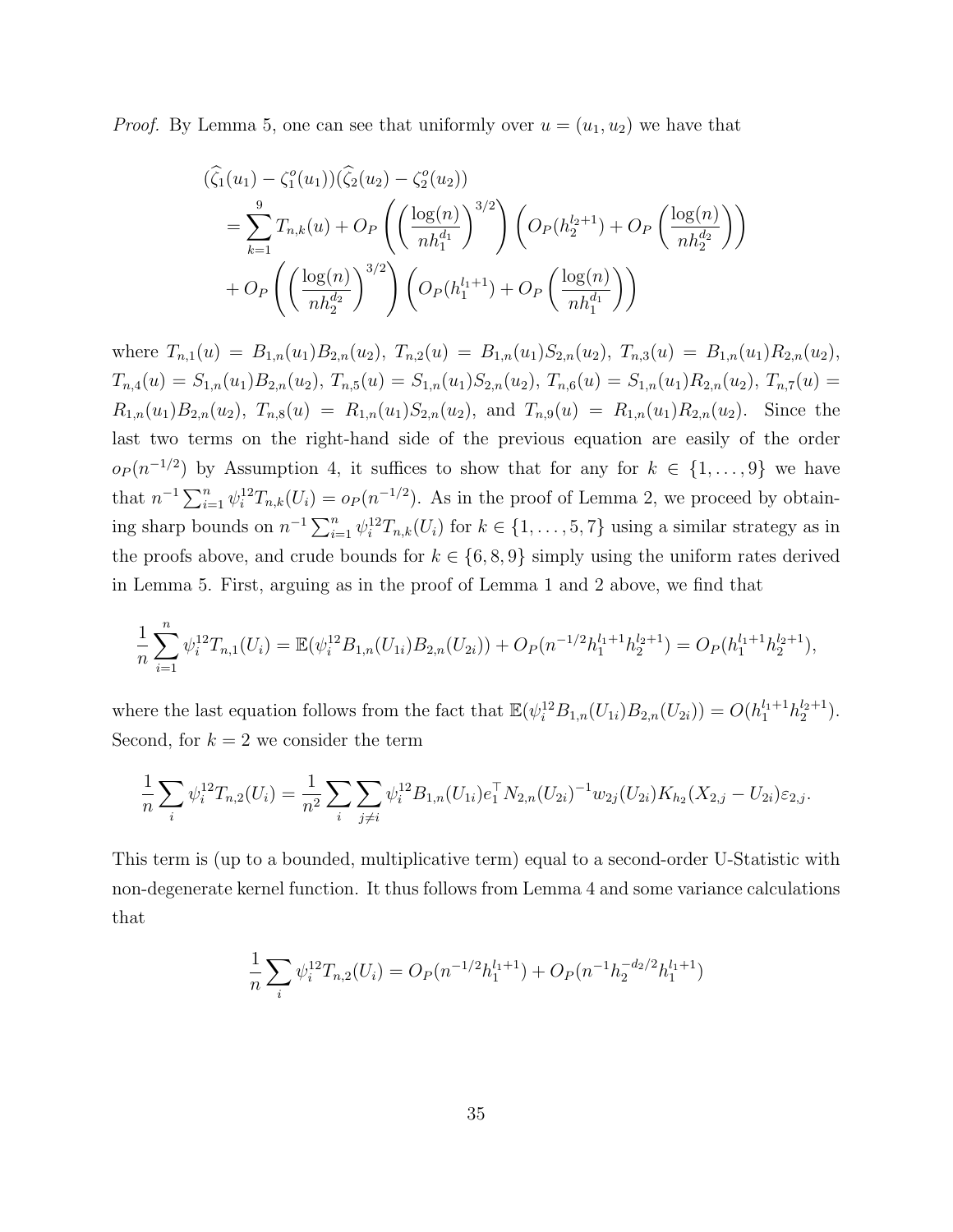*Proof.* By Lemma 5, one can see that uniformly over $u = (u_1, u_2)$ we have that

$$
\begin{aligned}
&(\widehat{\zeta}_1(u_1) - \zeta_1^o(u_1))(\widehat{\zeta}_2(u_2) - \zeta_2^o(u_2)) \\
&= \sum_{k=1}^{9} T_{n,k}(u) + O_P\left(\left(\frac{\log(n)}{nh_1^{d_1}}\right)^{3/2}\right)\left(O_P(h_2^{l_2+1}) + O_P\left(\frac{\log(n)}{nh_2^{d_2}}\right)\right) \\
&+ O_P\left(\left(\frac{\log(n)}{nh_2^{d_2}}\right)^{3/2}\right)\left(O_P(h_1^{l_1+1}) + O_P\left(\frac{\log(n)}{nh_1^{d_1}}\right)\right)
\end{aligned}
$$

where $T_{n,1}(u) = B_{1,n}(u_1)B_{2,n}(u_2)$, $T_{n,2}(u) = B_{1,n}(u_1)S_{2,n}(u_2)$, $T_{n,3}(u) = B_{1,n}(u_1)R_{2,n}(u_2)$, $T_{n,4}(u) = S_{1,n}(u_1)B_{2,n}(u_2)$, $T_{n,5}(u) = S_{1,n}(u_1)S_{2,n}(u_2)$, $T_{n,6}(u) = S_{1,n}(u_1)R_{2,n}(u_2)$, $T_{n,7}(u) = R_{1,n}(u_1)B_{2,n}(u_2)$, $T_{n,8}(u) = R_{1,n}(u_1)S_{2,n}(u_2)$, and $T_{n,9}(u) = R_{1,n}(u_1)R_{2,n}(u_2)$. Since the last two terms on the right-hand side of the previous equation are easily of the order $o_P(n^{-1/2})$ by Assumption 4, it suffices to show that for any for $k \in \{1, \ldots, 9\}$ we have that $n^{-1}\sum_{i=1}^{n} \psi_i^{12} T_{n,k}(U_i) = o_P(n^{-1/2})$. As in the proof of Lemma 2, we proceed by obtaining sharp bounds on $n^{-1}\sum_{i=1}^{n} \psi_i^{12} T_{n,k}(U_i)$ for $k \in \{1, \ldots, 5, 7\}$ using a similar strategy as in the proofs above, and crude bounds for $k \in \{6, 8, 9\}$ simply using the uniform rates derived in Lemma 5. First, arguing as in the proof of Lemma 1 and 2 above, we find that

$$
\frac{1}{n}\sum_{i=1}^{n} \psi_i^{12} T_{n,1}(U_i) = \mathbb{E}(\psi_i^{12} B_{1,n}(U_{1i})B_{2,n}(U_{2i})) + O_P(n^{-1/2}h_1^{l_1+1}h_2^{l_2+1}) = O_P(h_1^{l_1+1}h_2^{l_2+1}),
$$

where the last equation follows from the fact that $\mathbb{E}(\psi_i^{12} B_{1,n}(U_{1i})B_{2,n}(U_{2i})) = O(h_1^{l_1+1}h_2^{l_2+1})$. Second, for $k = 2$ we consider the term

$$
\frac{1}{n}\sum_{i} \psi_i^{12} T_{n,2}(U_i) = \frac{1}{n^2}\sum_{i}\sum_{j\neq i} \psi_i^{12} B_{1,n}(U_{1i}) e_1^\top N_{2,n}(U_{2i})^{-1} w_{2j}(U_{2i}) K_{h_2}(X_{2,j} - U_{2i})\varepsilon_{2,j}.
$$

This term is (up to a bounded, multiplicative term) equal to a second-order U-Statistic with non-degenerate kernel function. It thus follows from Lemma 4 and some variance calculations that

$$
\frac{1}{n}\sum_{i} \psi_i^{12} T_{n,2}(U_i) = O_P(n^{-1/2}h_1^{l_1+1}) + O_P(n^{-1}h_2^{-d_2/2}h_1^{l_1+1})
$$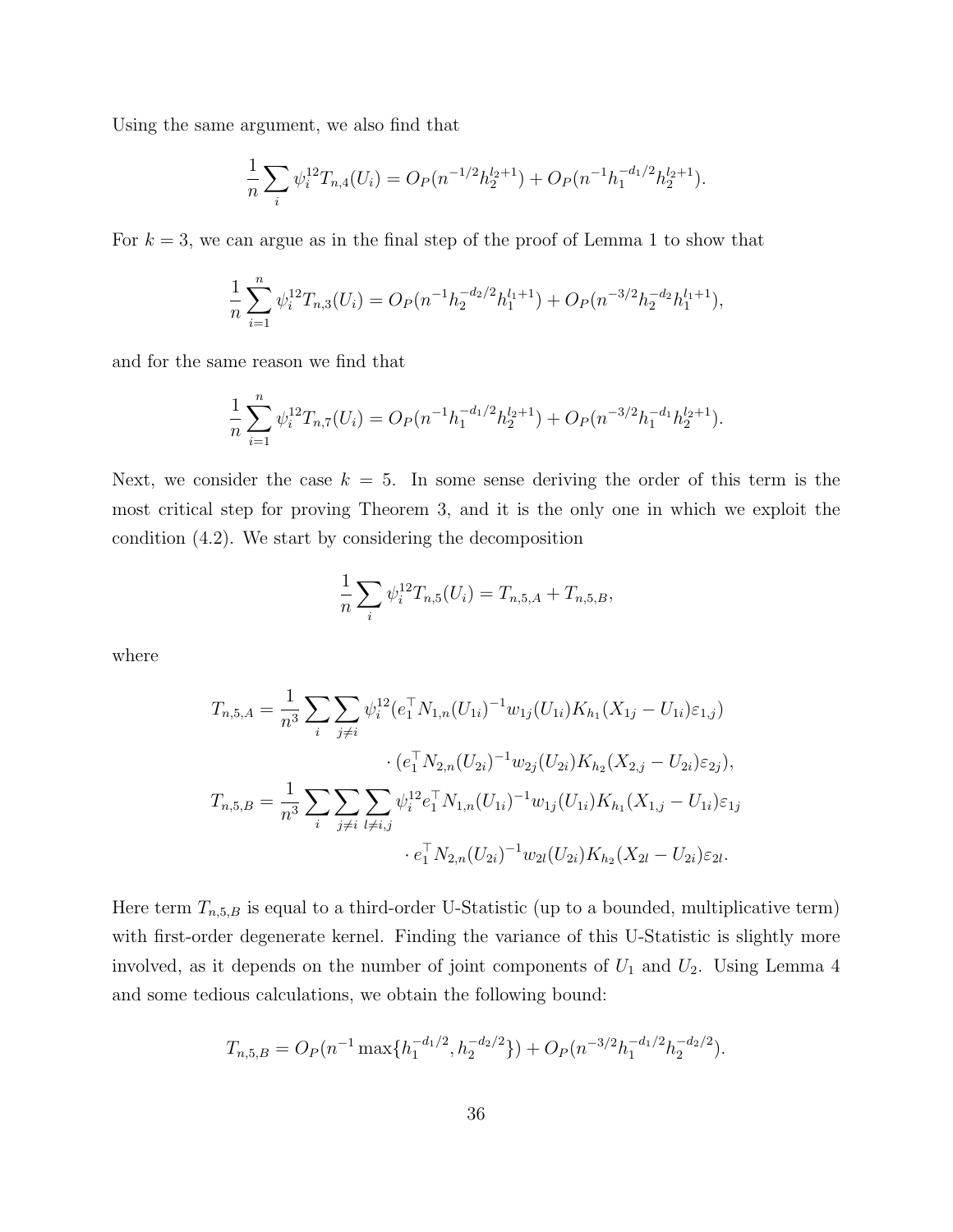Using the same argument, we also find that

$$\frac{1}{n}\sum_{i}\psi_i^{12}T_{n,4}(U_i) = O_P(n^{-1/2}h_2^{l_2+1}) + O_P(n^{-1}h_1^{-d_1/2}h_2^{l_2+1}).$$

For $k=3$, we can argue as in the final step of the proof of Lemma 1 to show that

$$\frac{1}{n}\sum_{i=1}^{n}\psi_i^{12}T_{n,3}(U_i) = O_P(n^{-1}h_2^{-d_2/2}h_1^{l_1+1}) + O_P(n^{-3/2}h_2^{-d_2}h_1^{l_1+1}),$$

and for the same reason we find that

$$\frac{1}{n}\sum_{i=1}^{n}\psi_i^{12}T_{n,7}(U_i) = O_P(n^{-1}h_1^{-d_1/2}h_2^{l_2+1}) + O_P(n^{-3/2}h_1^{-d_1}h_2^{l_2+1}).$$

Next, we consider the case $k=5$. In some sense deriving the order of this term is the most critical step for proving Theorem 3, and it is the only one in which we exploit the condition (4.2). We start by considering the decomposition

$$\frac{1}{n}\sum_{i}\psi_i^{12}T_{n,5}(U_i) = T_{n,5,A} + T_{n,5,B},$$

where

$$\begin{aligned}
T_{n,5,A} &= \frac{1}{n^3}\sum_{i}\sum_{j\neq i}\psi_i^{12}(e_1^\top N_{1,n}(U_{1i})^{-1}w_{1j}(U_{1i})K_{h_1}(X_{1j}-U_{1i})\varepsilon_{1,j}) \\
&\qquad\qquad\qquad \cdot (e_1^\top N_{2,n}(U_{2i})^{-1}w_{2j}(U_{2i})K_{h_2}(X_{2,j}-U_{2i})\varepsilon_{2j}), \\
T_{n,5,B} &= \frac{1}{n^3}\sum_{i}\sum_{j\neq i}\sum_{l\neq i,j}\psi_i^{12}e_1^\top N_{1,n}(U_{1i})^{-1}w_{1j}(U_{1i})K_{h_1}(X_{1,j}-U_{1i})\varepsilon_{1j} \\
&\qquad\qquad\qquad \cdot e_1^\top N_{2,n}(U_{2i})^{-1}w_{2l}(U_{2i})K_{h_2}(X_{2l}-U_{2i})\varepsilon_{2l}.
\end{aligned}$$

Here term $T_{n,5,B}$ is equal to a third-order U-Statistic (up to a bounded, multiplicative term) with first-order degenerate kernel. Finding the variance of this U-Statistic is slightly more involved, as it depends on the number of joint components of $U_1$ and $U_2$. Using Lemma 4 and some tedious calculations, we obtain the following bound:

$$T_{n,5,B} = O_P(n^{-1}\max\{h_1^{-d_1/2},h_2^{-d_2/2}\}) + O_P(n^{-3/2}h_1^{-d_1/2}h_2^{-d_2/2}).$$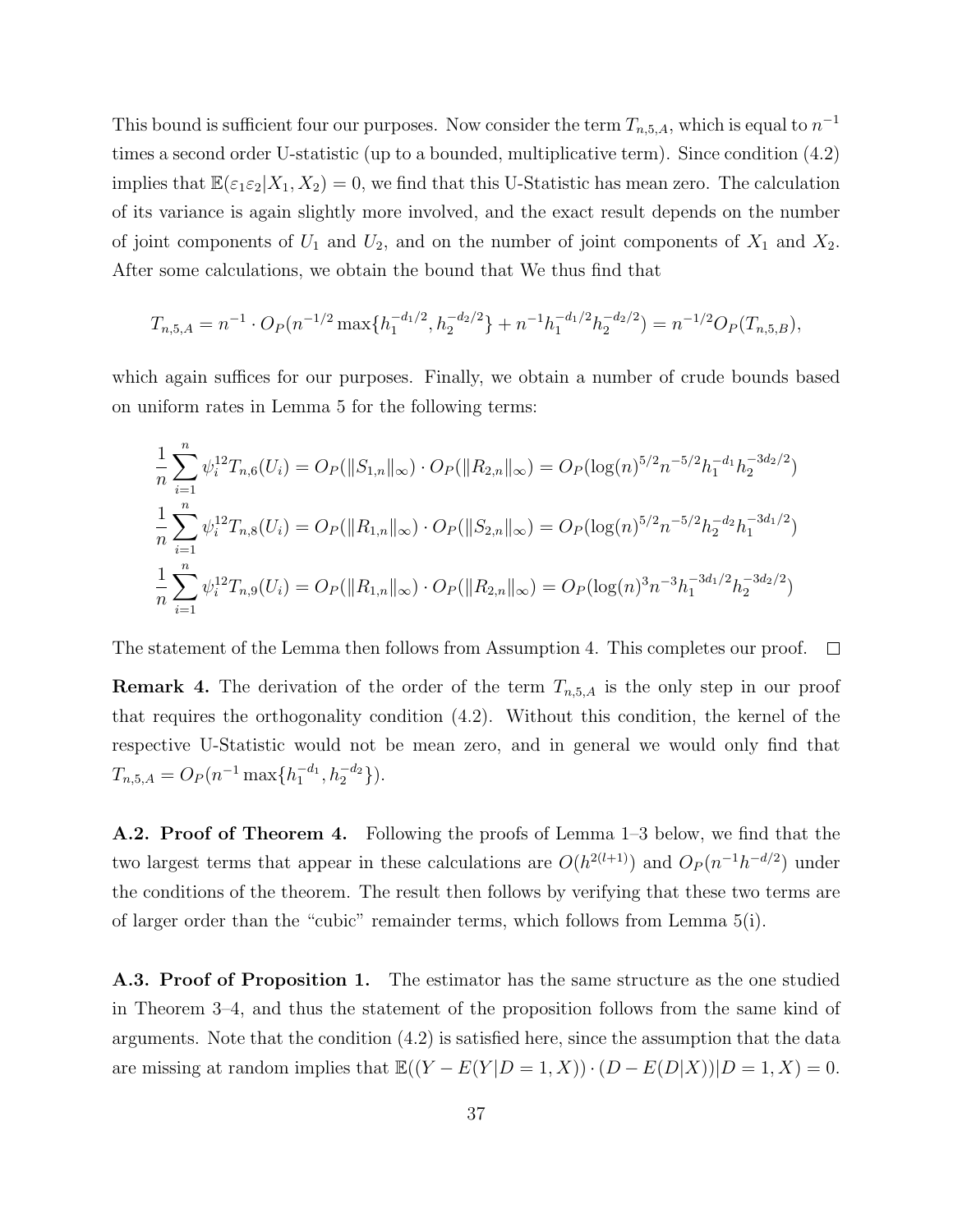This bound is sufficient four our purposes. Now consider the term $T_{n,5,A}$, which is equal to $n^{-1}$ times a second order U-statistic (up to a bounded, multiplicative term). Since condition (4.2) implies that $\mathbb{E}(\varepsilon_1\varepsilon_2|X_1, X_2) = 0$, we find that this U-Statistic has mean zero. The calculation of its variance is again slightly more involved, and the exact result depends on the number of joint components of $U_1$ and $U_2$, and on the number of joint components of $X_1$ and $X_2$. After some calculations, we obtain the bound that We thus find that

$$T_{n,5,A} = n^{-1} \cdot O_P(n^{-1/2} \max\{h_1^{-d_1/2}, h_2^{-d_2/2}\} + n^{-1}h_1^{-d_1/2}h_2^{-d_2/2}) = n^{-1/2}O_P(T_{n,5,B}),$$

which again suffices for our purposes. Finally, we obtain a number of crude bounds based on uniform rates in Lemma 5 for the following terms:

$$\frac{1}{n}\sum_{i=1}^{n} \psi_i^{12} T_{n,6}(U_i) = O_P(\|S_{1,n}\|_\infty) \cdot O_P(\|R_{2,n}\|_\infty) = O_P(\log(n)^{5/2}n^{-5/2}h_1^{-d_1}h_2^{-3d_2/2})$$

$$\frac{1}{n}\sum_{i=1}^{n} \psi_i^{12} T_{n,8}(U_i) = O_P(\|R_{1,n}\|_\infty) \cdot O_P(\|S_{2,n}\|_\infty) = O_P(\log(n)^{5/2}n^{-5/2}h_2^{-d_2}h_1^{-3d_1/2})$$

$$\frac{1}{n}\sum_{i=1}^{n} \psi_i^{12} T_{n,9}(U_i) = O_P(\|R_{1,n}\|_\infty) \cdot O_P(\|R_{2,n}\|_\infty) = O_P(\log(n)^{3}n^{-3}h_1^{-3d_1/2}h_2^{-3d_2/2})$$

The statement of the Lemma then follows from Assumption 4. This completes our proof. □

**Remark 4.** The derivation of the order of the term $T_{n,5,A}$ is the only step in our proof that requires the orthogonality condition (4.2). Without this condition, the kernel of the respective U-Statistic would not be mean zero, and in general we would only find that $T_{n,5,A} = O_P(n^{-1}\max\{h_1^{-d_1}, h_2^{-d_2}\})$.

**A.2. Proof of Theorem 4.** Following the proofs of Lemma 1–3 below, we find that the two largest terms that appear in these calculations are $O(h^{2(l+1)})$ and $O_P(n^{-1}h^{-d/2})$ under the conditions of the theorem. The result then follows by verifying that these two terms are of larger order than the "cubic" remainder terms, which follows from Lemma 5(i).

**A.3. Proof of Proposition 1.** The estimator has the same structure as the one studied in Theorem 3–4, and thus the statement of the proposition follows from the same kind of arguments. Note that the condition (4.2) is satisfied here, since the assumption that the data are missing at random implies that $\mathbb{E}((Y - E(Y|D = 1, X)) \cdot (D - E(D|X))|D = 1, X) = 0$.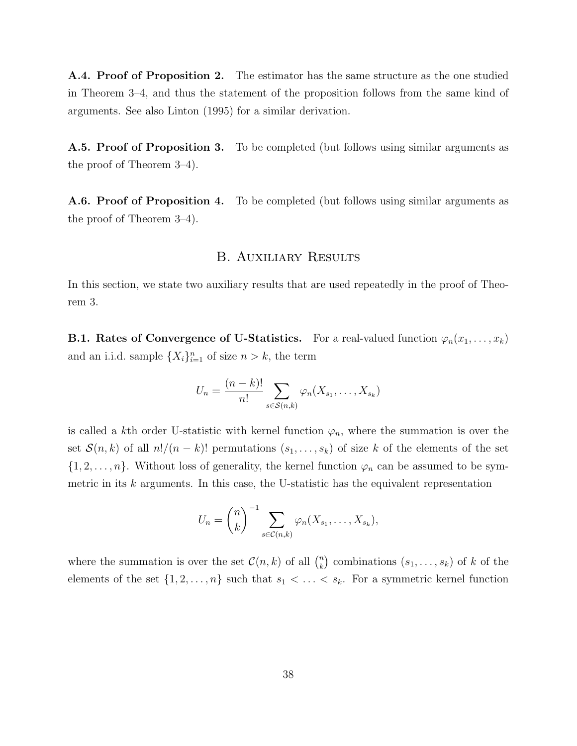**A.4. Proof of Proposition 2.** The estimator has the same structure as the one studied in Theorem 3–4, and thus the statement of the proposition follows from the same kind of arguments. See also Linton (1995) for a similar derivation.

**A.5. Proof of Proposition 3.** To be completed (but follows using similar arguments as the proof of Theorem 3–4).

**A.6. Proof of Proposition 4.** To be completed (but follows using similar arguments as the proof of Theorem 3–4).

## B. Auxiliary Results

In this section, we state two auxiliary results that are used repeatedly in the proof of Theorem 3.

**B.1. Rates of Convergence of U-Statistics.** For a real-valued function $\varphi_n(x_1, \ldots, x_k)$ and an i.i.d. sample $\{X_i\}_{i=1}^n$ of size $n > k$, the term

$$U_n = \frac{(n-k)!}{n!} \sum_{s \in \mathcal{S}(n,k)} \varphi_n(X_{s_1}, \ldots, X_{s_k})$$

is called a $k$th order U-statistic with kernel function $\varphi_n$, where the summation is over the set $\mathcal{S}(n,k)$ of all $n!/(n-k)!$ permutations $(s_1, \ldots, s_k)$ of size $k$ of the elements of the set $\{1, 2, \ldots, n\}$. Without loss of generality, the kernel function $\varphi_n$ can be assumed to be symmetric in its $k$ arguments. In this case, the U-statistic has the equivalent representation

$$U_n = \binom{n}{k}^{-1} \sum_{s \in \mathcal{C}(n,k)} \varphi_n(X_{s_1}, \ldots, X_{s_k}),$$

where the summation is over the set $\mathcal{C}(n,k)$ of all $\binom{n}{k}$ combinations $(s_1, \ldots, s_k)$ of $k$ of the elements of the set $\{1, 2, \ldots, n\}$ such that $s_1 < \ldots < s_k$. For a symmetric kernel function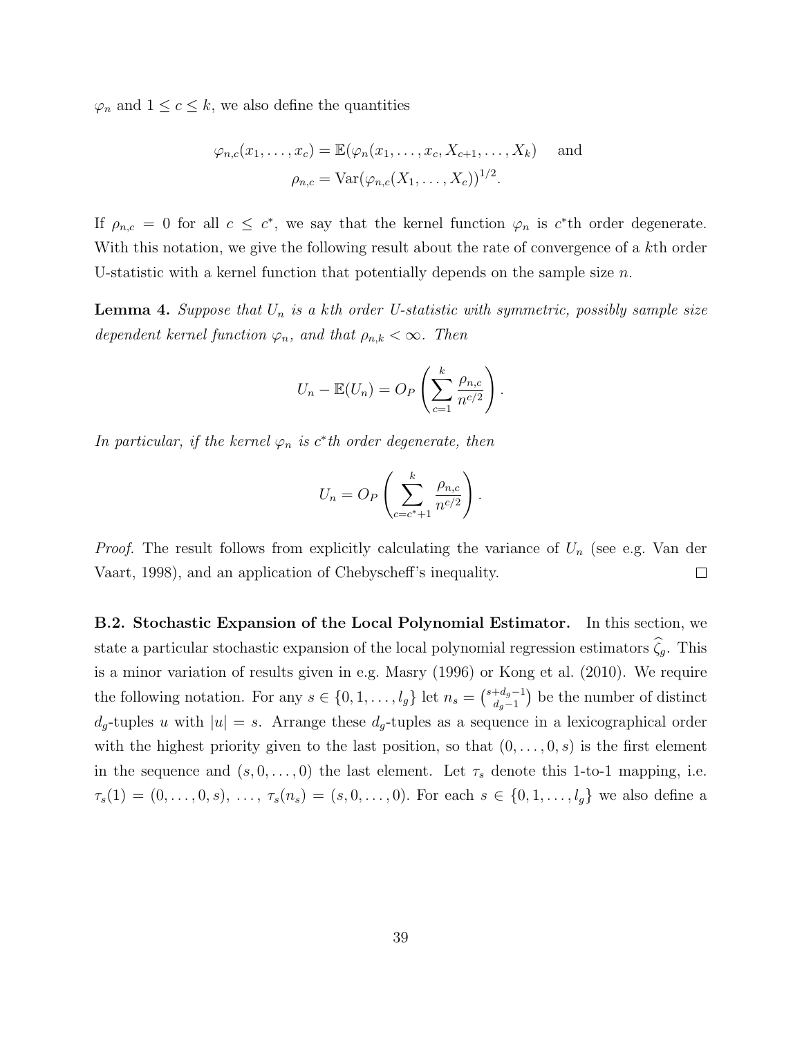$\varphi_n$ and $1 \leq c \leq k$, we also define the quantities

$$\varphi_{n,c}(x_1, \ldots, x_c) = \mathbb{E}(\varphi_n(x_1, \ldots, x_c, X_{c+1}, \ldots, X_k) \quad \text{and}$$
$$\rho_{n,c} = \mathrm{Var}(\varphi_{n,c}(X_1, \ldots, X_c))^{1/2}.$$

If $\rho_{n,c} = 0$ for all $c \leq c^*$, we say that the kernel function $\varphi_n$ is $c^*$th order degenerate. With this notation, we give the following result about the rate of convergence of a $k$th order U-statistic with a kernel function that potentially depends on the sample size $n$.

**Lemma 4.** *Suppose that $U_n$ is a $k$th order U-statistic with symmetric, possibly sample size dependent kernel function $\varphi_n$, and that $\rho_{n,k} < \infty$. Then*

$$U_n - \mathbb{E}(U_n) = O_P\left(\sum_{c=1}^{k} \frac{\rho_{n,c}}{n^{c/2}}\right).$$

*In particular, if the kernel $\varphi_n$ is $c^*$th order degenerate, then*

$$U_n = O_P\left(\sum_{c=c^*+1}^{k} \frac{\rho_{n,c}}{n^{c/2}}\right).$$

*Proof.* The result follows from explicitly calculating the variance of $U_n$ (see e.g. Van der Vaart, 1998), and an application of Chebyscheff's inequality. $\square$

**B.2. Stochastic Expansion of the Local Polynomial Estimator.** In this section, we state a particular stochastic expansion of the local polynomial regression estimators $\widehat{\zeta}_g$. This is a minor variation of results given in e.g. Masry (1996) or Kong et al. (2010). We require the following notation. For any $s \in \{0, 1, \ldots, l_g\}$ let $n_s = \binom{s+d_g-1}{d_g-1}$ be the number of distinct $d_g$-tuples $u$ with $|u| = s$. Arrange these $d_g$-tuples as a sequence in a lexicographical order with the highest priority given to the last position, so that $(0, \ldots, 0, s)$ is the first element in the sequence and $(s, 0, \ldots, 0)$ the last element. Let $\tau_s$ denote this 1-to-1 mapping, i.e. $\tau_s(1) = (0, \ldots, 0, s)$, $\ldots$, $\tau_s(n_s) = (s, 0, \ldots, 0)$. For each $s \in \{0, 1, \ldots, l_g\}$ we also define a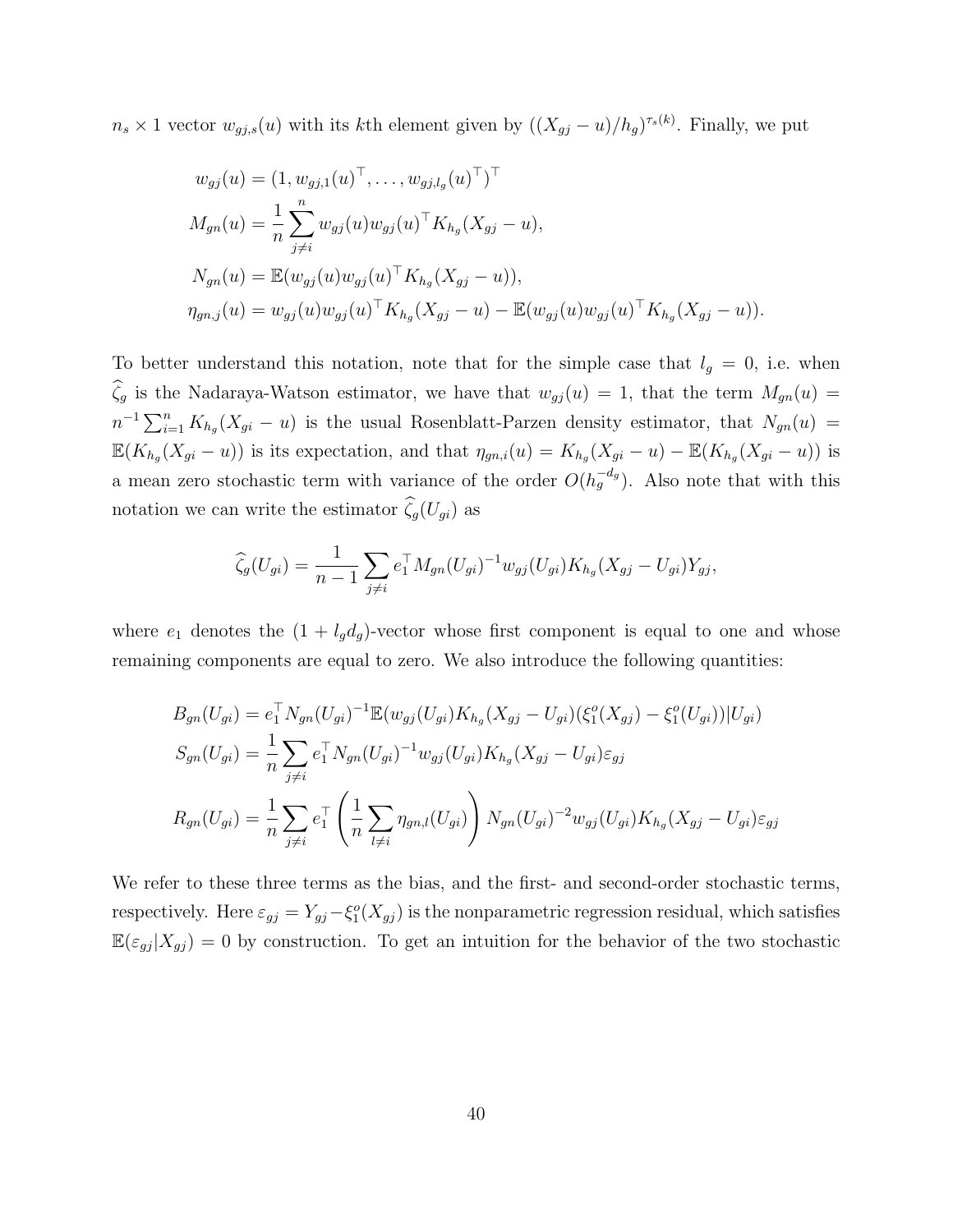$n_s \times 1$ vector $w_{gj,s}(u)$ with its $k$th element given by $((X_{gj} - u)/h_g)^{\tau_s(k)}$. Finally, we put

$$
\begin{aligned}
w_{gj}(u) &= (1, w_{gj,1}(u)^\top, \dots, w_{gj,l_g}(u)^\top)^\top \\
M_{gn}(u) &= \frac{1}{n} \sum_{j \neq i}^{n} w_{gj}(u) w_{gj}(u)^\top K_{h_g}(X_{gj} - u), \\
N_{gn}(u) &= \mathbb{E}(w_{gj}(u) w_{gj}(u)^\top K_{h_g}(X_{gj} - u)), \\
\eta_{gn,j}(u) &= w_{gj}(u) w_{gj}(u)^\top K_{h_g}(X_{gj} - u) - \mathbb{E}(w_{gj}(u) w_{gj}(u)^\top K_{h_g}(X_{gj} - u)).
\end{aligned}
$$

To better understand this notation, note that for the simple case that $l_g = 0$, i.e. when $\widehat{\zeta}_g$ is the Nadaraya-Watson estimator, we have that $w_{gj}(u) = 1$, that the term $M_{gn}(u) = n^{-1} \sum_{i=1}^{n} K_{h_g}(X_{gi} - u)$ is the usual Rosenblatt-Parzen density estimator, that $N_{gn}(u) = \mathbb{E}(K_{h_g}(X_{gi} - u))$ is its expectation, and that $\eta_{gn,i}(u) = K_{h_g}(X_{gi} - u) - \mathbb{E}(K_{h_g}(X_{gi} - u))$ is a mean zero stochastic term with variance of the order $O(h_g^{-d_g})$. Also note that with this notation we can write the estimator $\widehat{\zeta}_g(U_{gi})$ as

$$
\widehat{\zeta}_g(U_{gi}) = \frac{1}{n-1} \sum_{j \neq i} e_1^\top M_{gn}(U_{gi})^{-1} w_{gj}(U_{gi}) K_{h_g}(X_{gj} - U_{gi}) Y_{gj},
$$

where $e_1$ denotes the $(1 + l_g d_g)$-vector whose first component is equal to one and whose remaining components are equal to zero. We also introduce the following quantities:

$$
\begin{aligned}
B_{gn}(U_{gi}) &= e_1^\top N_{gn}(U_{gi})^{-1} \mathbb{E}(w_{gj}(U_{gi}) K_{h_g}(X_{gj} - U_{gi})(\xi_1^o(X_{gj}) - \xi_1^o(U_{gi})) | U_{gi}) \\
S_{gn}(U_{gi}) &= \frac{1}{n} \sum_{j \neq i} e_1^\top N_{gn}(U_{gi})^{-1} w_{gj}(U_{gi}) K_{h_g}(X_{gj} - U_{gi}) \varepsilon_{gj} \\
R_{gn}(U_{gi}) &= \frac{1}{n} \sum_{j \neq i} e_1^\top \left( \frac{1}{n} \sum_{l \neq i} \eta_{gn,l}(U_{gi}) \right) N_{gn}(U_{gi})^{-2} w_{gj}(U_{gi}) K_{h_g}(X_{gj} - U_{gi}) \varepsilon_{gj}
\end{aligned}
$$

We refer to these three terms as the bias, and the first- and second-order stochastic terms, respectively. Here $\varepsilon_{gj} = Y_{gj} - \xi_1^o(X_{gj})$ is the nonparametric regression residual, which satisfies $\mathbb{E}(\varepsilon_{gj} | X_{gj}) = 0$ by construction. To get an intuition for the behavior of the two stochastic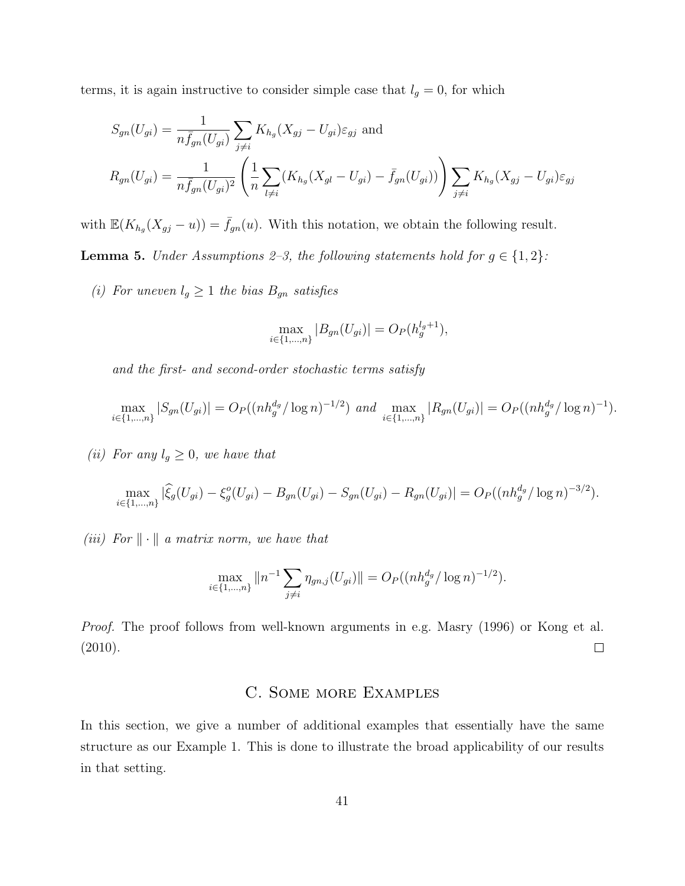terms, it is again instructive to consider simple case that $l_g = 0$, for which

$$
\begin{aligned}
S_{gn}(U_{gi}) &= \frac{1}{n\bar{f}_{gn}(U_{gi})} \sum_{j \neq i} K_{h_g}(X_{gj} - U_{gi})\varepsilon_{gj} \text{ and} \\
R_{gn}(U_{gi}) &= \frac{1}{n\bar{f}_{gn}(U_{gi})^2} \left( \frac{1}{n} \sum_{l \neq i} (K_{h_g}(X_{gl} - U_{gi}) - \bar{f}_{gn}(U_{gi})) \right) \sum_{j \neq i} K_{h_g}(X_{gj} - U_{gi})\varepsilon_{gj}
\end{aligned}
$$

with $\mathbb{E}(K_{h_g}(X_{gj} - u)) = \bar{f}_{gn}(u)$. With this notation, we obtain the following result.

**Lemma 5.** *Under Assumptions 2–3, the following statements hold for $g \in \{1, 2\}$:*

*(i) For uneven $l_g \geq 1$ the bias $B_{gn}$ satisfies*

$$
\max_{i \in \{1,\ldots,n\}} |B_{gn}(U_{gi})| = O_P(h_g^{l_g+1}),
$$

*and the first- and second-order stochastic terms satisfy*

$$
\max_{i \in \{1,\ldots,n\}} |S_{gn}(U_{gi})| = O_P((nh_g^{d_g}/\log n)^{-1/2}) \text{ and } \max_{i \in \{1,\ldots,n\}} |R_{gn}(U_{gi})| = O_P((nh_g^{d_g}/\log n)^{-1}).
$$

*(ii) For any $l_g \geq 0$, we have that*

$$
\max_{i \in \{1,\ldots,n\}} |\widehat{\xi}_g(U_{gi}) - \xi_g^o(U_{gi}) - B_{gn}(U_{gi}) - S_{gn}(U_{gi}) - R_{gn}(U_{gi})| = O_P((nh_g^{d_g}/\log n)^{-3/2}).
$$

*(iii) For $\|\cdot\|$ a matrix norm, we have that*

$$
\max_{i \in \{1,\ldots,n\}} \|n^{-1} \sum_{j \neq i} \eta_{gn,j}(U_{gi})\| = O_P((nh_g^{d_g}/\log n)^{-1/2}).
$$

*Proof.* The proof follows from well-known arguments in e.g. Masry (1996) or Kong et al. (2010). □

## C. Some more Examples

In this section, we give a number of additional examples that essentially have the same structure as our Example 1. This is done to illustrate the broad applicability of our results in that setting.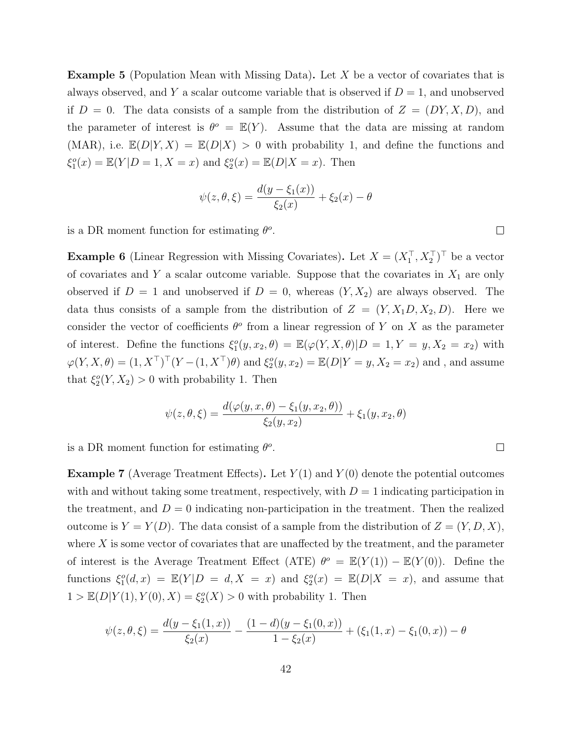**Example 5** (Population Mean with Missing Data)**.** Let $X$ be a vector of covariates that is always observed, and $Y$ a scalar outcome variable that is observed if $D = 1$, and unobserved if $D = 0$. The data consists of a sample from the distribution of $Z = (DY, X, D)$, and the parameter of interest is $\theta^o = \mathbb{E}(Y)$. Assume that the data are missing at random (MAR), i.e. $\mathbb{E}(D|Y, X) = \mathbb{E}(D|X) > 0$ with probability 1, and define the functions and $\xi_1^o(x) = \mathbb{E}(Y|D = 1, X = x)$ and $\xi_2^o(x) = \mathbb{E}(D|X = x)$. Then

$$\psi(z, \theta, \xi) = \frac{d(y - \xi_1(x))}{\xi_2(x)} + \xi_2(x) - \theta$$

is a DR moment function for estimating $\theta^o$. $\square$

**Example 6** (Linear Regression with Missing Covariates)**.** Let $X = (X_1^\top, X_2^\top)^\top$ be a vector of covariates and $Y$ a scalar outcome variable. Suppose that the covariates in $X_1$ are only observed if $D = 1$ and unobserved if $D = 0$, whereas $(Y, X_2)$ are always observed. The data thus consists of a sample from the distribution of $Z = (Y, X_1 D, X_2, D)$. Here we consider the vector of coefficients $\theta^o$ from a linear regression of $Y$ on $X$ as the parameter of interest. Define the functions $\xi_1^o(y, x_2, \theta) = \mathbb{E}(\varphi(Y, X, \theta)|D = 1, Y = y, X_2 = x_2)$ with $\varphi(Y, X, \theta) = (1, X^\top)^\top (Y - (1, X^\top)\theta)$ and $\xi_2^o(y, x_2) = \mathbb{E}(D|Y = y, X_2 = x_2)$ and , and assume that $\xi_2^o(Y, X_2) > 0$ with probability 1. Then

$$\psi(z, \theta, \xi) = \frac{d(\varphi(y, x, \theta) - \xi_1(y, x_2, \theta))}{\xi_2(y, x_2)} + \xi_1(y, x_2, \theta)$$

is a DR moment function for estimating $\theta^o$. $\square$

**Example 7** (Average Treatment Effects)**.** Let $Y(1)$ and $Y(0)$ denote the potential outcomes with and without taking some treatment, respectively, with $D = 1$ indicating participation in the treatment, and $D = 0$ indicating non-participation in the treatment. Then the realized outcome is $Y = Y(D)$. The data consist of a sample from the distribution of $Z = (Y, D, X)$, where $X$ is some vector of covariates that are unaffected by the treatment, and the parameter of interest is the Average Treatment Effect (ATE) $\theta^o = \mathbb{E}(Y(1)) - \mathbb{E}(Y(0))$. Define the functions $\xi_1^o(d, x) = \mathbb{E}(Y|D = d, X = x)$ and $\xi_2^o(x) = \mathbb{E}(D|X = x)$, and assume that $1 > \mathbb{E}(D|Y(1), Y(0), X) = \xi_2^o(X) > 0$ with probability 1. Then

$$\psi(z, \theta, \xi) = \frac{d(y - \xi_1(1, x))}{\xi_2(x)} - \frac{(1 - d)(y - \xi_1(0, x))}{1 - \xi_2(x)} + (\xi_1(1, x) - \xi_1(0, x)) - \theta$$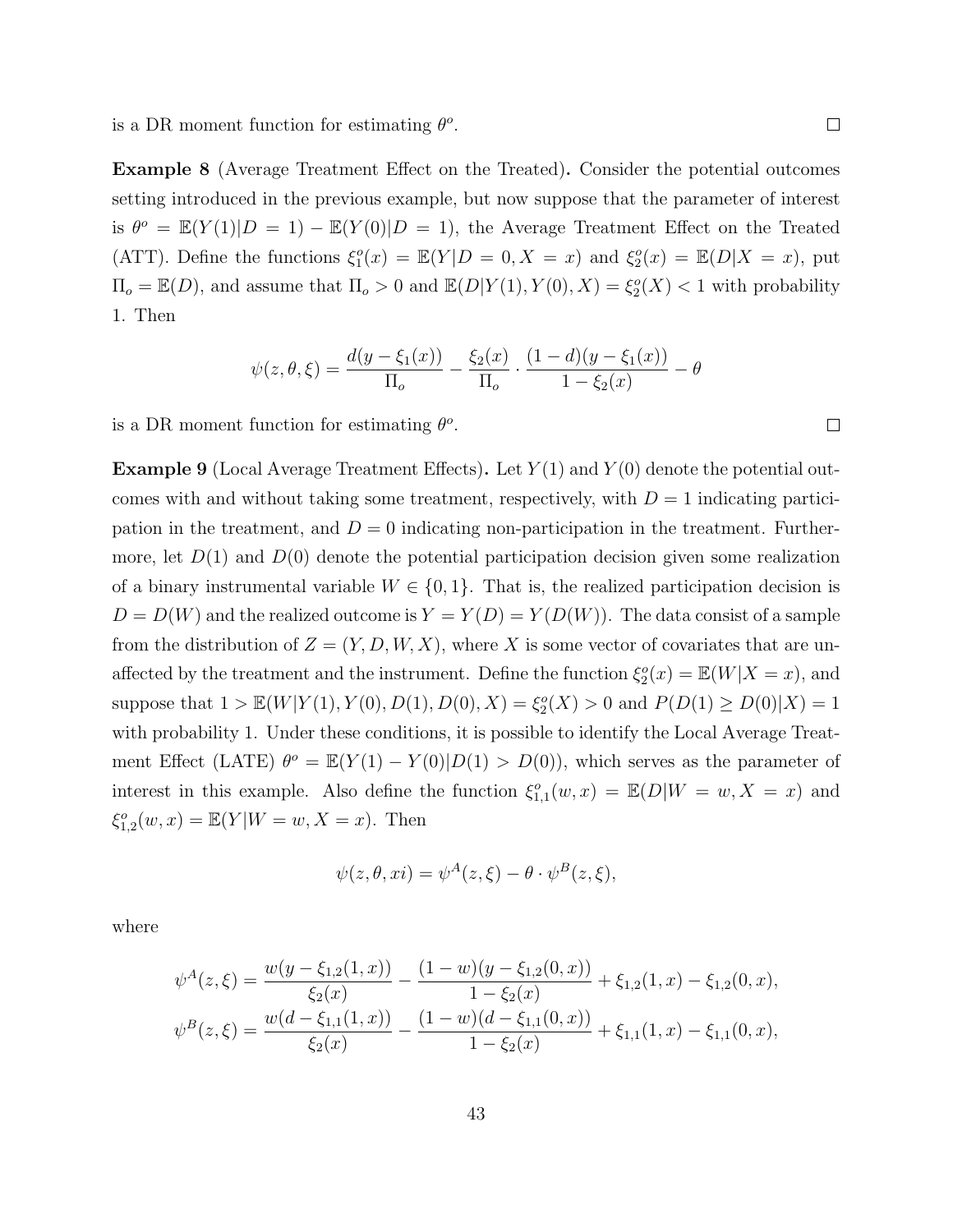is a DR moment function for estimating $\theta^o$. □

**Example 8** (Average Treatment Effect on the Treated)**.** Consider the potential outcomes setting introduced in the previous example, but now suppose that the parameter of interest is $\theta^o = \mathbb{E}(Y(1)|D=1) - \mathbb{E}(Y(0)|D=1)$, the Average Treatment Effect on the Treated (ATT). Define the functions $\xi_1^o(x) = \mathbb{E}(Y|D=0, X=x)$ and $\xi_2^o(x) = \mathbb{E}(D|X=x)$, put $\Pi_o = \mathbb{E}(D)$, and assume that $\Pi_o > 0$ and $\mathbb{E}(D|Y(1), Y(0), X) = \xi_2^o(X) < 1$ with probability 1. Then

$$\psi(z, \theta, \xi) = \frac{d(y - \xi_1(x))}{\Pi_o} - \frac{\xi_2(x)}{\Pi_o} \cdot \frac{(1-d)(y - \xi_1(x))}{1 - \xi_2(x)} - \theta$$

is a DR moment function for estimating $\theta^o$. □

**Example 9** (Local Average Treatment Effects)**.** Let $Y(1)$ and $Y(0)$ denote the potential outcomes with and without taking some treatment, respectively, with $D=1$ indicating participation in the treatment, and $D=0$ indicating non-participation in the treatment. Furthermore, let $D(1)$ and $D(0)$ denote the potential participation decision given some realization of a binary instrumental variable $W \in \{0,1\}$. That is, the realized participation decision is $D = D(W)$ and the realized outcome is $Y = Y(D) = Y(D(W))$. The data consist of a sample from the distribution of $Z = (Y, D, W, X)$, where $X$ is some vector of covariates that are unaffected by the treatment and the instrument. Define the function $\xi_2^o(x) = \mathbb{E}(W|X=x)$, and suppose that $1 > \mathbb{E}(W|Y(1), Y(0), D(1), D(0), X) = \xi_2^o(X) > 0$ and $P(D(1) \geq D(0)|X) = 1$ with probability 1. Under these conditions, it is possible to identify the Local Average Treatment Effect (LATE) $\theta^o = \mathbb{E}(Y(1) - Y(0)|D(1) > D(0))$, which serves as the parameter of interest in this example. Also define the function $\xi_{1,1}^o(w,x) = \mathbb{E}(D|W=w, X=x)$ and $\xi_{1,2}^o(w,x) = \mathbb{E}(Y|W=w, X=x)$. Then

$$\psi(z, \theta, xi) = \psi^A(z, \xi) - \theta \cdot \psi^B(z, \xi),$$

where

$$\psi^A(z, \xi) = \frac{w(y - \xi_{1,2}(1,x))}{\xi_2(x)} - \frac{(1-w)(y - \xi_{1,2}(0,x))}{1 - \xi_2(x)} + \xi_{1,2}(1,x) - \xi_{1,2}(0,x),$$

$$\psi^B(z, \xi) = \frac{w(d - \xi_{1,1}(1,x))}{\xi_2(x)} - \frac{(1-w)(d - \xi_{1,1}(0,x))}{1 - \xi_2(x)} + \xi_{1,1}(1,x) - \xi_{1,1}(0,x),$$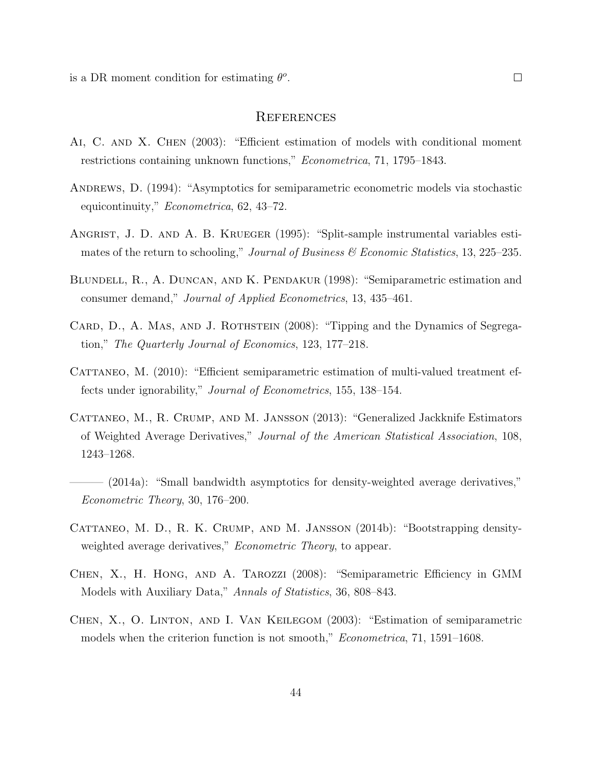is a DR moment condition for estimating $\theta^o$. $\square$

# References

Ai, C. and X. Chen (2003): "Efficient estimation of models with conditional moment restrictions containing unknown functions," *Econometrica*, 71, 1795–1843.

Andrews, D. (1994): "Asymptotics for semiparametric econometric models via stochastic equicontinuity," *Econometrica*, 62, 43–72.

Angrist, J. D. and A. B. Krueger (1995): "Split-sample instrumental variables estimates of the return to schooling," *Journal of Business & Economic Statistics*, 13, 225–235.

Blundell, R., A. Duncan, and K. Pendakur (1998): "Semiparametric estimation and consumer demand," *Journal of Applied Econometrics*, 13, 435–461.

Card, D., A. Mas, and J. Rothstein (2008): "Tipping and the Dynamics of Segregation," *The Quarterly Journal of Economics*, 123, 177–218.

Cattaneo, M. (2010): "Efficient semiparametric estimation of multi-valued treatment effects under ignorability," *Journal of Econometrics*, 155, 138–154.

Cattaneo, M., R. Crump, and M. Jansson (2013): "Generalized Jackknife Estimators of Weighted Average Derivatives," *Journal of the American Statistical Association*, 108, 1243–1268.

——— (2014a): "Small bandwidth asymptotics for density-weighted average derivatives," *Econometric Theory*, 30, 176–200.

Cattaneo, M. D., R. K. Crump, and M. Jansson (2014b): "Bootstrapping density-weighted average derivatives," *Econometric Theory*, to appear.

Chen, X., H. Hong, and A. Tarozzi (2008): "Semiparametric Efficiency in GMM Models with Auxiliary Data," *Annals of Statistics*, 36, 808–843.

Chen, X., O. Linton, and I. Van Keilegom (2003): "Estimation of semiparametric models when the criterion function is not smooth," *Econometrica*, 71, 1591–1608.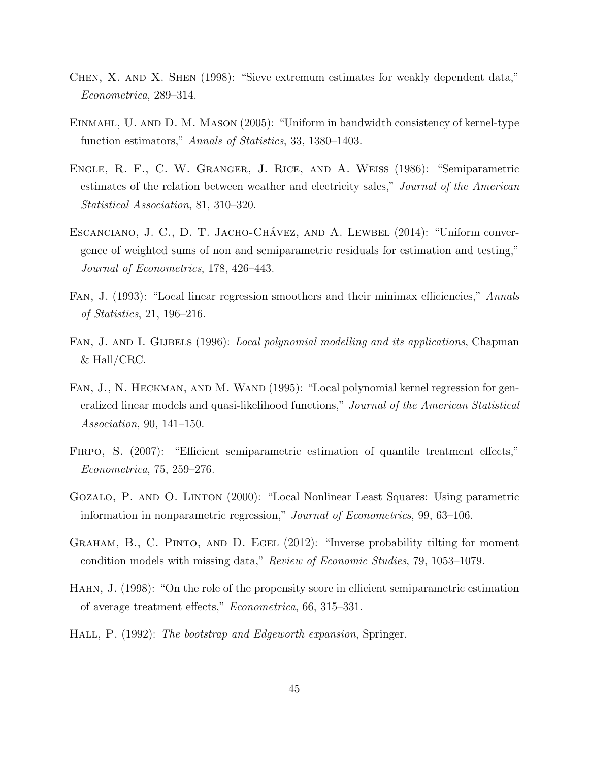Chen, X. and X. Shen (1998): "Sieve extremum estimates for weakly dependent data," *Econometrica*, 289–314.

Einmahl, U. and D. M. Mason (2005): "Uniform in bandwidth consistency of kernel-type function estimators," *Annals of Statistics*, 33, 1380–1403.

Engle, R. F., C. W. Granger, J. Rice, and A. Weiss (1986): "Semiparametric estimates of the relation between weather and electricity sales," *Journal of the American Statistical Association*, 81, 310–320.

Escanciano, J. C., D. T. Jacho-Chávez, and A. Lewbel (2014): "Uniform convergence of weighted sums of non and semiparametric residuals for estimation and testing," *Journal of Econometrics*, 178, 426–443.

Fan, J. (1993): "Local linear regression smoothers and their minimax efficiencies," *Annals of Statistics*, 21, 196–216.

Fan, J. and I. Gijbels (1996): *Local polynomial modelling and its applications*, Chapman & Hall/CRC.

Fan, J., N. Heckman, and M. Wand (1995): "Local polynomial kernel regression for generalized linear models and quasi-likelihood functions," *Journal of the American Statistical Association*, 90, 141–150.

Firpo, S. (2007): "Efficient semiparametric estimation of quantile treatment effects," *Econometrica*, 75, 259–276.

Gozalo, P. and O. Linton (2000): "Local Nonlinear Least Squares: Using parametric information in nonparametric regression," *Journal of Econometrics*, 99, 63–106.

Graham, B., C. Pinto, and D. Egel (2012): "Inverse probability tilting for moment condition models with missing data," *Review of Economic Studies*, 79, 1053–1079.

Hahn, J. (1998): "On the role of the propensity score in efficient semiparametric estimation of average treatment effects," *Econometrica*, 66, 315–331.

Hall, P. (1992): *The bootstrap and Edgeworth expansion*, Springer.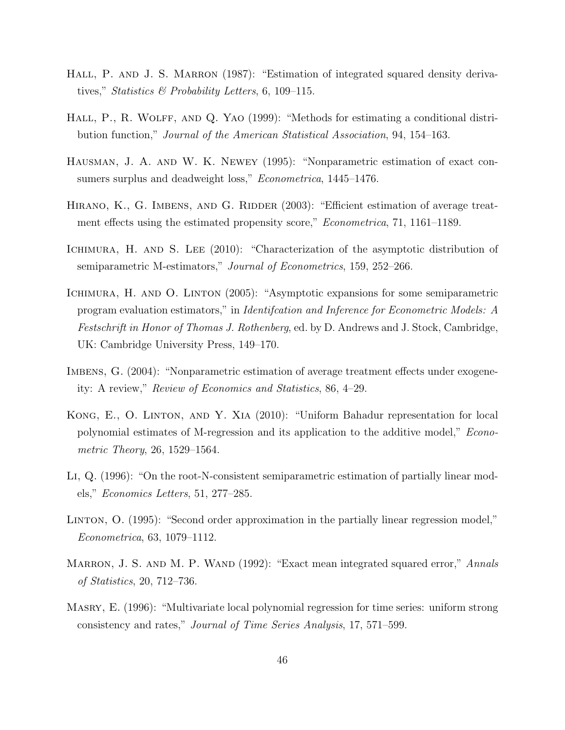Hall, P. and J. S. Marron (1987): "Estimation of integrated squared density derivatives," *Statistics & Probability Letters*, 6, 109–115.

Hall, P., R. Wolff, and Q. Yao (1999): "Methods for estimating a conditional distribution function," *Journal of the American Statistical Association*, 94, 154–163.

Hausman, J. A. and W. K. Newey (1995): "Nonparametric estimation of exact consumers surplus and deadweight loss," *Econometrica*, 1445–1476.

Hirano, K., G. Imbens, and G. Ridder (2003): "Efficient estimation of average treatment effects using the estimated propensity score," *Econometrica*, 71, 1161–1189.

Ichimura, H. and S. Lee (2010): "Characterization of the asymptotic distribution of semiparametric M-estimators," *Journal of Econometrics*, 159, 252–266.

Ichimura, H. and O. Linton (2005): "Asymptotic expansions for some semiparametric program evaluation estimators," in *Identifcation and Inference for Econometric Models: A Festschrift in Honor of Thomas J. Rothenberg*, ed. by D. Andrews and J. Stock, Cambridge, UK: Cambridge University Press, 149–170.

Imbens, G. (2004): "Nonparametric estimation of average treatment effects under exogeneity: A review," *Review of Economics and Statistics*, 86, 4–29.

Kong, E., O. Linton, and Y. Xia (2010): "Uniform Bahadur representation for local polynomial estimates of M-regression and its application to the additive model," *Econometric Theory*, 26, 1529–1564.

Li, Q. (1996): "On the root-N-consistent semiparametric estimation of partially linear models," *Economics Letters*, 51, 277–285.

Linton, O. (1995): "Second order approximation in the partially linear regression model," *Econometrica*, 63, 1079–1112.

Marron, J. S. and M. P. Wand (1992): "Exact mean integrated squared error," *Annals of Statistics*, 20, 712–736.

Masry, E. (1996): "Multivariate local polynomial regression for time series: uniform strong consistency and rates," *Journal of Time Series Analysis*, 17, 571–599.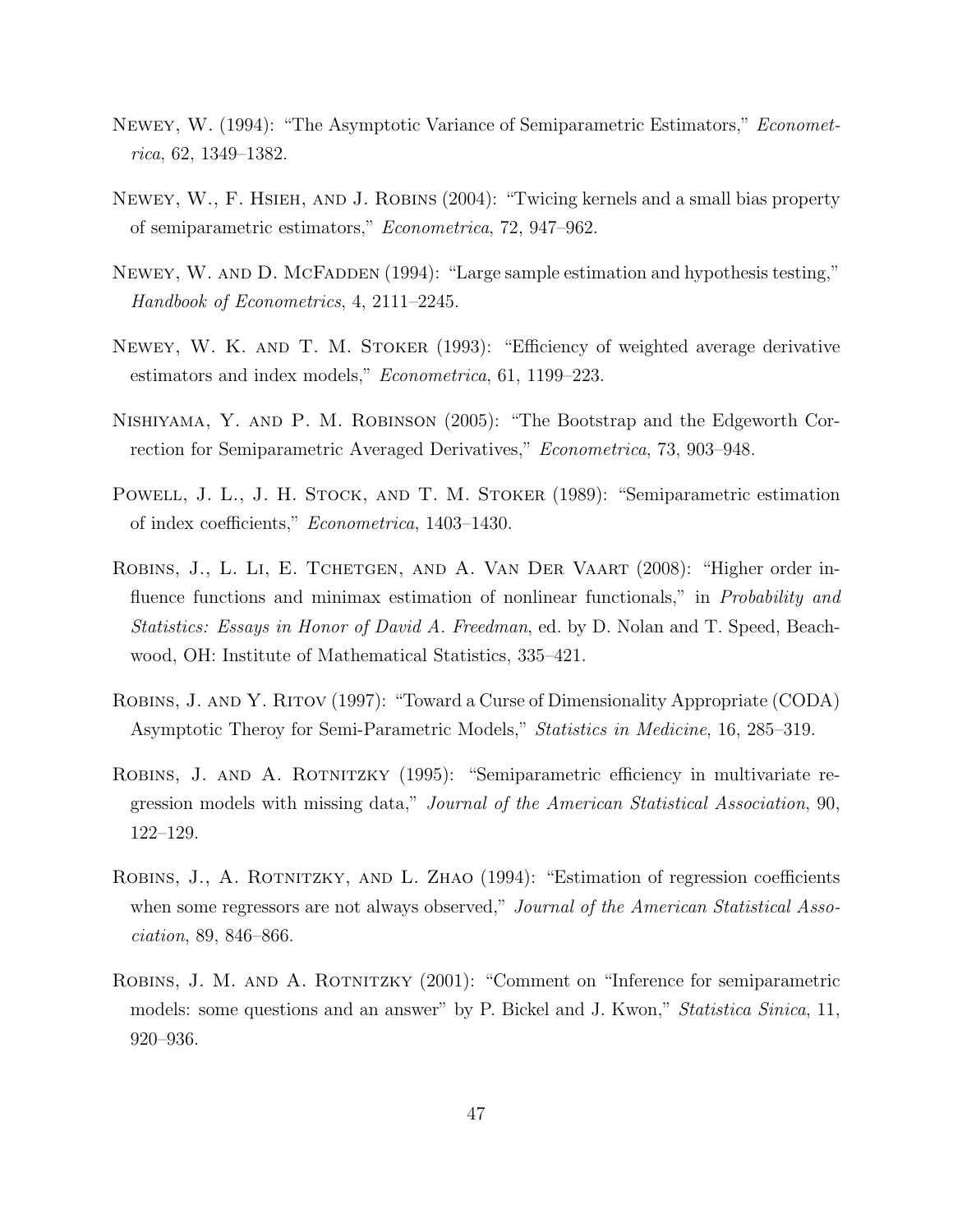Newey, W. (1994): "The Asymptotic Variance of Semiparametric Estimators," *Econometrica*, 62, 1349–1382.

Newey, W., F. Hsieh, and J. Robins (2004): "Twicing kernels and a small bias property of semiparametric estimators," *Econometrica*, 72, 947–962.

Newey, W. and D. McFadden (1994): "Large sample estimation and hypothesis testing," *Handbook of Econometrics*, 4, 2111–2245.

Newey, W. K. and T. M. Stoker (1993): "Efficiency of weighted average derivative estimators and index models," *Econometrica*, 61, 1199–223.

Nishiyama, Y. and P. M. Robinson (2005): "The Bootstrap and the Edgeworth Correction for Semiparametric Averaged Derivatives," *Econometrica*, 73, 903–948.

Powell, J. L., J. H. Stock, and T. M. Stoker (1989): "Semiparametric estimation of index coefficients," *Econometrica*, 1403–1430.

Robins, J., L. Li, E. Tchetgen, and A. Van Der Vaart (2008): "Higher order influence functions and minimax estimation of nonlinear functionals," in *Probability and Statistics: Essays in Honor of David A. Freedman*, ed. by D. Nolan and T. Speed, Beachwood, OH: Institute of Mathematical Statistics, 335–421.

Robins, J. and Y. Ritov (1997): "Toward a Curse of Dimensionality Appropriate (CODA) Asymptotic Theroy for Semi-Parametric Models," *Statistics in Medicine*, 16, 285–319.

Robins, J. and A. Rotnitzky (1995): "Semiparametric efficiency in multivariate regression models with missing data," *Journal of the American Statistical Association*, 90, 122–129.

Robins, J., A. Rotnitzky, and L. Zhao (1994): "Estimation of regression coefficients when some regressors are not always observed," *Journal of the American Statistical Association*, 89, 846–866.

Robins, J. M. and A. Rotnitzky (2001): "Comment on "Inference for semiparametric models: some questions and an answer" by P. Bickel and J. Kwon," *Statistica Sinica*, 11, 920–936.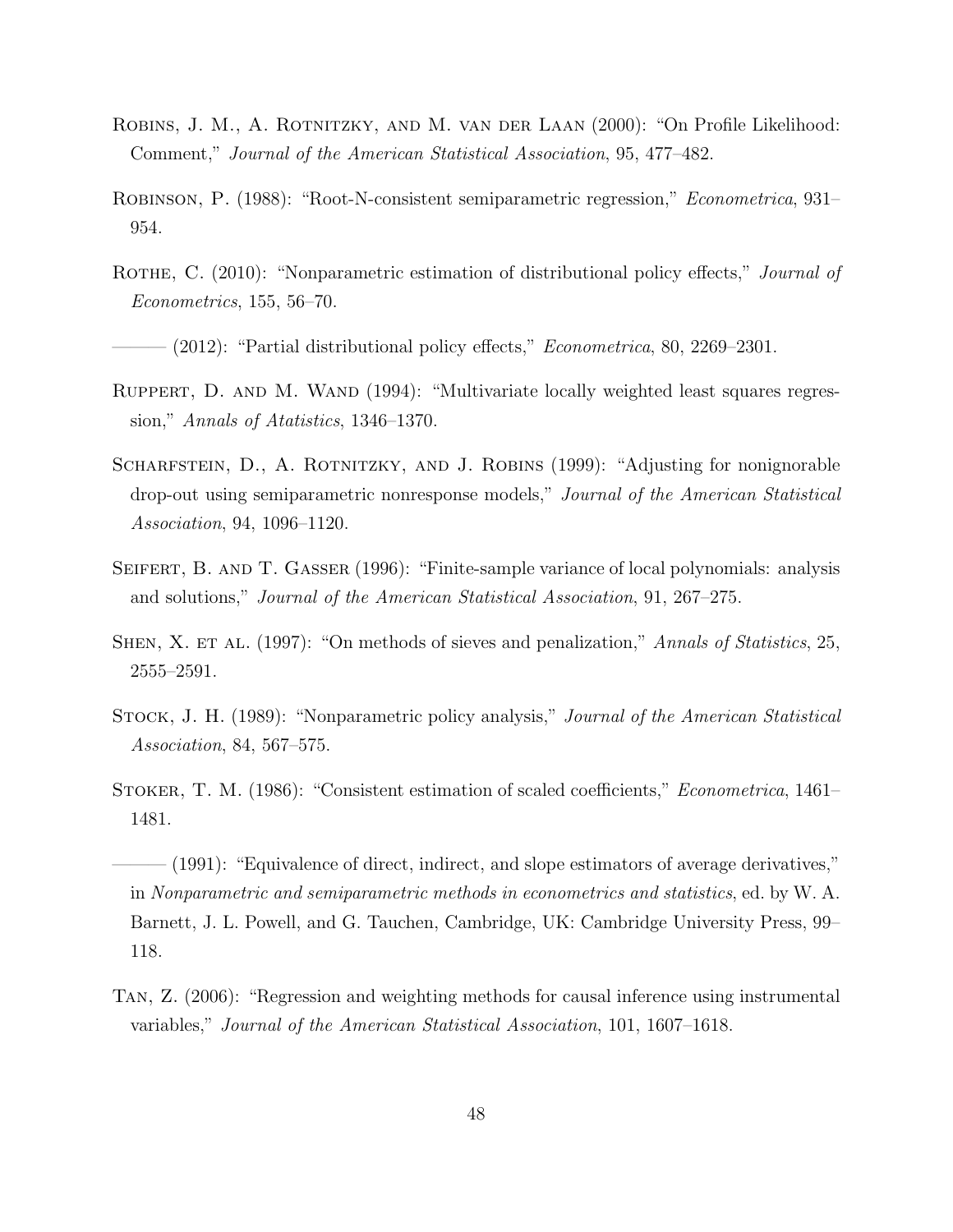Robins, J. M., A. Rotnitzky, and M. van der Laan (2000): "On Profile Likelihood: Comment," *Journal of the American Statistical Association*, 95, 477–482.

Robinson, P. (1988): "Root-N-consistent semiparametric regression," *Econometrica*, 931–954.

Rothe, C. (2010): "Nonparametric estimation of distributional policy effects," *Journal of Econometrics*, 155, 56–70.

——— (2012): "Partial distributional policy effects," *Econometrica*, 80, 2269–2301.

Ruppert, D. and M. Wand (1994): "Multivariate locally weighted least squares regression," *Annals of Atatistics*, 1346–1370.

Scharfstein, D., A. Rotnitzky, and J. Robins (1999): "Adjusting for nonignorable drop-out using semiparametric nonresponse models," *Journal of the American Statistical Association*, 94, 1096–1120.

Seifert, B. and T. Gasser (1996): "Finite-sample variance of local polynomials: analysis and solutions," *Journal of the American Statistical Association*, 91, 267–275.

Shen, X. et al. (1997): "On methods of sieves and penalization," *Annals of Statistics*, 25, 2555–2591.

Stock, J. H. (1989): "Nonparametric policy analysis," *Journal of the American Statistical Association*, 84, 567–575.

Stoker, T. M. (1986): "Consistent estimation of scaled coefficients," *Econometrica*, 1461–1481.

——— (1991): "Equivalence of direct, indirect, and slope estimators of average derivatives," in *Nonparametric and semiparametric methods in econometrics and statistics*, ed. by W. A. Barnett, J. L. Powell, and G. Tauchen, Cambridge, UK: Cambridge University Press, 99–118.

Tan, Z. (2006): "Regression and weighting methods for causal inference using instrumental variables," *Journal of the American Statistical Association*, 101, 1607–1618.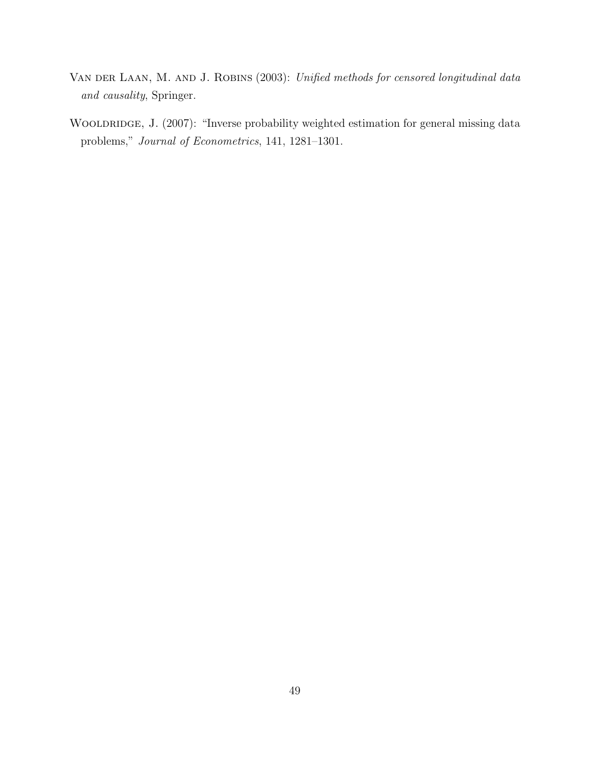Van der Laan, M. and J. Robins (2003): *Unified methods for censored longitudinal data and causality*, Springer.

Wooldridge, J. (2007): "Inverse probability weighted estimation for general missing data problems," *Journal of Econometrics*, 141, 1281–1301.